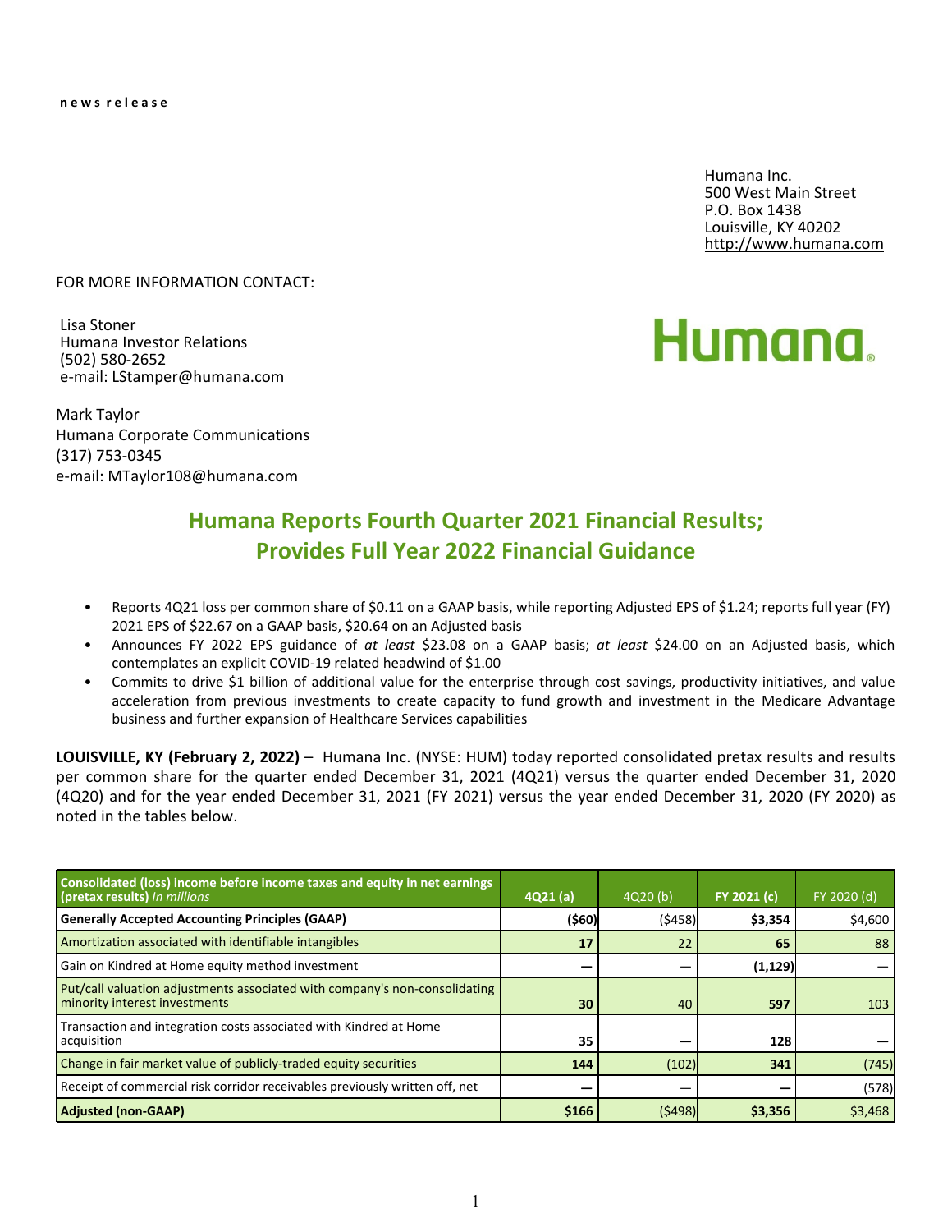**news release**

Humana Inc.
500 West Main Street
P.O. Box 1438
Louisville, KY 40202
http://www.humana.com

FOR MORE INFORMATION CONTACT:

Lisa Stoner
Humana Investor Relations
(502) 580-2652
e-mail: LStamper@humana.com

Mark Taylor
Humana Corporate Communications
(317) 753-0345
e-mail: MTaylor108@humana.com

# Humana Reports Fourth Quarter 2021 Financial Results; Provides Full Year 2022 Financial Guidance

- Reports 4Q21 loss per common share of $0.11 on a GAAP basis, while reporting Adjusted EPS of $1.24; reports full year (FY) 2021 EPS of $22.67 on a GAAP basis, $20.64 on an Adjusted basis
- Announces FY 2022 EPS guidance of *at least* $23.08 on a GAAP basis; *at least* $24.00 on an Adjusted basis, which contemplates an explicit COVID-19 related headwind of $1.00
- Commits to drive $1 billion of additional value for the enterprise through cost savings, productivity initiatives, and value acceleration from previous investments to create capacity to fund growth and investment in the Medicare Advantage business and further expansion of Healthcare Services capabilities

**LOUISVILLE, KY (February 2, 2022)** – Humana Inc. (NYSE: HUM) today reported consolidated pretax results and results per common share for the quarter ended December 31, 2021 (4Q21) versus the quarter ended December 31, 2020 (4Q20) and for the year ended December 31, 2021 (FY 2021) versus the year ended December 31, 2020 (FY 2020) as noted in the tables below.

| Consolidated (loss) income before income taxes and equity in net earnings (pretax results) *In millions* | 4Q21 (a) | 4Q20 (b) | FY 2021 (c) | FY 2020 (d) |
|---|---|---|---|---|
| **Generally Accepted Accounting Principles (GAAP)** | **($60)** | ($458) | **$3,354** | $4,600 |
| Amortization associated with identifiable intangibles | **17** | 22 | **65** | 88 |
| Gain on Kindred at Home equity method investment | **—** | — | **(1,129)** | — |
| Put/call valuation adjustments associated with company's non-consolidating minority interest investments | **30** | 40 | **597** | 103 |
| Transaction and integration costs associated with Kindred at Home acquisition | **35** | — | **128** | — |
| Change in fair market value of publicly-traded equity securities | **144** | (102) | **341** | (745) |
| Receipt of commercial risk corridor receivables previously written off, net | **—** | — | **—** | (578) |
| **Adjusted (non-GAAP)** | **$166** | ($498) | **$3,356** | $3,468 |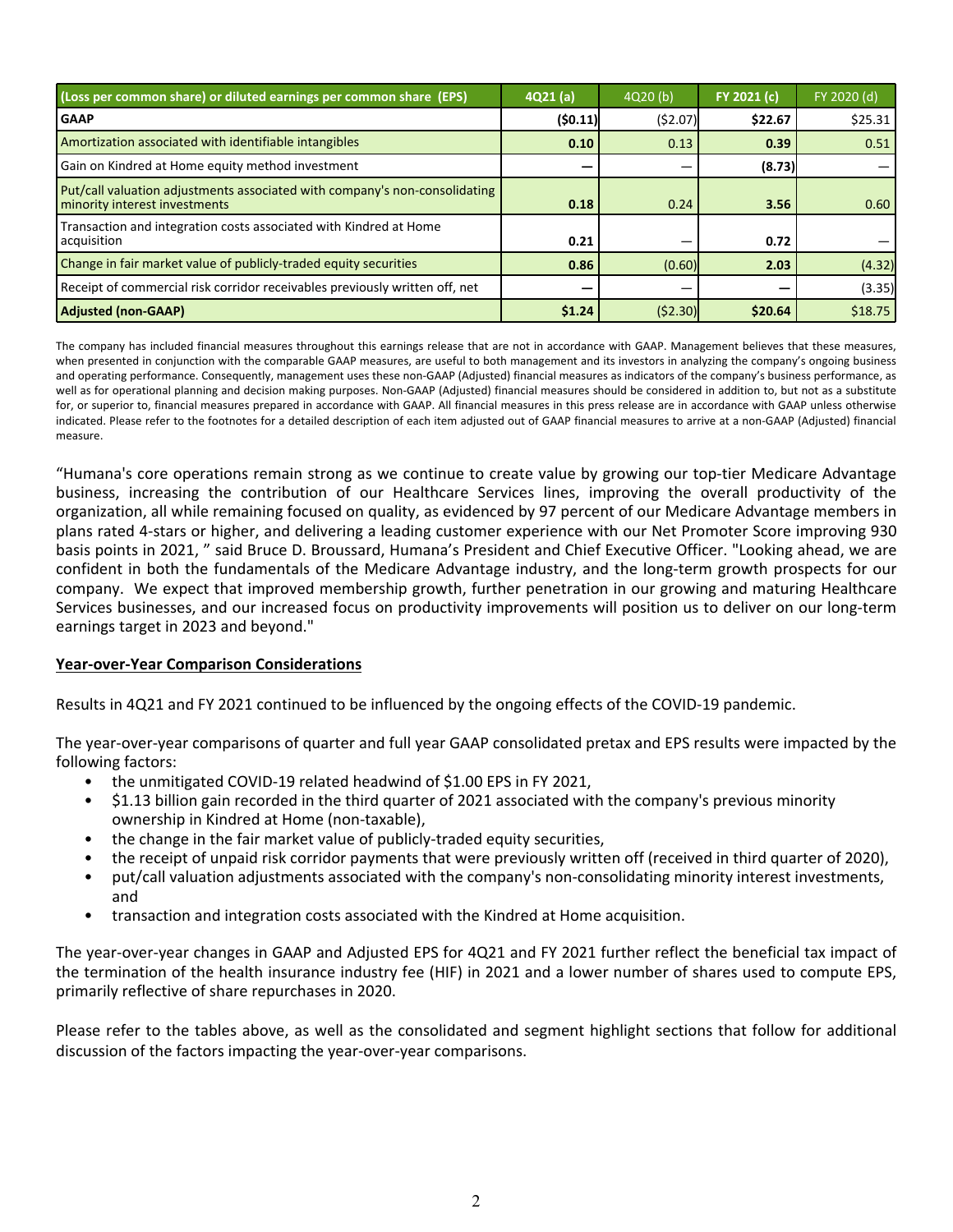| (Loss per common share) or diluted earnings per common share (EPS) | 4Q21 (a) | 4Q20 (b) | FY 2021 (c) | FY 2020 (d) |
|---|---|---|---|---|
| **GAAP** | **($0.11)** | ($2.07) | **$22.67** | $25.31 |
| Amortization associated with identifiable intangibles | **0.10** | 0.13 | **0.39** | 0.51 |
| Gain on Kindred at Home equity method investment | **—** | — | **(8.73)** | — |
| Put/call valuation adjustments associated with company's non-consolidating minority interest investments | **0.18** | 0.24 | **3.56** | 0.60 |
| Transaction and integration costs associated with Kindred at Home acquisition | **0.21** | — | **0.72** | — |
| Change in fair market value of publicly-traded equity securities | **0.86** | (0.60) | **2.03** | (4.32) |
| Receipt of commercial risk corridor receivables previously written off, net | **—** | — | **—** | (3.35) |
| **Adjusted (non-GAAP)** | **$1.24** | ($2.30) | **$20.64** | $18.75 |

The company has included financial measures throughout this earnings release that are not in accordance with GAAP. Management believes that these measures, when presented in conjunction with the comparable GAAP measures, are useful to both management and its investors in analyzing the company's ongoing business and operating performance. Consequently, management uses these non-GAAP (Adjusted) financial measures as indicators of the company's business performance, as well as for operational planning and decision making purposes. Non-GAAP (Adjusted) financial measures should be considered in addition to, but not as a substitute for, or superior to, financial measures prepared in accordance with GAAP. All financial measures in this press release are in accordance with GAAP unless otherwise indicated. Please refer to the footnotes for a detailed description of each item adjusted out of GAAP financial measures to arrive at a non-GAAP (Adjusted) financial measure.

"Humana's core operations remain strong as we continue to create value by growing our top-tier Medicare Advantage business, increasing the contribution of our Healthcare Services lines, improving the overall productivity of the organization, all while remaining focused on quality, as evidenced by 97 percent of our Medicare Advantage members in plans rated 4-stars or higher, and delivering a leading customer experience with our Net Promoter Score improving 930 basis points in 2021, " said Bruce D. Broussard, Humana's President and Chief Executive Officer. "Looking ahead, we are confident in both the fundamentals of the Medicare Advantage industry, and the long-term growth prospects for our company. We expect that improved membership growth, further penetration in our growing and maturing Healthcare Services businesses, and our increased focus on productivity improvements will position us to deliver on our long-term earnings target in 2023 and beyond."

**Year-over-Year Comparison Considerations**

Results in 4Q21 and FY 2021 continued to be influenced by the ongoing effects of the COVID-19 pandemic.

The year-over-year comparisons of quarter and full year GAAP consolidated pretax and EPS results were impacted by the following factors:

- the unmitigated COVID-19 related headwind of $1.00 EPS in FY 2021,
- $1.13 billion gain recorded in the third quarter of 2021 associated with the company's previous minority ownership in Kindred at Home (non-taxable),
- the change in the fair market value of publicly-traded equity securities,
- the receipt of unpaid risk corridor payments that were previously written off (received in third quarter of 2020),
- put/call valuation adjustments associated with the company's non-consolidating minority interest investments, and
- transaction and integration costs associated with the Kindred at Home acquisition.

The year-over-year changes in GAAP and Adjusted EPS for 4Q21 and FY 2021 further reflect the beneficial tax impact of the termination of the health insurance industry fee (HIF) in 2021 and a lower number of shares used to compute EPS, primarily reflective of share repurchases in 2020.

Please refer to the tables above, as well as the consolidated and segment highlight sections that follow for additional discussion of the factors impacting the year-over-year comparisons.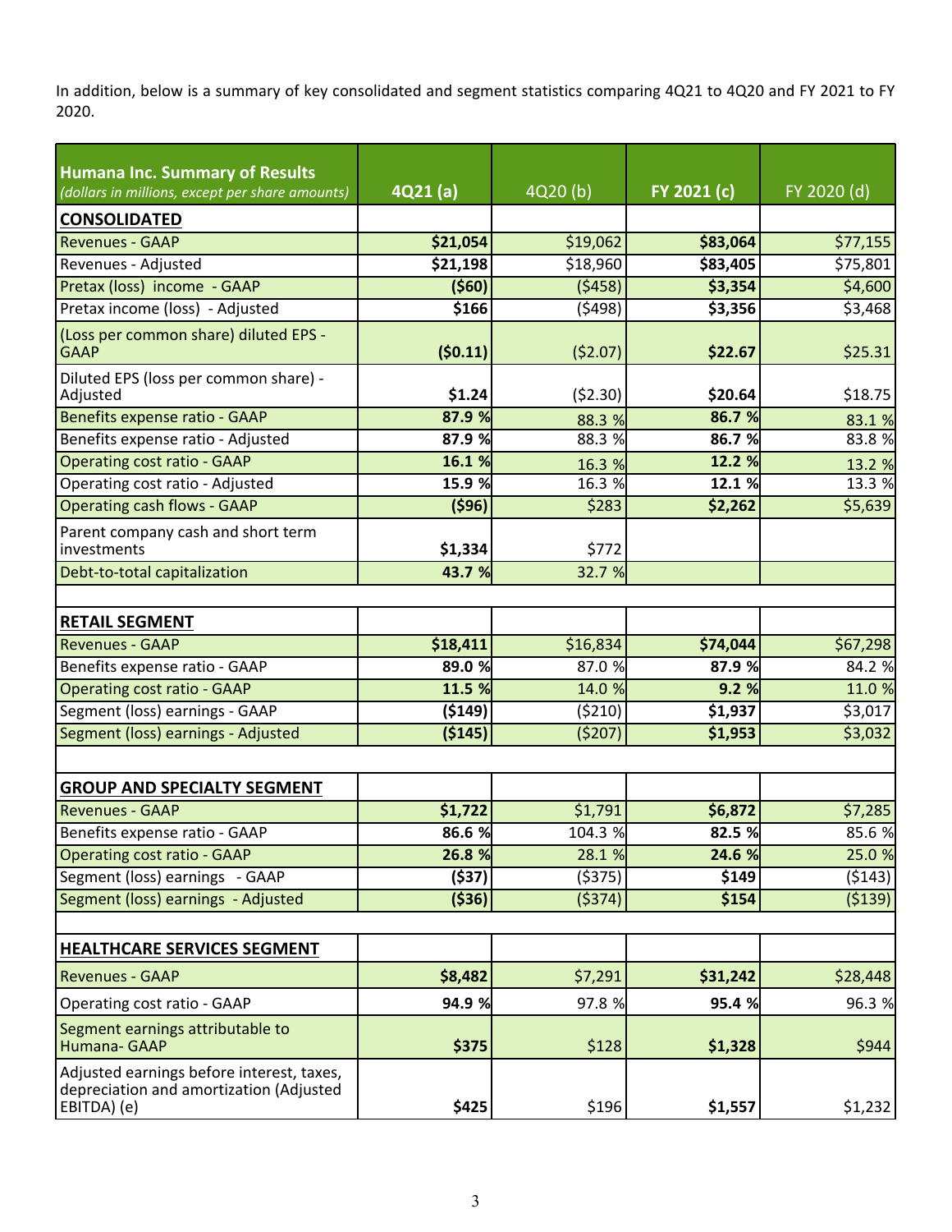In addition, below is a summary of key consolidated and segment statistics comparing 4Q21 to 4Q20 and FY 2021 to FY 2020.

| **Humana Inc. Summary of Results** *(dollars in millions, except per share amounts)* | **4Q21 (a)** | 4Q20 (b) | **FY 2021 (c)** | FY 2020 (d) |
|---|---|---|---|---|
| **CONSOLIDATED** | | | | |
| Revenues - GAAP | **$21,054** | $19,062 | **$83,064** | $77,155 |
| Revenues - Adjusted | **$21,198** | $18,960 | **$83,405** | $75,801 |
| Pretax (loss) income - GAAP | **($60)** | ($458) | **$3,354** | $4,600 |
| Pretax income (loss) - Adjusted | **$166** | ($498) | **$3,356** | $3,468 |
| (Loss per common share) diluted EPS - GAAP | **($0.11)** | ($2.07) | **$22.67** | $25.31 |
| Diluted EPS (loss per common share) - Adjusted | **$1.24** | ($2.30) | **$20.64** | $18.75 |
| Benefits expense ratio - GAAP | **87.9 %** | 88.3 % | **86.7 %** | 83.1 % |
| Benefits expense ratio - Adjusted | **87.9 %** | 88.3 % | **86.7 %** | 83.8 % |
| Operating cost ratio - GAAP | **16.1 %** | 16.3 % | **12.2 %** | 13.2 % |
| Operating cost ratio - Adjusted | **15.9 %** | 16.3 % | **12.1 %** | 13.3 % |
| Operating cash flows - GAAP | **($96)** | $283 | **$2,262** | $5,639 |
| Parent company cash and short term investments | **$1,334** | $772 | | |
| Debt-to-total capitalization | **43.7 %** | 32.7 % | | |
| | | | | |
| **RETAIL SEGMENT** | | | | |
| Revenues - GAAP | **$18,411** | $16,834 | **$74,044** | $67,298 |
| Benefits expense ratio - GAAP | **89.0 %** | 87.0 % | **87.9 %** | 84.2 % |
| Operating cost ratio - GAAP | **11.5 %** | 14.0 % | **9.2 %** | 11.0 % |
| Segment (loss) earnings - GAAP | **($149)** | ($210) | **$1,937** | $3,017 |
| Segment (loss) earnings - Adjusted | **($145)** | ($207) | **$1,953** | $3,032 |
| | | | | |
| **GROUP AND SPECIALTY SEGMENT** | | | | |
| Revenues - GAAP | **$1,722** | $1,791 | **$6,872** | $7,285 |
| Benefits expense ratio - GAAP | **86.6 %** | 104.3 % | **82.5 %** | 85.6 % |
| Operating cost ratio - GAAP | **26.8 %** | 28.1 % | **24.6 %** | 25.0 % |
| Segment (loss) earnings - GAAP | **($37)** | ($375) | **$149** | ($143) |
| Segment (loss) earnings - Adjusted | **($36)** | ($374) | **$154** | ($139) |
| | | | | |
| **HEALTHCARE SERVICES SEGMENT** | | | | |
| Revenues - GAAP | **$8,482** | $7,291 | **$31,242** | $28,448 |
| Operating cost ratio - GAAP | **94.9 %** | 97.8 % | **95.4 %** | 96.3 % |
| Segment earnings attributable to Humana- GAAP | **$375** | $128 | **$1,328** | $944 |
| Adjusted earnings before interest, taxes, depreciation and amortization (Adjusted EBITDA) (e) | **$425** | $196 | **$1,557** | $1,232 |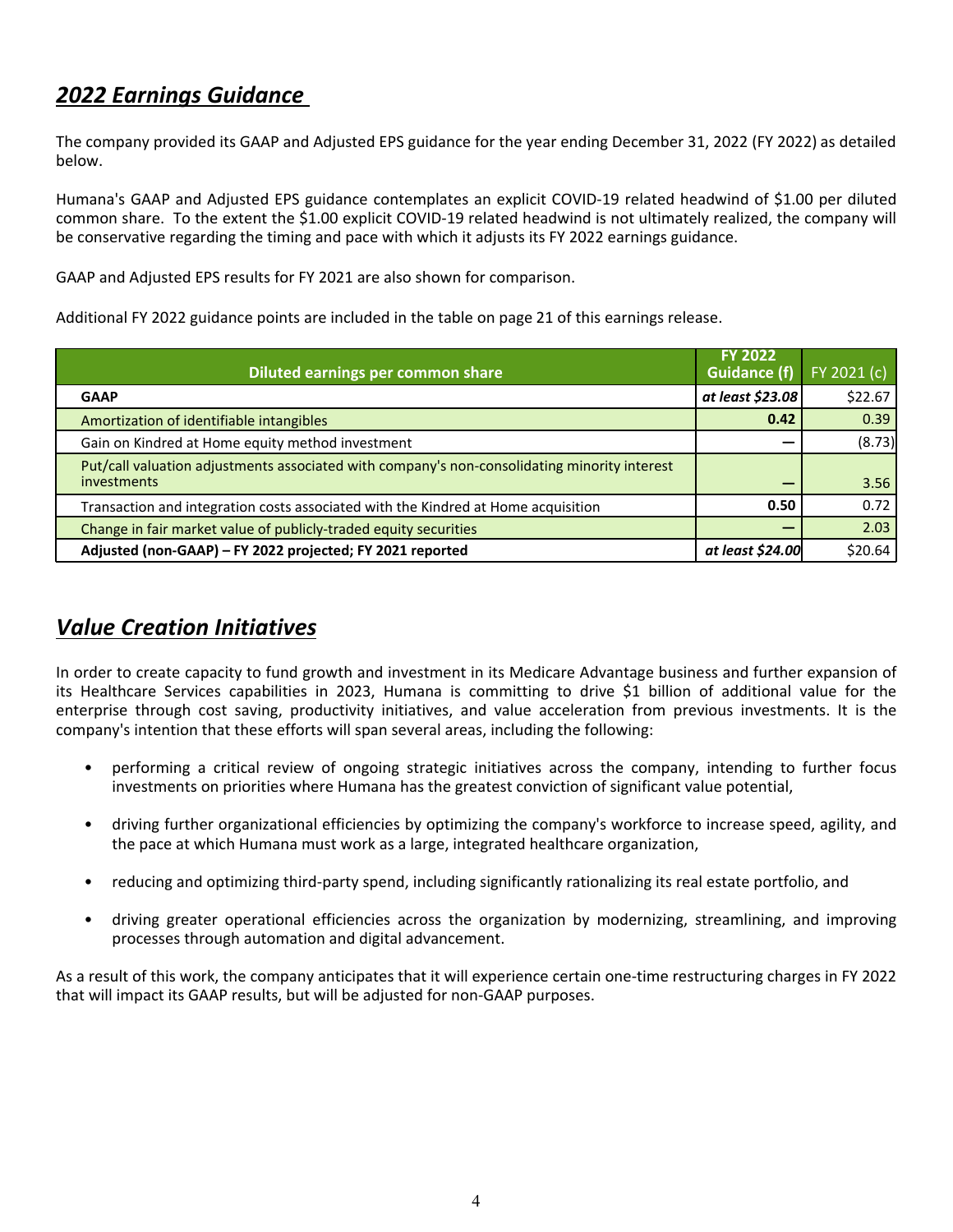## *2022 Earnings Guidance*

The company provided its GAAP and Adjusted EPS guidance for the year ending December 31, 2022 (FY 2022) as detailed below.

Humana's GAAP and Adjusted EPS guidance contemplates an explicit COVID-19 related headwind of $1.00 per diluted common share. To the extent the $1.00 explicit COVID-19 related headwind is not ultimately realized, the company will be conservative regarding the timing and pace with which it adjusts its FY 2022 earnings guidance.

GAAP and Adjusted EPS results for FY 2021 are also shown for comparison.

Additional FY 2022 guidance points are included in the table on page 21 of this earnings release.

| Diluted earnings per common share | FY 2022 Guidance (f) | FY 2021 (c) |
|---|---|---|
| **GAAP** | ***at least $23.08*** | $22.67 |
| Amortization of identifiable intangibles | **0.42** | 0.39 |
| Gain on Kindred at Home equity method investment | — | (8.73) |
| Put/call valuation adjustments associated with company's non-consolidating minority interest investments | — | 3.56 |
| Transaction and integration costs associated with the Kindred at Home acquisition | **0.50** | 0.72 |
| Change in fair market value of publicly-traded equity securities | — | 2.03 |
| **Adjusted (non-GAAP) – FY 2022 projected; FY 2021 reported** | ***at least $24.00*** | $20.64 |

## *Value Creation Initiatives*

In order to create capacity to fund growth and investment in its Medicare Advantage business and further expansion of its Healthcare Services capabilities in 2023, Humana is committing to drive $1 billion of additional value for the enterprise through cost saving, productivity initiatives, and value acceleration from previous investments. It is the company's intention that these efforts will span several areas, including the following:

- performing a critical review of ongoing strategic initiatives across the company, intending to further focus investments on priorities where Humana has the greatest conviction of significant value potential,
- driving further organizational efficiencies by optimizing the company's workforce to increase speed, agility, and the pace at which Humana must work as a large, integrated healthcare organization,
- reducing and optimizing third-party spend, including significantly rationalizing its real estate portfolio, and
- driving greater operational efficiencies across the organization by modernizing, streamlining, and improving processes through automation and digital advancement.

As a result of this work, the company anticipates that it will experience certain one-time restructuring charges in FY 2022 that will impact its GAAP results, but will be adjusted for non-GAAP purposes.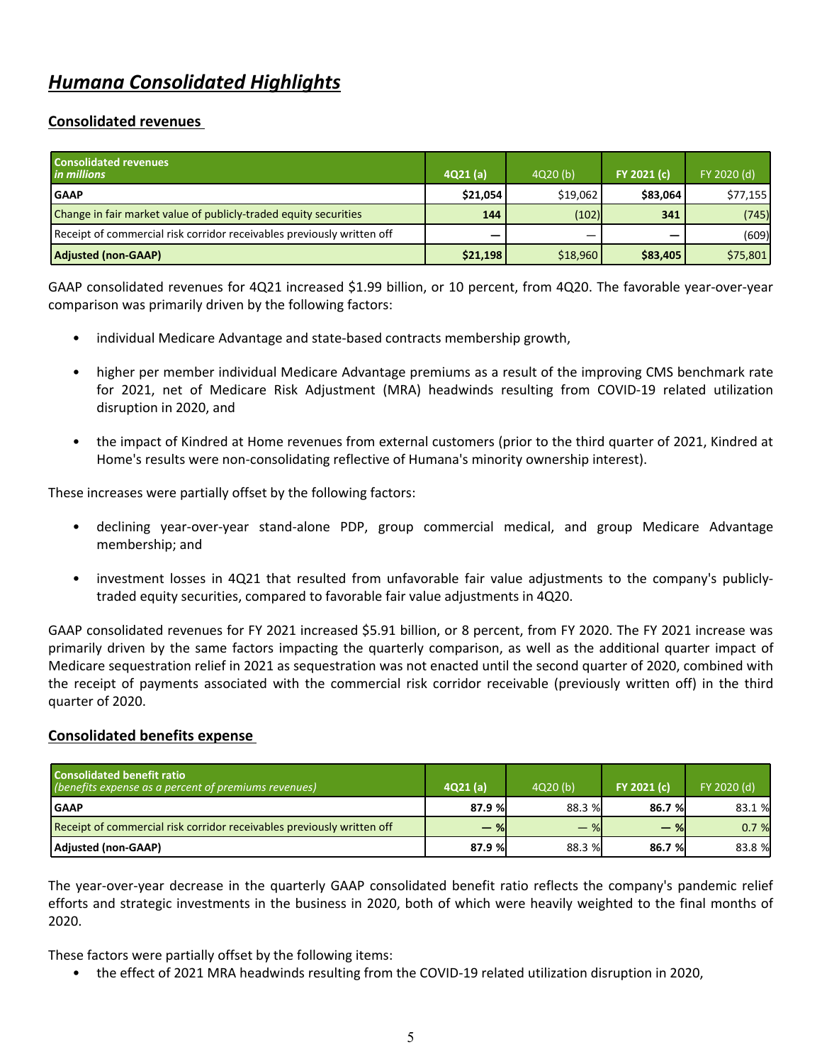# *Humana Consolidated Highlights*

## Consolidated revenues

| **Consolidated revenues** *in millions* | **4Q21 (a)** | 4Q20 (b) | **FY 2021 (c)** | FY 2020 (d) |
|---|---|---|---|---|
| **GAAP** | **$21,054** | $19,062 | **$83,064** | $77,155 |
| Change in fair market value of publicly-traded equity securities | **144** | (102) | **341** | (745) |
| Receipt of commercial risk corridor receivables previously written off | **—** | — | **—** | (609) |
| **Adjusted (non-GAAP)** | **$21,198** | $18,960 | **$83,405** | $75,801 |

GAAP consolidated revenues for 4Q21 increased $1.99 billion, or 10 percent, from 4Q20. The favorable year-over-year comparison was primarily driven by the following factors:

- individual Medicare Advantage and state-based contracts membership growth,
- higher per member individual Medicare Advantage premiums as a result of the improving CMS benchmark rate for 2021, net of Medicare Risk Adjustment (MRA) headwinds resulting from COVID-19 related utilization disruption in 2020, and
- the impact of Kindred at Home revenues from external customers (prior to the third quarter of 2021, Kindred at Home's results were non-consolidating reflective of Humana's minority ownership interest).

These increases were partially offset by the following factors:

- declining year-over-year stand-alone PDP, group commercial medical, and group Medicare Advantage membership; and
- investment losses in 4Q21 that resulted from unfavorable fair value adjustments to the company's publicly-traded equity securities, compared to favorable fair value adjustments in 4Q20.

GAAP consolidated revenues for FY 2021 increased $5.91 billion, or 8 percent, from FY 2020. The FY 2021 increase was primarily driven by the same factors impacting the quarterly comparison, as well as the additional quarter impact of Medicare sequestration relief in 2021 as sequestration was not enacted until the second quarter of 2020, combined with the receipt of payments associated with the commercial risk corridor receivable (previously written off) in the third quarter of 2020.

## Consolidated benefits expense

| **Consolidated benefit ratio** *(benefits expense as a percent of premiums revenues)* | **4Q21 (a)** | 4Q20 (b) | **FY 2021 (c)** | FY 2020 (d) |
|---|---|---|---|---|
| **GAAP** | **87.9 %** | 88.3 % | **86.7 %** | 83.1 % |
| Receipt of commercial risk corridor receivables previously written off | **— %** | — % | **— %** | 0.7 % |
| **Adjusted (non-GAAP)** | **87.9 %** | 88.3 % | **86.7 %** | 83.8 % |

The year-over-year decrease in the quarterly GAAP consolidated benefit ratio reflects the company's pandemic relief efforts and strategic investments in the business in 2020, both of which were heavily weighted to the final months of 2020.

These factors were partially offset by the following items:

- the effect of 2021 MRA headwinds resulting from the COVID-19 related utilization disruption in 2020,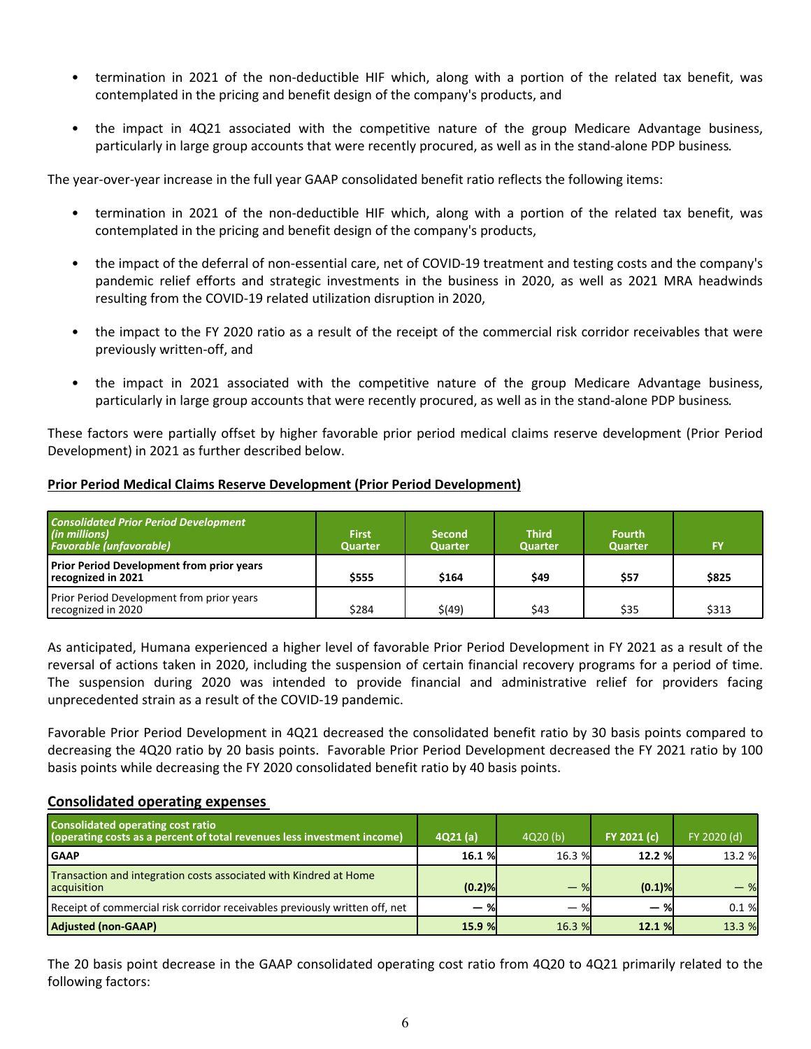- termination in 2021 of the non-deductible HIF which, along with a portion of the related tax benefit, was contemplated in the pricing and benefit design of the company's products, and
- the impact in 4Q21 associated with the competitive nature of the group Medicare Advantage business, particularly in large group accounts that were recently procured, as well as in the stand-alone PDP business.

The year-over-year increase in the full year GAAP consolidated benefit ratio reflects the following items:

- termination in 2021 of the non-deductible HIF which, along with a portion of the related tax benefit, was contemplated in the pricing and benefit design of the company's products,
- the impact of the deferral of non-essential care, net of COVID-19 treatment and testing costs and the company's pandemic relief efforts and strategic investments in the business in 2020, as well as 2021 MRA headwinds resulting from the COVID-19 related utilization disruption in 2020,
- the impact to the FY 2020 ratio as a result of the receipt of the commercial risk corridor receivables that were previously written-off, and
- the impact in 2021 associated with the competitive nature of the group Medicare Advantage business, particularly in large group accounts that were recently procured, as well as in the stand-alone PDP business.

These factors were partially offset by higher favorable prior period medical claims reserve development (Prior Period Development) in 2021 as further described below.

## Prior Period Medical Claims Reserve Development (Prior Period Development)

| *Consolidated Prior Period Development (in millions) Favorable (unfavorable)* | First Quarter | Second Quarter | Third Quarter | Fourth Quarter | FY |
|---|---|---|---|---|---|
| **Prior Period Development from prior years recognized in 2021** | **$555** | **$164** | **$49** | **$57** | **$825** |
| Prior Period Development from prior years recognized in 2020 | $284 | $(49) | $43 | $35 | $313 |

As anticipated, Humana experienced a higher level of favorable Prior Period Development in FY 2021 as a result of the reversal of actions taken in 2020, including the suspension of certain financial recovery programs for a period of time. The suspension during 2020 was intended to provide financial and administrative relief for providers facing unprecedented strain as a result of the COVID-19 pandemic.

Favorable Prior Period Development in 4Q21 decreased the consolidated benefit ratio by 30 basis points compared to decreasing the 4Q20 ratio by 20 basis points. Favorable Prior Period Development decreased the FY 2021 ratio by 100 basis points while decreasing the FY 2020 consolidated benefit ratio by 40 basis points.

## Consolidated operating expenses

| Consolidated operating cost ratio (operating costs as a percent of total revenues less investment income) | 4Q21 (a) | 4Q20 (b) | FY 2021 (c) | FY 2020 (d) |
|---|---|---|---|---|
| **GAAP** | **16.1 %** | 16.3 % | **12.2 %** | 13.2 % |
| Transaction and integration costs associated with Kindred at Home acquisition | **(0.2)%** | — % | **(0.1)%** | — % |
| Receipt of commercial risk corridor receivables previously written off, net | **— %** | — % | **— %** | 0.1 % |
| **Adjusted (non-GAAP)** | **15.9 %** | 16.3 % | **12.1 %** | 13.3 % |

The 20 basis point decrease in the GAAP consolidated operating cost ratio from 4Q20 to 4Q21 primarily related to the following factors: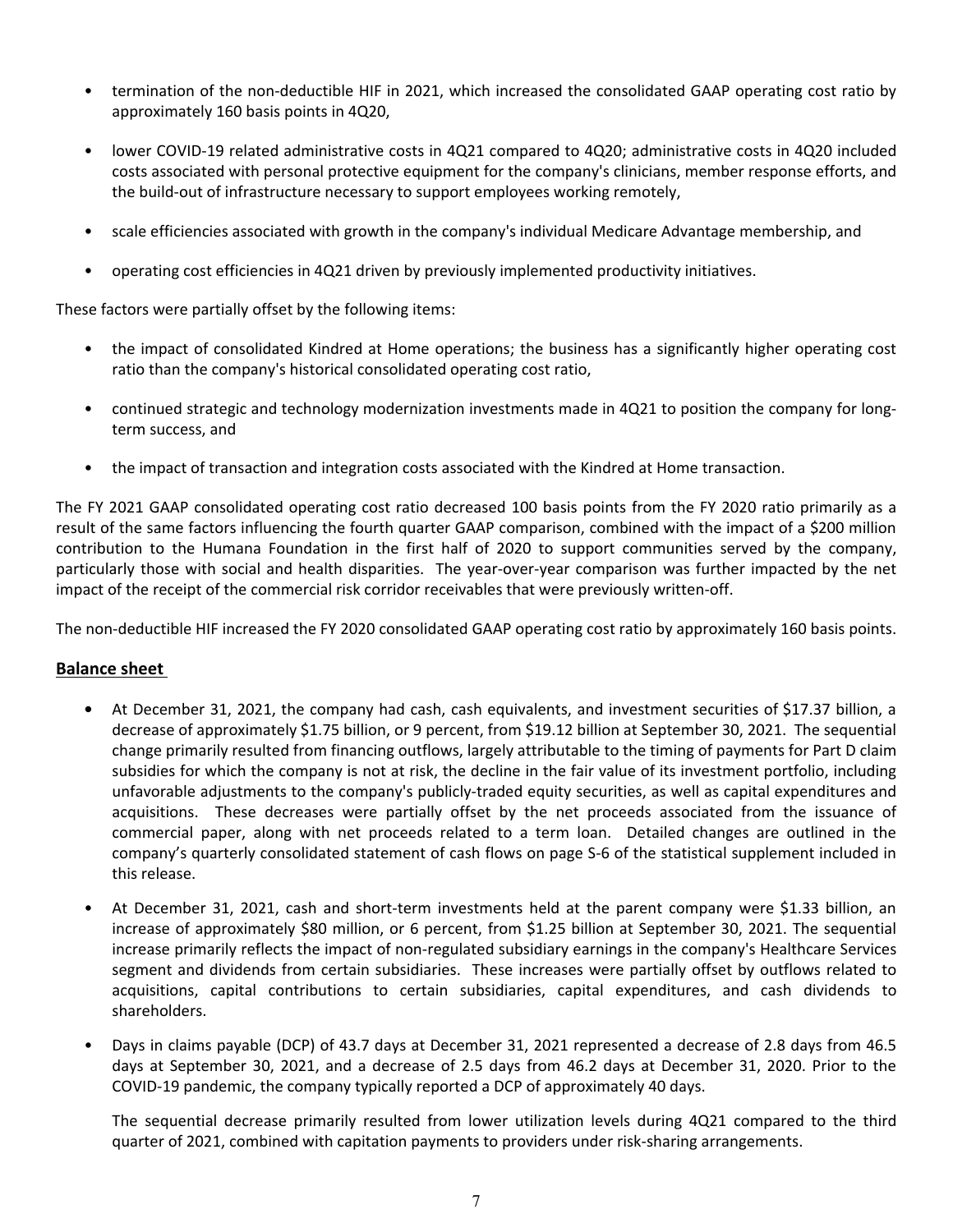- termination of the non-deductible HIF in 2021, which increased the consolidated GAAP operating cost ratio by approximately 160 basis points in 4Q20,
- lower COVID-19 related administrative costs in 4Q21 compared to 4Q20; administrative costs in 4Q20 included costs associated with personal protective equipment for the company's clinicians, member response efforts, and the build-out of infrastructure necessary to support employees working remotely,
- scale efficiencies associated with growth in the company's individual Medicare Advantage membership, and
- operating cost efficiencies in 4Q21 driven by previously implemented productivity initiatives.

These factors were partially offset by the following items:

- the impact of consolidated Kindred at Home operations; the business has a significantly higher operating cost ratio than the company's historical consolidated operating cost ratio,
- continued strategic and technology modernization investments made in 4Q21 to position the company for long-term success, and
- the impact of transaction and integration costs associated with the Kindred at Home transaction.

The FY 2021 GAAP consolidated operating cost ratio decreased 100 basis points from the FY 2020 ratio primarily as a result of the same factors influencing the fourth quarter GAAP comparison, combined with the impact of a $200 million contribution to the Humana Foundation in the first half of 2020 to support communities served by the company, particularly those with social and health disparities. The year-over-year comparison was further impacted by the net impact of the receipt of the commercial risk corridor receivables that were previously written-off.

The non-deductible HIF increased the FY 2020 consolidated GAAP operating cost ratio by approximately 160 basis points.

## Balance sheet

- At December 31, 2021, the company had cash, cash equivalents, and investment securities of $17.37 billion, a decrease of approximately $1.75 billion, or 9 percent, from $19.12 billion at September 30, 2021. The sequential change primarily resulted from financing outflows, largely attributable to the timing of payments for Part D claim subsidies for which the company is not at risk, the decline in the fair value of its investment portfolio, including unfavorable adjustments to the company's publicly-traded equity securities, as well as capital expenditures and acquisitions. These decreases were partially offset by the net proceeds associated from the issuance of commercial paper, along with net proceeds related to a term loan. Detailed changes are outlined in the company's quarterly consolidated statement of cash flows on page S-6 of the statistical supplement included in this release.
- At December 31, 2021, cash and short-term investments held at the parent company were $1.33 billion, an increase of approximately $80 million, or 6 percent, from $1.25 billion at September 30, 2021. The sequential increase primarily reflects the impact of non-regulated subsidiary earnings in the company's Healthcare Services segment and dividends from certain subsidiaries. These increases were partially offset by outflows related to acquisitions, capital contributions to certain subsidiaries, capital expenditures, and cash dividends to shareholders.
- Days in claims payable (DCP) of 43.7 days at December 31, 2021 represented a decrease of 2.8 days from 46.5 days at September 30, 2021, and a decrease of 2.5 days from 46.2 days at December 31, 2020. Prior to the COVID-19 pandemic, the company typically reported a DCP of approximately 40 days.

  The sequential decrease primarily resulted from lower utilization levels during 4Q21 compared to the third quarter of 2021, combined with capitation payments to providers under risk-sharing arrangements.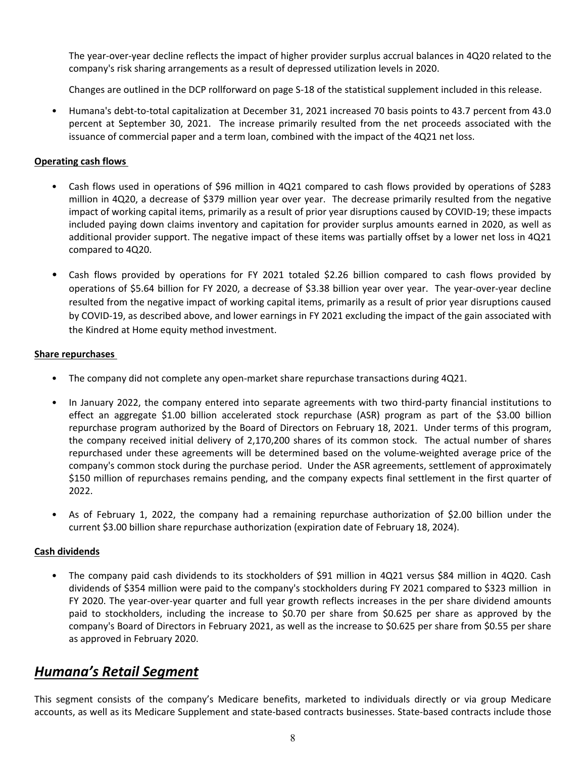The year-over-year decline reflects the impact of higher provider surplus accrual balances in 4Q20 related to the company's risk sharing arrangements as a result of depressed utilization levels in 2020.

Changes are outlined in the DCP rollforward on page S-18 of the statistical supplement included in this release.

- Humana's debt-to-total capitalization at December 31, 2021 increased 70 basis points to 43.7 percent from 43.0 percent at September 30, 2021. The increase primarily resulted from the net proceeds associated with the issuance of commercial paper and a term loan, combined with the impact of the 4Q21 net loss.

**Operating cash flows**

- Cash flows used in operations of $96 million in 4Q21 compared to cash flows provided by operations of $283 million in 4Q20, a decrease of $379 million year over year. The decrease primarily resulted from the negative impact of working capital items, primarily as a result of prior year disruptions caused by COVID-19; these impacts included paying down claims inventory and capitation for provider surplus amounts earned in 2020, as well as additional provider support. The negative impact of these items was partially offset by a lower net loss in 4Q21 compared to 4Q20.

- Cash flows provided by operations for FY 2021 totaled $2.26 billion compared to cash flows provided by operations of $5.64 billion for FY 2020, a decrease of $3.38 billion year over year. The year-over-year decline resulted from the negative impact of working capital items, primarily as a result of prior year disruptions caused by COVID-19, as described above, and lower earnings in FY 2021 excluding the impact of the gain associated with the Kindred at Home equity method investment.

**Share repurchases**

- The company did not complete any open-market share repurchase transactions during 4Q21.

- In January 2022, the company entered into separate agreements with two third-party financial institutions to effect an aggregate $1.00 billion accelerated stock repurchase (ASR) program as part of the $3.00 billion repurchase program authorized by the Board of Directors on February 18, 2021. Under terms of this program, the company received initial delivery of 2,170,200 shares of its common stock. The actual number of shares repurchased under these agreements will be determined based on the volume-weighted average price of the company's common stock during the purchase period. Under the ASR agreements, settlement of approximately $150 million of repurchases remains pending, and the company expects final settlement in the first quarter of 2022.

- As of February 1, 2022, the company had a remaining repurchase authorization of $2.00 billion under the current $3.00 billion share repurchase authorization (expiration date of February 18, 2024).

**Cash dividends**

- The company paid cash dividends to its stockholders of $91 million in 4Q21 versus $84 million in 4Q20. Cash dividends of $354 million were paid to the company's stockholders during FY 2021 compared to $323 million in FY 2020. The year-over-year quarter and full year growth reflects increases in the per share dividend amounts paid to stockholders, including the increase to $0.70 per share from $0.625 per share as approved by the company's Board of Directors in February 2021, as well as the increase to $0.625 per share from $0.55 per share as approved in February 2020.

## ***Humana's Retail Segment***

This segment consists of the company's Medicare benefits, marketed to individuals directly or via group Medicare accounts, as well as its Medicare Supplement and state-based contracts businesses. State-based contracts include those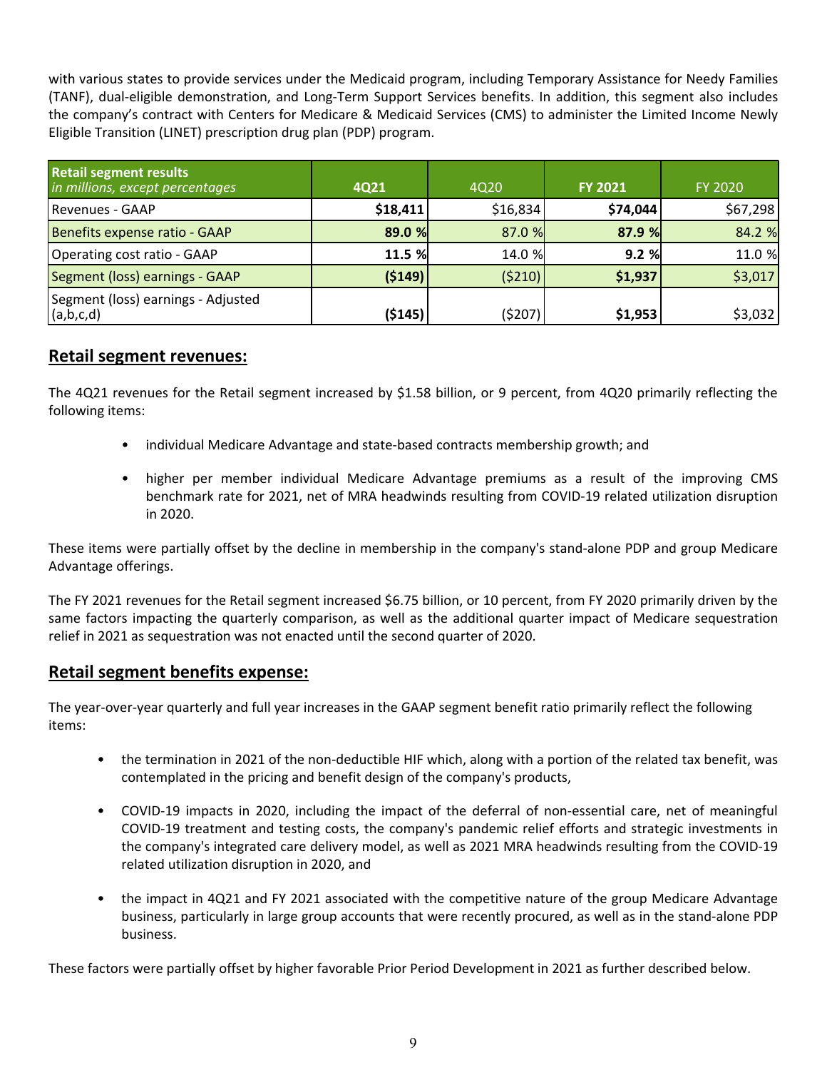with various states to provide services under the Medicaid program, including Temporary Assistance for Needy Families (TANF), dual-eligible demonstration, and Long-Term Support Services benefits. In addition, this segment also includes the company's contract with Centers for Medicare & Medicaid Services (CMS) to administer the Limited Income Newly Eligible Transition (LINET) prescription drug plan (PDP) program.

| **Retail segment results** *in millions, except percentages* | **4Q21** | 4Q20 | **FY 2021** | FY 2020 |
|---|---|---|---|---|
| Revenues - GAAP | **$18,411** | $16,834 | **$74,044** | $67,298 |
| Benefits expense ratio - GAAP | **89.0 %** | 87.0 % | **87.9 %** | 84.2 % |
| Operating cost ratio - GAAP | **11.5 %** | 14.0 % | **9.2 %** | 11.0 % |
| Segment (loss) earnings - GAAP | **($149)** | ($210) | **$1,937** | $3,017 |
| Segment (loss) earnings - Adjusted (a,b,c,d) | **($145)** | ($207) | **$1,953** | $3,032 |

## Retail segment revenues:

The 4Q21 revenues for the Retail segment increased by $1.58 billion, or 9 percent, from 4Q20 primarily reflecting the following items:

- individual Medicare Advantage and state-based contracts membership growth; and
- higher per member individual Medicare Advantage premiums as a result of the improving CMS benchmark rate for 2021, net of MRA headwinds resulting from COVID-19 related utilization disruption in 2020.

These items were partially offset by the decline in membership in the company's stand-alone PDP and group Medicare Advantage offerings.

The FY 2021 revenues for the Retail segment increased $6.75 billion, or 10 percent, from FY 2020 primarily driven by the same factors impacting the quarterly comparison, as well as the additional quarter impact of Medicare sequestration relief in 2021 as sequestration was not enacted until the second quarter of 2020.

## Retail segment benefits expense:

The year-over-year quarterly and full year increases in the GAAP segment benefit ratio primarily reflect the following items:

- the termination in 2021 of the non-deductible HIF which, along with a portion of the related tax benefit, was contemplated in the pricing and benefit design of the company's products,
- COVID-19 impacts in 2020, including the impact of the deferral of non-essential care, net of meaningful COVID-19 treatment and testing costs, the company's pandemic relief efforts and strategic investments in the company's integrated care delivery model, as well as 2021 MRA headwinds resulting from the COVID-19 related utilization disruption in 2020, and
- the impact in 4Q21 and FY 2021 associated with the competitive nature of the group Medicare Advantage business, particularly in large group accounts that were recently procured, as well as in the stand-alone PDP business.

These factors were partially offset by higher favorable Prior Period Development in 2021 as further described below.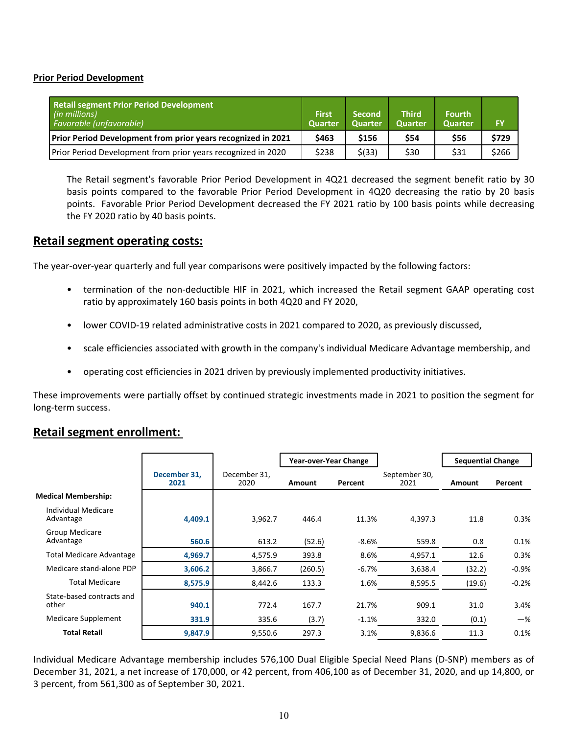**Prior Period Development**

| **Retail segment Prior Period Development** *(in millions)* *Favorable (unfavorable)* | **First Quarter** | **Second Quarter** | **Third Quarter** | **Fourth Quarter** | **FY** |
|---|---|---|---|---|---|
| **Prior Period Development from prior years recognized in 2021** | **$463** | **$156** | **$54** | **$56** | **$729** |
| Prior Period Development from prior years recognized in 2020 | $238 | $(33) | $30 | $31 | $266 |

The Retail segment's favorable Prior Period Development in 4Q21 decreased the segment benefit ratio by 30 basis points compared to the favorable Prior Period Development in 4Q20 decreasing the ratio by 20 basis points. Favorable Prior Period Development decreased the FY 2021 ratio by 100 basis points while decreasing the FY 2020 ratio by 40 basis points.

## Retail segment operating costs:

The year-over-year quarterly and full year comparisons were positively impacted by the following factors:

- termination of the non-deductible HIF in 2021, which increased the Retail segment GAAP operating cost ratio by approximately 160 basis points in both 4Q20 and FY 2020,
- lower COVID-19 related administrative costs in 2021 compared to 2020, as previously discussed,
- scale efficiencies associated with growth in the company's individual Medicare Advantage membership, and
- operating cost efficiencies in 2021 driven by previously implemented productivity initiatives.

These improvements were partially offset by continued strategic investments made in 2021 to position the segment for long-term success.

## Retail segment enrollment:

| | | | **Year-over-Year Change** | | | **Sequential Change** | |
|---|---|---|---|---|---|---|---|
| | **December 31, 2021** | December 31, 2020 | **Amount** | **Percent** | September 30, 2021 | **Amount** | **Percent** |
| **Medical Membership:** | | | | | | | |
| Individual Medicare Advantage | **4,409.1** | 3,962.7 | 446.4 | 11.3% | 4,397.3 | 11.8 | 0.3% |
| Group Medicare Advantage | **560.6** | 613.2 | (52.6) | -8.6% | 559.8 | 0.8 | 0.1% |
| Total Medicare Advantage | **4,969.7** | 4,575.9 | 393.8 | 8.6% | 4,957.1 | 12.6 | 0.3% |
| Medicare stand-alone PDP | **3,606.2** | 3,866.7 | (260.5) | -6.7% | 3,638.4 | (32.2) | -0.9% |
| Total Medicare | **8,575.9** | 8,442.6 | 133.3 | 1.6% | 8,595.5 | (19.6) | -0.2% |
| State-based contracts and other | **940.1** | 772.4 | 167.7 | 21.7% | 909.1 | 31.0 | 3.4% |
| Medicare Supplement | **331.9** | 335.6 | (3.7) | -1.1% | 332.0 | (0.1) | —% |
| **Total Retail** | **9,847.9** | 9,550.6 | 297.3 | 3.1% | 9,836.6 | 11.3 | 0.1% |

Individual Medicare Advantage membership includes 576,100 Dual Eligible Special Need Plans (D-SNP) members as of December 31, 2021, a net increase of 170,000, or 42 percent, from 406,100 as of December 31, 2020, and up 14,800, or 3 percent, from 561,300 as of September 30, 2021.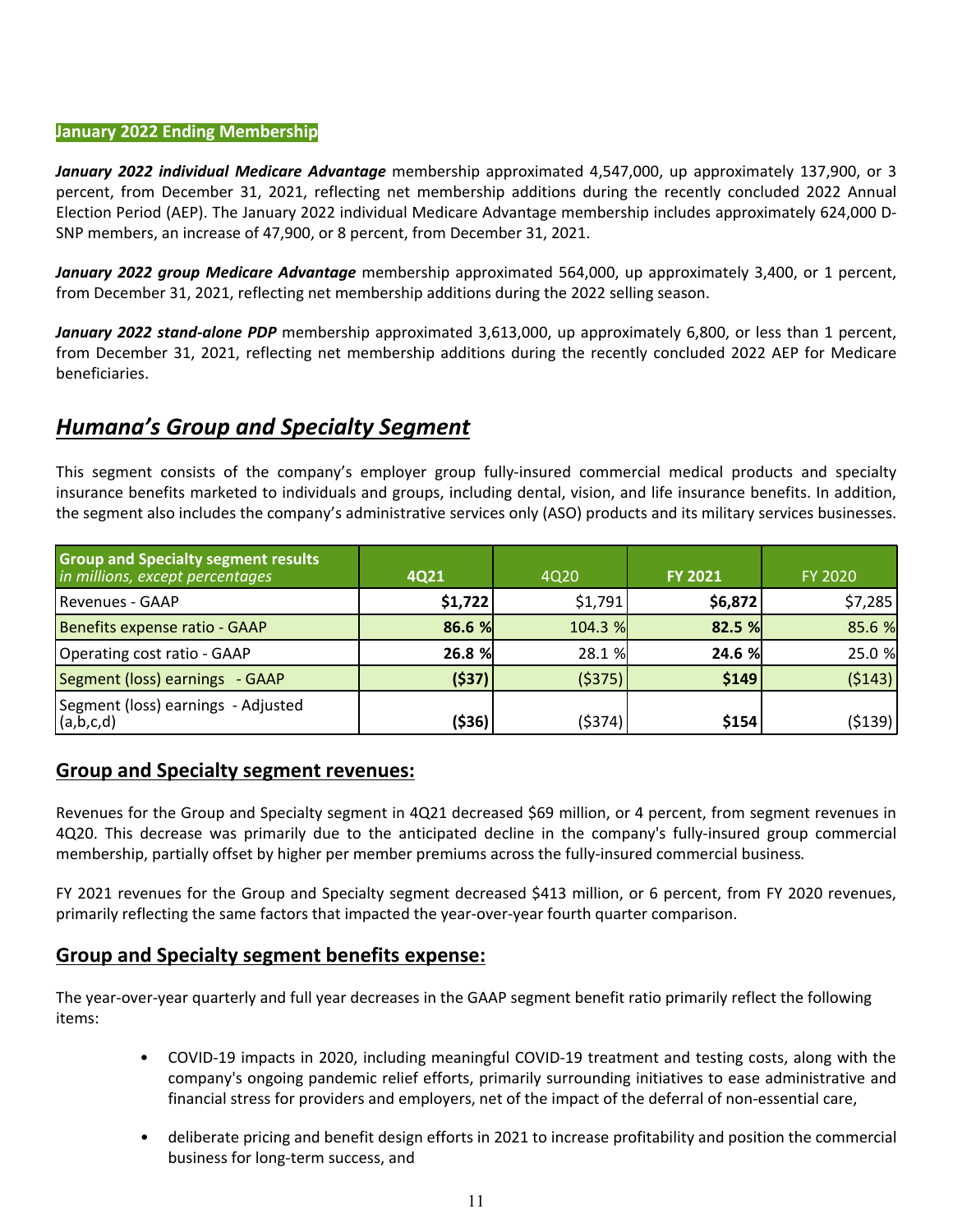**January 2022 Ending Membership**

***January 2022 individual Medicare Advantage*** membership approximated 4,547,000, up approximately 137,900, or 3 percent, from December 31, 2021, reflecting net membership additions during the recently concluded 2022 Annual Election Period (AEP). The January 2022 individual Medicare Advantage membership includes approximately 624,000 D-SNP members, an increase of 47,900, or 8 percent, from December 31, 2021.

***January 2022 group Medicare Advantage*** membership approximated 564,000, up approximately 3,400, or 1 percent, from December 31, 2021, reflecting net membership additions during the 2022 selling season.

***January 2022 stand-alone PDP*** membership approximated 3,613,000, up approximately 6,800, or less than 1 percent, from December 31, 2021, reflecting net membership additions during the recently concluded 2022 AEP for Medicare beneficiaries.

## *Humana's Group and Specialty Segment*

This segment consists of the company's employer group fully-insured commercial medical products and specialty insurance benefits marketed to individuals and groups, including dental, vision, and life insurance benefits. In addition, the segment also includes the company's administrative services only (ASO) products and its military services businesses.

| **Group and Specialty segment results** *in millions, except percentages* | **4Q21** | 4Q20 | **FY 2021** | FY 2020 |
|---|---|---|---|---|
| Revenues - GAAP | **$1,722** | $1,791 | **$6,872** | $7,285 |
| Benefits expense ratio - GAAP | **86.6 %** | 104.3 % | **82.5 %** | 85.6 % |
| Operating cost ratio - GAAP | **26.8 %** | 28.1 % | **24.6 %** | 25.0 % |
| Segment (loss) earnings - GAAP | **($37)** | ($375) | **$149** | ($143) |
| Segment (loss) earnings - Adjusted (a,b,c,d) | **($36)** | ($374) | **$154** | ($139) |

### Group and Specialty segment revenues:

Revenues for the Group and Specialty segment in 4Q21 decreased $69 million, or 4 percent, from segment revenues in 4Q20. This decrease was primarily due to the anticipated decline in the company's fully-insured group commercial membership, partially offset by higher per member premiums across the fully-insured commercial business.

FY 2021 revenues for the Group and Specialty segment decreased $413 million, or 6 percent, from FY 2020 revenues, primarily reflecting the same factors that impacted the year-over-year fourth quarter comparison.

### Group and Specialty segment benefits expense:

The year-over-year quarterly and full year decreases in the GAAP segment benefit ratio primarily reflect the following items:

- COVID-19 impacts in 2020, including meaningful COVID-19 treatment and testing costs, along with the company's ongoing pandemic relief efforts, primarily surrounding initiatives to ease administrative and financial stress for providers and employers, net of the impact of the deferral of non-essential care,
- deliberate pricing and benefit design efforts in 2021 to increase profitability and position the commercial business for long-term success, and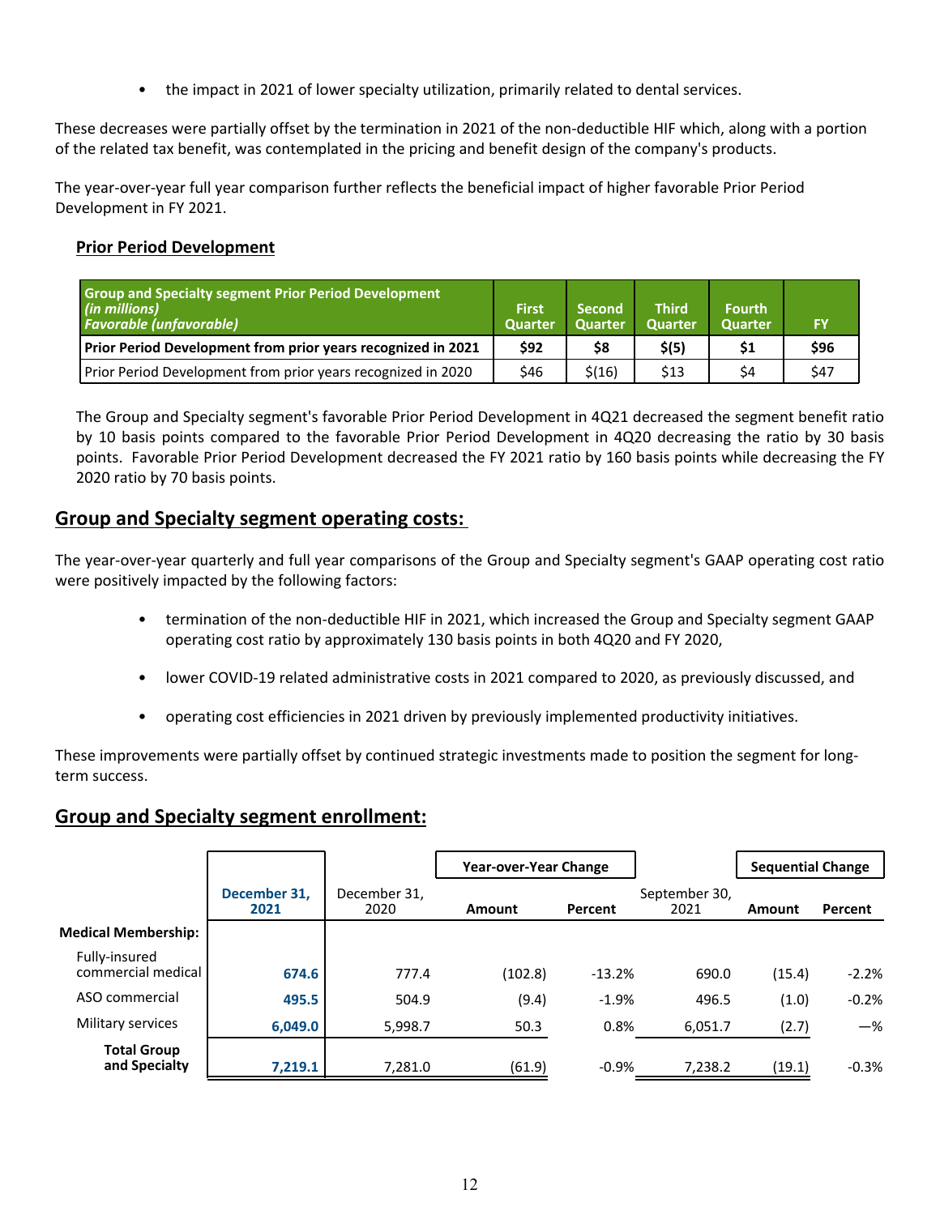- the impact in 2021 of lower specialty utilization, primarily related to dental services.

These decreases were partially offset by the termination in 2021 of the non-deductible HIF which, along with a portion of the related tax benefit, was contemplated in the pricing and benefit design of the company's products.

The year-over-year full year comparison further reflects the beneficial impact of higher favorable Prior Period Development in FY 2021.

**Prior Period Development**

| **Group and Specialty segment Prior Period Development** *(in millions)* *Favorable (unfavorable)* | First Quarter | Second Quarter | Third Quarter | Fourth Quarter | FY |
|---|---|---|---|---|---|
| **Prior Period Development from prior years recognized in 2021** | **$92** | **$8** | **$(5)** | **$1** | **$96** |
| Prior Period Development from prior years recognized in 2020 | $46 | $(16) | $13 | $4 | $47 |

The Group and Specialty segment's favorable Prior Period Development in 4Q21 decreased the segment benefit ratio by 10 basis points compared to the favorable Prior Period Development in 4Q20 decreasing the ratio by 30 basis points. Favorable Prior Period Development decreased the FY 2021 ratio by 160 basis points while decreasing the FY 2020 ratio by 70 basis points.

## Group and Specialty segment operating costs:

The year-over-year quarterly and full year comparisons of the Group and Specialty segment's GAAP operating cost ratio were positively impacted by the following factors:

- termination of the non-deductible HIF in 2021, which increased the Group and Specialty segment GAAP operating cost ratio by approximately 130 basis points in both 4Q20 and FY 2020,
- lower COVID-19 related administrative costs in 2021 compared to 2020, as previously discussed, and
- operating cost efficiencies in 2021 driven by previously implemented productivity initiatives.

These improvements were partially offset by continued strategic investments made to position the segment for long-term success.

## Group and Specialty segment enrollment:

| | | | Year-over-Year Change | | | Sequential Change | |
|---|---|---|---|---|---|---|---|
| | **December 31, 2021** | December 31, 2020 | **Amount** | **Percent** | September 30, 2021 | **Amount** | **Percent** |
| **Medical Membership:** | | | | | | | |
| Fully-insured commercial medical | **674.6** | 777.4 | (102.8) | -13.2% | 690.0 | (15.4) | -2.2% |
| ASO commercial | **495.5** | 504.9 | (9.4) | -1.9% | 496.5 | (1.0) | -0.2% |
| Military services | **6,049.0** | 5,998.7 | 50.3 | 0.8% | 6,051.7 | (2.7) | —% |
| **Total Group and Specialty** | **7,219.1** | 7,281.0 | (61.9) | -0.9% | 7,238.2 | (19.1) | -0.3% |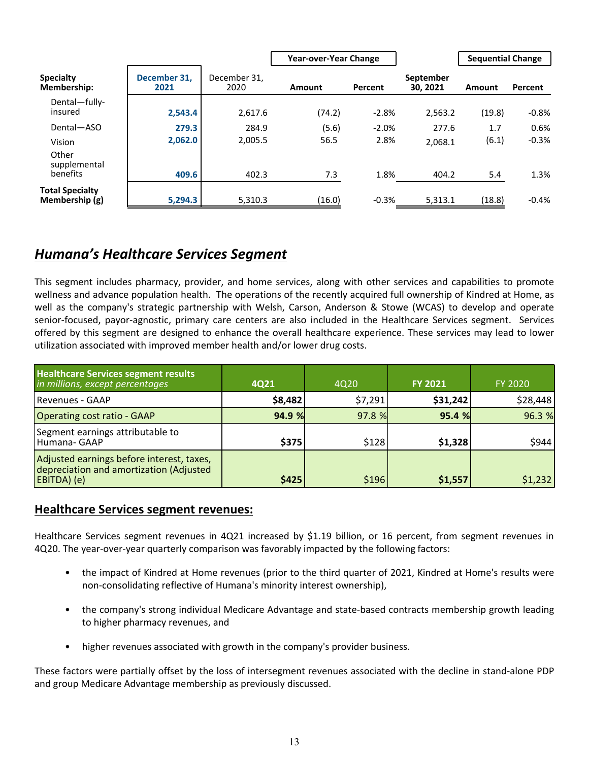| Specialty Membership: | December 31, 2021 | December 31, 2020 | Year-over-Year Change Amount | Year-over-Year Change Percent | September 30, 2021 | Sequential Change Amount | Sequential Change Percent |
|---|---|---|---|---|---|---|---|
| Dental—fully-insured | **2,543.4** | 2,617.6 | (74.2) | -2.8% | 2,563.2 | (19.8) | -0.8% |
| Dental—ASO | **279.3** | 284.9 | (5.6) | -2.0% | 277.6 | 1.7 | 0.6% |
| Vision | **2,062.0** | 2,005.5 | 56.5 | 2.8% | 2,068.1 | (6.1) | -0.3% |
| Other supplemental benefits | **409.6** | 402.3 | 7.3 | 1.8% | 404.2 | 5.4 | 1.3% |
| **Total Specialty Membership (g)** | **5,294.3** | 5,310.3 | (16.0) | -0.3% | 5,313.1 | (18.8) | -0.4% |

## *Humana's Healthcare Services Segment*

This segment includes pharmacy, provider, and home services, along with other services and capabilities to promote wellness and advance population health. The operations of the recently acquired full ownership of Kindred at Home, as well as the company's strategic partnership with Welsh, Carson, Anderson & Stowe (WCAS) to develop and operate senior-focused, payor-agnostic, primary care centers are also included in the Healthcare Services segment. Services offered by this segment are designed to enhance the overall healthcare experience. These services may lead to lower utilization associated with improved member health and/or lower drug costs.

| **Healthcare Services segment results** *in millions, except percentages* | **4Q21** | 4Q20 | **FY 2021** | FY 2020 |
|---|---|---|---|---|
| Revenues - GAAP | **$8,482** | $7,291 | **$31,242** | $28,448 |
| Operating cost ratio - GAAP | **94.9 %** | 97.8 % | **95.4 %** | 96.3 % |
| Segment earnings attributable to Humana- GAAP | **$375** | $128 | **$1,328** | $944 |
| Adjusted earnings before interest, taxes, depreciation and amortization (Adjusted EBITDA) (e) | **$425** | $196 | **$1,557** | $1,232 |

## Healthcare Services segment revenues:

Healthcare Services segment revenues in 4Q21 increased by $1.19 billion, or 16 percent, from segment revenues in 4Q20. The year-over-year quarterly comparison was favorably impacted by the following factors:

- the impact of Kindred at Home revenues (prior to the third quarter of 2021, Kindred at Home's results were non-consolidating reflective of Humana's minority interest ownership),
- the company's strong individual Medicare Advantage and state-based contracts membership growth leading to higher pharmacy revenues, and
- higher revenues associated with growth in the company's provider business.

These factors were partially offset by the loss of intersegment revenues associated with the decline in stand-alone PDP and group Medicare Advantage membership as previously discussed.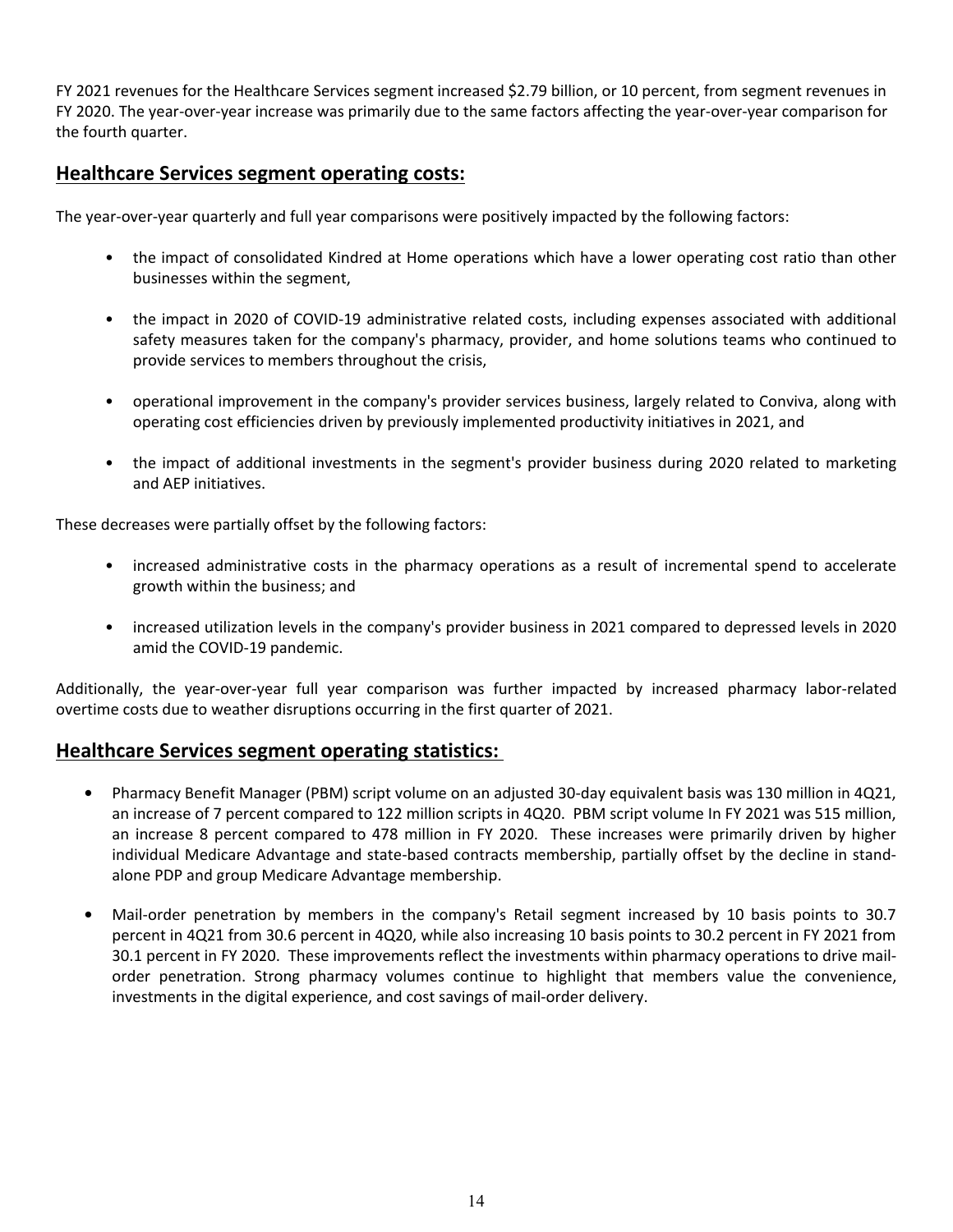FY 2021 revenues for the Healthcare Services segment increased $2.79 billion, or 10 percent, from segment revenues in FY 2020. The year-over-year increase was primarily due to the same factors affecting the year-over-year comparison for the fourth quarter.

## Healthcare Services segment operating costs:

The year-over-year quarterly and full year comparisons were positively impacted by the following factors:

- the impact of consolidated Kindred at Home operations which have a lower operating cost ratio than other businesses within the segment,
- the impact in 2020 of COVID-19 administrative related costs, including expenses associated with additional safety measures taken for the company's pharmacy, provider, and home solutions teams who continued to provide services to members throughout the crisis,
- operational improvement in the company's provider services business, largely related to Conviva, along with operating cost efficiencies driven by previously implemented productivity initiatives in 2021, and
- the impact of additional investments in the segment's provider business during 2020 related to marketing and AEP initiatives.

These decreases were partially offset by the following factors:

- increased administrative costs in the pharmacy operations as a result of incremental spend to accelerate growth within the business; and
- increased utilization levels in the company's provider business in 2021 compared to depressed levels in 2020 amid the COVID-19 pandemic.

Additionally, the year-over-year full year comparison was further impacted by increased pharmacy labor-related overtime costs due to weather disruptions occurring in the first quarter of 2021.

## Healthcare Services segment operating statistics:

- Pharmacy Benefit Manager (PBM) script volume on an adjusted 30-day equivalent basis was 130 million in 4Q21, an increase of 7 percent compared to 122 million scripts in 4Q20. PBM script volume In FY 2021 was 515 million, an increase 8 percent compared to 478 million in FY 2020. These increases were primarily driven by higher individual Medicare Advantage and state-based contracts membership, partially offset by the decline in stand-alone PDP and group Medicare Advantage membership.
- Mail-order penetration by members in the company's Retail segment increased by 10 basis points to 30.7 percent in 4Q21 from 30.6 percent in 4Q20, while also increasing 10 basis points to 30.2 percent in FY 2021 from 30.1 percent in FY 2020. These improvements reflect the investments within pharmacy operations to drive mail-order penetration. Strong pharmacy volumes continue to highlight that members value the convenience, investments in the digital experience, and cost savings of mail-order delivery.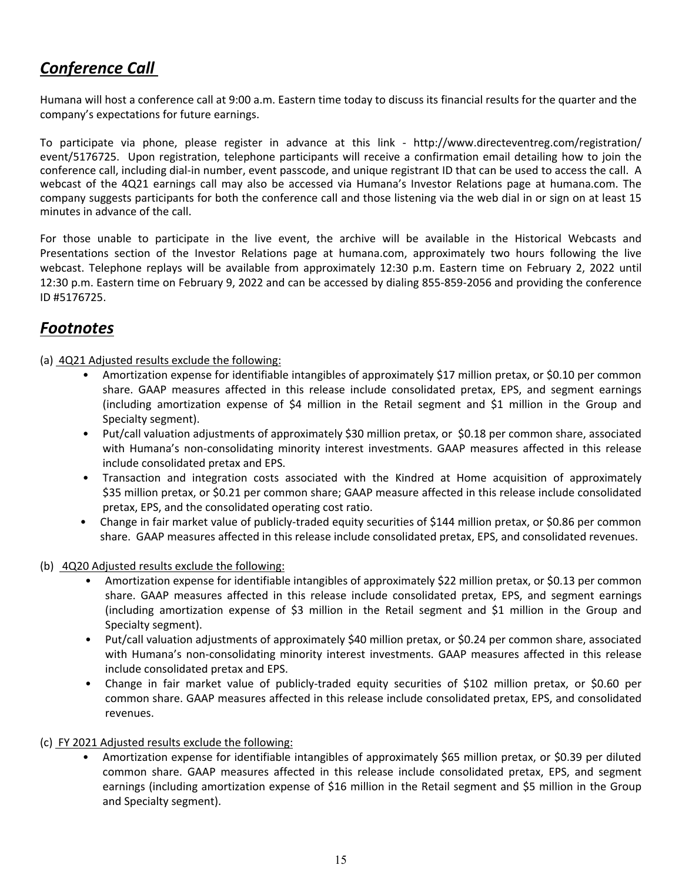## *Conference Call*

Humana will host a conference call at 9:00 a.m. Eastern time today to discuss its financial results for the quarter and the company's expectations for future earnings.

To participate via phone, please register in advance at this link - http://www.directeventreg.com/registration/event/5176725. Upon registration, telephone participants will receive a confirmation email detailing how to join the conference call, including dial-in number, event passcode, and unique registrant ID that can be used to access the call. A webcast of the 4Q21 earnings call may also be accessed via Humana's Investor Relations page at humana.com. The company suggests participants for both the conference call and those listening via the web dial in or sign on at least 15 minutes in advance of the call.

For those unable to participate in the live event, the archive will be available in the Historical Webcasts and Presentations section of the Investor Relations page at humana.com, approximately two hours following the live webcast. Telephone replays will be available from approximately 12:30 p.m. Eastern time on February 2, 2022 until 12:30 p.m. Eastern time on February 9, 2022 and can be accessed by dialing 855-859-2056 and providing the conference ID #5176725.

## *Footnotes*

(a) 4Q21 Adjusted results exclude the following:

- Amortization expense for identifiable intangibles of approximately $17 million pretax, or $0.10 per common share. GAAP measures affected in this release include consolidated pretax, EPS, and segment earnings (including amortization expense of $4 million in the Retail segment and $1 million in the Group and Specialty segment).
- Put/call valuation adjustments of approximately $30 million pretax, or $0.18 per common share, associated with Humana's non-consolidating minority interest investments. GAAP measures affected in this release include consolidated pretax and EPS.
- Transaction and integration costs associated with the Kindred at Home acquisition of approximately $35 million pretax, or $0.21 per common share; GAAP measure affected in this release include consolidated pretax, EPS, and the consolidated operating cost ratio.
- Change in fair market value of publicly-traded equity securities of $144 million pretax, or $0.86 per common share. GAAP measures affected in this release include consolidated pretax, EPS, and consolidated revenues.

(b) 4Q20 Adjusted results exclude the following:

- Amortization expense for identifiable intangibles of approximately $22 million pretax, or $0.13 per common share. GAAP measures affected in this release include consolidated pretax, EPS, and segment earnings (including amortization expense of $3 million in the Retail segment and $1 million in the Group and Specialty segment).
- Put/call valuation adjustments of approximately $40 million pretax, or $0.24 per common share, associated with Humana's non-consolidating minority interest investments. GAAP measures affected in this release include consolidated pretax and EPS.
- Change in fair market value of publicly-traded equity securities of $102 million pretax, or $0.60 per common share. GAAP measures affected in this release include consolidated pretax, EPS, and consolidated revenues.

(c) FY 2021 Adjusted results exclude the following:

- Amortization expense for identifiable intangibles of approximately $65 million pretax, or $0.39 per diluted common share. GAAP measures affected in this release include consolidated pretax, EPS, and segment earnings (including amortization expense of $16 million in the Retail segment and $5 million in the Group and Specialty segment).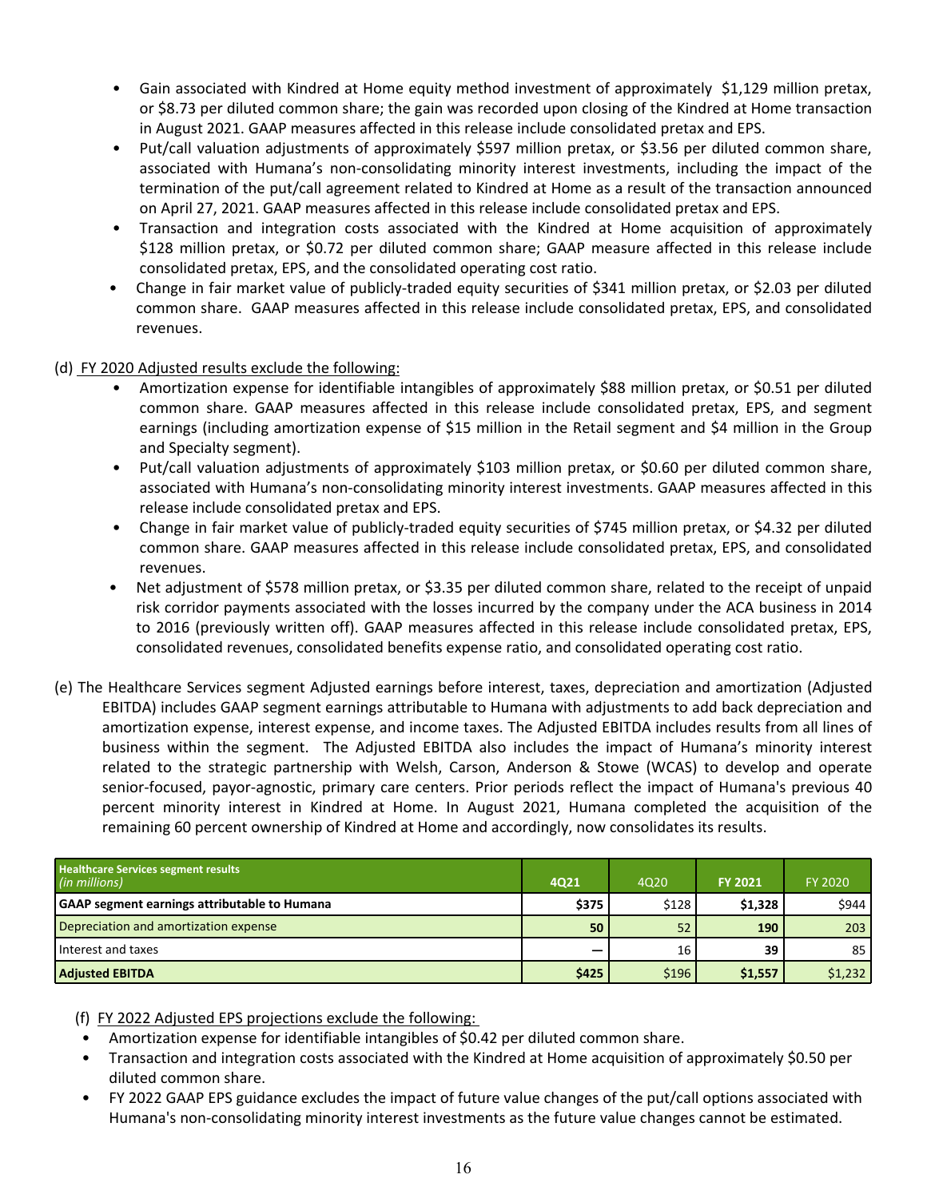- Gain associated with Kindred at Home equity method investment of approximately $1,129 million pretax, or $8.73 per diluted common share; the gain was recorded upon closing of the Kindred at Home transaction in August 2021. GAAP measures affected in this release include consolidated pretax and EPS.
- Put/call valuation adjustments of approximately $597 million pretax, or $3.56 per diluted common share, associated with Humana's non-consolidating minority interest investments, including the impact of the termination of the put/call agreement related to Kindred at Home as a result of the transaction announced on April 27, 2021. GAAP measures affected in this release include consolidated pretax and EPS.
- Transaction and integration costs associated with the Kindred at Home acquisition of approximately $128 million pretax, or $0.72 per diluted common share; GAAP measure affected in this release include consolidated pretax, EPS, and the consolidated operating cost ratio.
- Change in fair market value of publicly-traded equity securities of $341 million pretax, or $2.03 per diluted common share. GAAP measures affected in this release include consolidated pretax, EPS, and consolidated revenues.

(d) FY 2020 Adjusted results exclude the following:

- Amortization expense for identifiable intangibles of approximately $88 million pretax, or $0.51 per diluted common share. GAAP measures affected in this release include consolidated pretax, EPS, and segment earnings (including amortization expense of $15 million in the Retail segment and $4 million in the Group and Specialty segment).
- Put/call valuation adjustments of approximately $103 million pretax, or $0.60 per diluted common share, associated with Humana's non-consolidating minority interest investments. GAAP measures affected in this release include consolidated pretax and EPS.
- Change in fair market value of publicly-traded equity securities of $745 million pretax, or $4.32 per diluted common share. GAAP measures affected in this release include consolidated pretax, EPS, and consolidated revenues.
- Net adjustment of $578 million pretax, or $3.35 per diluted common share, related to the receipt of unpaid risk corridor payments associated with the losses incurred by the company under the ACA business in 2014 to 2016 (previously written off). GAAP measures affected in this release include consolidated pretax, EPS, consolidated revenues, consolidated benefits expense ratio, and consolidated operating cost ratio.

(e) The Healthcare Services segment Adjusted earnings before interest, taxes, depreciation and amortization (Adjusted EBITDA) includes GAAP segment earnings attributable to Humana with adjustments to add back depreciation and amortization expense, interest expense, and income taxes. The Adjusted EBITDA includes results from all lines of business within the segment. The Adjusted EBITDA also includes the impact of Humana's minority interest related to the strategic partnership with Welsh, Carson, Anderson & Stowe (WCAS) to develop and operate senior-focused, payor-agnostic, primary care centers. Prior periods reflect the impact of Humana's previous 40 percent minority interest in Kindred at Home. In August 2021, Humana completed the acquisition of the remaining 60 percent ownership of Kindred at Home and accordingly, now consolidates its results.

| **Healthcare Services segment results** *(in millions)* | **4Q21** | 4Q20 | **FY 2021** | FY 2020 |
|---|---|---|---|---|
| **GAAP segment earnings attributable to Humana** | **$375** | $128 | **$1,328** | $944 |
| Depreciation and amortization expense | **50** | 52 | **190** | 203 |
| Interest and taxes | **—** | 16 | **39** | 85 |
| **Adjusted EBITDA** | **$425** | $196 | **$1,557** | $1,232 |

(f) FY 2022 Adjusted EPS projections exclude the following:

- Amortization expense for identifiable intangibles of $0.42 per diluted common share.
- Transaction and integration costs associated with the Kindred at Home acquisition of approximately $0.50 per diluted common share.
- FY 2022 GAAP EPS guidance excludes the impact of future value changes of the put/call options associated with Humana's non-consolidating minority interest investments as the future value changes cannot be estimated.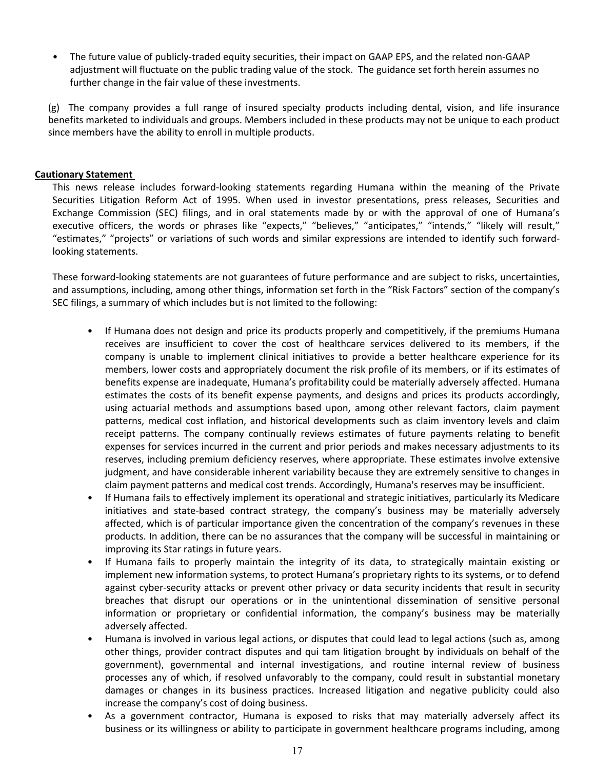- The future value of publicly-traded equity securities, their impact on GAAP EPS, and the related non-GAAP adjustment will fluctuate on the public trading value of the stock. The guidance set forth herein assumes no further change in the fair value of these investments.

(g) The company provides a full range of insured specialty products including dental, vision, and life insurance benefits marketed to individuals and groups. Members included in these products may not be unique to each product since members have the ability to enroll in multiple products.

**Cautionary Statement**

This news release includes forward-looking statements regarding Humana within the meaning of the Private Securities Litigation Reform Act of 1995. When used in investor presentations, press releases, Securities and Exchange Commission (SEC) filings, and in oral statements made by or with the approval of one of Humana's executive officers, the words or phrases like "expects," "believes," "anticipates," "intends," "likely will result," "estimates," "projects" or variations of such words and similar expressions are intended to identify such forward-looking statements.

These forward-looking statements are not guarantees of future performance and are subject to risks, uncertainties, and assumptions, including, among other things, information set forth in the "Risk Factors" section of the company's SEC filings, a summary of which includes but is not limited to the following:

- If Humana does not design and price its products properly and competitively, if the premiums Humana receives are insufficient to cover the cost of healthcare services delivered to its members, if the company is unable to implement clinical initiatives to provide a better healthcare experience for its members, lower costs and appropriately document the risk profile of its members, or if its estimates of benefits expense are inadequate, Humana's profitability could be materially adversely affected. Humana estimates the costs of its benefit expense payments, and designs and prices its products accordingly, using actuarial methods and assumptions based upon, among other relevant factors, claim payment patterns, medical cost inflation, and historical developments such as claim inventory levels and claim receipt patterns. The company continually reviews estimates of future payments relating to benefit expenses for services incurred in the current and prior periods and makes necessary adjustments to its reserves, including premium deficiency reserves, where appropriate. These estimates involve extensive judgment, and have considerable inherent variability because they are extremely sensitive to changes in claim payment patterns and medical cost trends. Accordingly, Humana's reserves may be insufficient.
- If Humana fails to effectively implement its operational and strategic initiatives, particularly its Medicare initiatives and state-based contract strategy, the company's business may be materially adversely affected, which is of particular importance given the concentration of the company's revenues in these products. In addition, there can be no assurances that the company will be successful in maintaining or improving its Star ratings in future years.
- If Humana fails to properly maintain the integrity of its data, to strategically maintain existing or implement new information systems, to protect Humana's proprietary rights to its systems, or to defend against cyber-security attacks or prevent other privacy or data security incidents that result in security breaches that disrupt our operations or in the unintentional dissemination of sensitive personal information or proprietary or confidential information, the company's business may be materially adversely affected.
- Humana is involved in various legal actions, or disputes that could lead to legal actions (such as, among other things, provider contract disputes and qui tam litigation brought by individuals on behalf of the government), governmental and internal investigations, and routine internal review of business processes any of which, if resolved unfavorably to the company, could result in substantial monetary damages or changes in its business practices. Increased litigation and negative publicity could also increase the company's cost of doing business.
- As a government contractor, Humana is exposed to risks that may materially adversely affect its business or its willingness or ability to participate in government healthcare programs including, among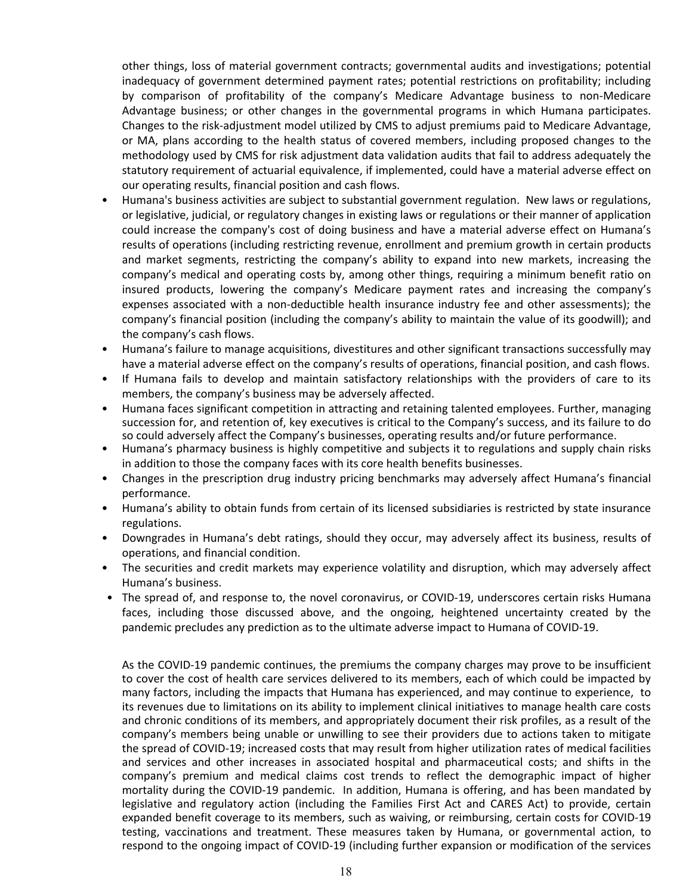other things, loss of material government contracts; governmental audits and investigations; potential inadequacy of government determined payment rates; potential restrictions on profitability; including by comparison of profitability of the company's Medicare Advantage business to non-Medicare Advantage business; or other changes in the governmental programs in which Humana participates. Changes to the risk-adjustment model utilized by CMS to adjust premiums paid to Medicare Advantage, or MA, plans according to the health status of covered members, including proposed changes to the methodology used by CMS for risk adjustment data validation audits that fail to address adequately the statutory requirement of actuarial equivalence, if implemented, could have a material adverse effect on our operating results, financial position and cash flows.

- Humana's business activities are subject to substantial government regulation. New laws or regulations, or legislative, judicial, or regulatory changes in existing laws or regulations or their manner of application could increase the company's cost of doing business and have a material adverse effect on Humana's results of operations (including restricting revenue, enrollment and premium growth in certain products and market segments, restricting the company's ability to expand into new markets, increasing the company's medical and operating costs by, among other things, requiring a minimum benefit ratio on insured products, lowering the company's Medicare payment rates and increasing the company's expenses associated with a non-deductible health insurance industry fee and other assessments); the company's financial position (including the company's ability to maintain the value of its goodwill); and the company's cash flows.
- Humana's failure to manage acquisitions, divestitures and other significant transactions successfully may have a material adverse effect on the company's results of operations, financial position, and cash flows.
- If Humana fails to develop and maintain satisfactory relationships with the providers of care to its members, the company's business may be adversely affected.
- Humana faces significant competition in attracting and retaining talented employees. Further, managing succession for, and retention of, key executives is critical to the Company's success, and its failure to do so could adversely affect the Company's businesses, operating results and/or future performance.
- Humana's pharmacy business is highly competitive and subjects it to regulations and supply chain risks in addition to those the company faces with its core health benefits businesses.
- Changes in the prescription drug industry pricing benchmarks may adversely affect Humana's financial performance.
- Humana's ability to obtain funds from certain of its licensed subsidiaries is restricted by state insurance regulations.
- Downgrades in Humana's debt ratings, should they occur, may adversely affect its business, results of operations, and financial condition.
- The securities and credit markets may experience volatility and disruption, which may adversely affect Humana's business.
- The spread of, and response to, the novel coronavirus, or COVID-19, underscores certain risks Humana faces, including those discussed above, and the ongoing, heightened uncertainty created by the pandemic precludes any prediction as to the ultimate adverse impact to Humana of COVID-19.

As the COVID-19 pandemic continues, the premiums the company charges may prove to be insufficient to cover the cost of health care services delivered to its members, each of which could be impacted by many factors, including the impacts that Humana has experienced, and may continue to experience, to its revenues due to limitations on its ability to implement clinical initiatives to manage health care costs and chronic conditions of its members, and appropriately document their risk profiles, as a result of the company's members being unable or unwilling to see their providers due to actions taken to mitigate the spread of COVID-19; increased costs that may result from higher utilization rates of medical facilities and services and other increases in associated hospital and pharmaceutical costs; and shifts in the company's premium and medical claims cost trends to reflect the demographic impact of higher mortality during the COVID-19 pandemic. In addition, Humana is offering, and has been mandated by legislative and regulatory action (including the Families First Act and CARES Act) to provide, certain expanded benefit coverage to its members, such as waiving, or reimbursing, certain costs for COVID-19 testing, vaccinations and treatment. These measures taken by Humana, or governmental action, to respond to the ongoing impact of COVID-19 (including further expansion or modification of the services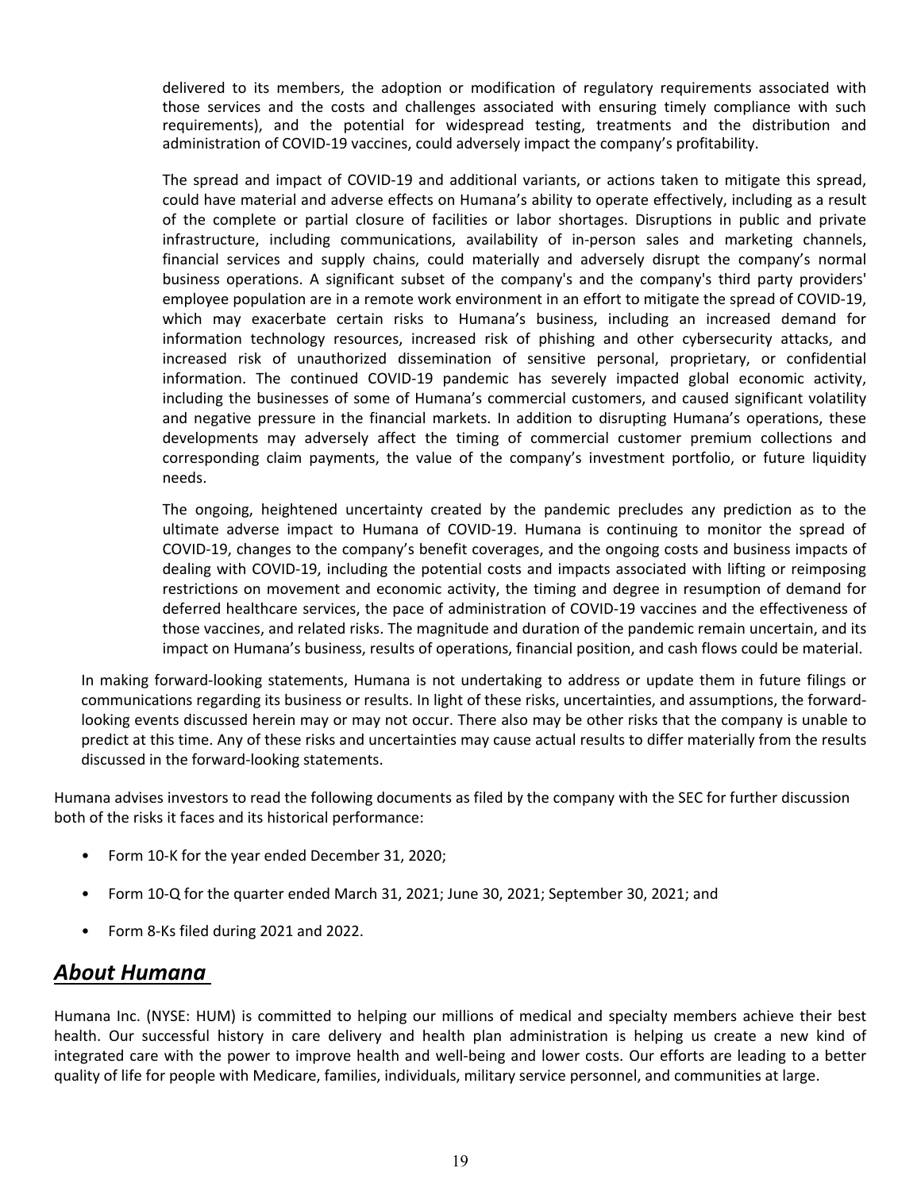delivered to its members, the adoption or modification of regulatory requirements associated with those services and the costs and challenges associated with ensuring timely compliance with such requirements), and the potential for widespread testing, treatments and the distribution and administration of COVID-19 vaccines, could adversely impact the company's profitability.

The spread and impact of COVID-19 and additional variants, or actions taken to mitigate this spread, could have material and adverse effects on Humana's ability to operate effectively, including as a result of the complete or partial closure of facilities or labor shortages. Disruptions in public and private infrastructure, including communications, availability of in-person sales and marketing channels, financial services and supply chains, could materially and adversely disrupt the company's normal business operations. A significant subset of the company's and the company's third party providers' employee population are in a remote work environment in an effort to mitigate the spread of COVID-19, which may exacerbate certain risks to Humana's business, including an increased demand for information technology resources, increased risk of phishing and other cybersecurity attacks, and increased risk of unauthorized dissemination of sensitive personal, proprietary, or confidential information. The continued COVID-19 pandemic has severely impacted global economic activity, including the businesses of some of Humana's commercial customers, and caused significant volatility and negative pressure in the financial markets. In addition to disrupting Humana's operations, these developments may adversely affect the timing of commercial customer premium collections and corresponding claim payments, the value of the company's investment portfolio, or future liquidity needs.

The ongoing, heightened uncertainty created by the pandemic precludes any prediction as to the ultimate adverse impact to Humana of COVID-19. Humana is continuing to monitor the spread of COVID-19, changes to the company's benefit coverages, and the ongoing costs and business impacts of dealing with COVID-19, including the potential costs and impacts associated with lifting or reimposing restrictions on movement and economic activity, the timing and degree in resumption of demand for deferred healthcare services, the pace of administration of COVID-19 vaccines and the effectiveness of those vaccines, and related risks. The magnitude and duration of the pandemic remain uncertain, and its impact on Humana's business, results of operations, financial position, and cash flows could be material.

In making forward-looking statements, Humana is not undertaking to address or update them in future filings or communications regarding its business or results. In light of these risks, uncertainties, and assumptions, the forward-looking events discussed herein may or may not occur. There also may be other risks that the company is unable to predict at this time. Any of these risks and uncertainties may cause actual results to differ materially from the results discussed in the forward-looking statements.

Humana advises investors to read the following documents as filed by the company with the SEC for further discussion both of the risks it faces and its historical performance:

- Form 10-K for the year ended December 31, 2020;
- Form 10-Q for the quarter ended March 31, 2021; June 30, 2021; September 30, 2021; and
- Form 8-Ks filed during 2021 and 2022.

## ***About Humana***

Humana Inc. (NYSE: HUM) is committed to helping our millions of medical and specialty members achieve their best health. Our successful history in care delivery and health plan administration is helping us create a new kind of integrated care with the power to improve health and well-being and lower costs. Our efforts are leading to a better quality of life for people with Medicare, families, individuals, military service personnel, and communities at large.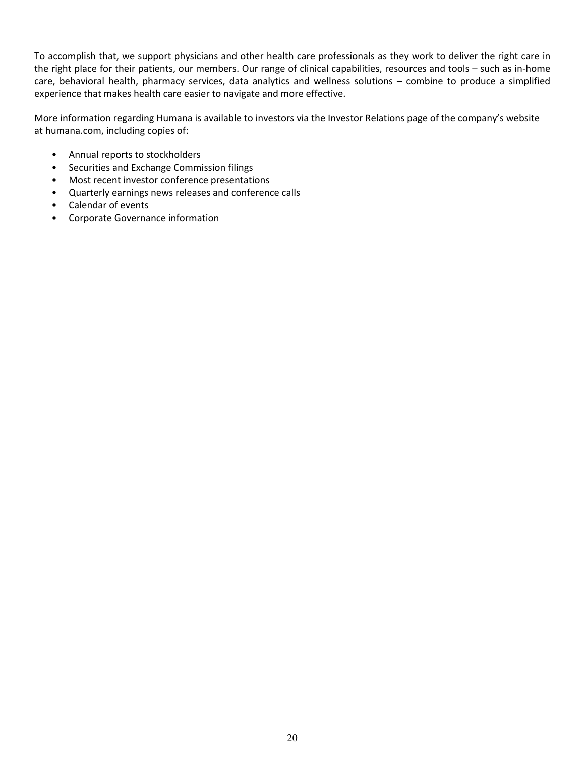To accomplish that, we support physicians and other health care professionals as they work to deliver the right care in the right place for their patients, our members. Our range of clinical capabilities, resources and tools – such as in-home care, behavioral health, pharmacy services, data analytics and wellness solutions – combine to produce a simplified experience that makes health care easier to navigate and more effective.

More information regarding Humana is available to investors via the Investor Relations page of the company's website at humana.com, including copies of:

- Annual reports to stockholders
- Securities and Exchange Commission filings
- Most recent investor conference presentations
- Quarterly earnings news releases and conference calls
- Calendar of events
- Corporate Governance information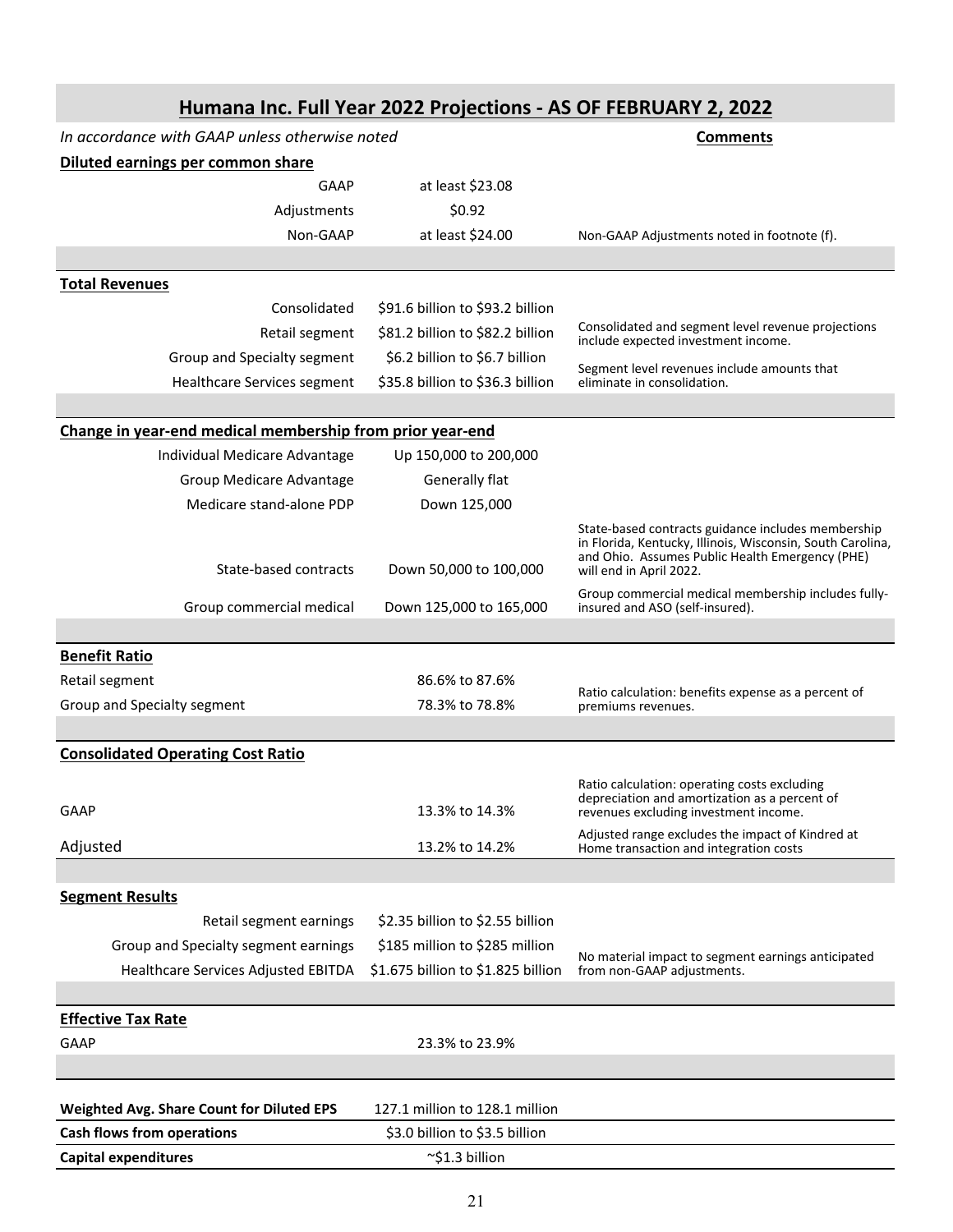## Humana Inc. Full Year 2022 Projections - AS OF FEBRUARY 2, 2022

*In accordance with GAAP unless otherwise noted*

| | | Comments |
|---|---|---|
| **Diluted earnings per common share** | | |
| GAAP | at least $23.08 | |
| Adjustments | $0.92 | |
| Non-GAAP | at least $24.00 | Non-GAAP Adjustments noted in footnote (f). |
| **Total Revenues** | | |
| Consolidated | $91.6 billion to $93.2 billion | |
| Retail segment | $81.2 billion to $82.2 billion | Consolidated and segment level revenue projections include expected investment income. |
| Group and Specialty segment | $6.2 billion to $6.7 billion | |
| Healthcare Services segment | $35.8 billion to $36.3 billion | Segment level revenues include amounts that eliminate in consolidation. |
| **Change in year-end medical membership from prior year-end** | | |
| Individual Medicare Advantage | Up 150,000 to 200,000 | |
| Group Medicare Advantage | Generally flat | |
| Medicare stand-alone PDP | Down 125,000 | |
| State-based contracts | Down 50,000 to 100,000 | State-based contracts guidance includes membership in Florida, Kentucky, Illinois, Wisconsin, South Carolina, and Ohio. Assumes Public Health Emergency (PHE) will end in April 2022. |
| Group commercial medical | Down 125,000 to 165,000 | Group commercial medical membership includes fully-insured and ASO (self-insured). |
| **Benefit Ratio** | | |
| Retail segment | 86.6% to 87.6% | Ratio calculation: benefits expense as a percent of premiums revenues. |
| Group and Specialty segment | 78.3% to 78.8% | |
| **Consolidated Operating Cost Ratio** | | |
| GAAP | 13.3% to 14.3% | Ratio calculation: operating costs excluding depreciation and amortization as a percent of revenues excluding investment income. |
| Adjusted | 13.2% to 14.2% | Adjusted range excludes the impact of Kindred at Home transaction and integration costs |
| **Segment Results** | | |
| Retail segment earnings | $2.35 billion to $2.55 billion | |
| Group and Specialty segment earnings | $185 million to $285 million | No material impact to segment earnings anticipated from non-GAAP adjustments. |
| Healthcare Services Adjusted EBITDA | $1.675 billion to $1.825 billion | |
| **Effective Tax Rate** | | |
| GAAP | 23.3% to 23.9% | |
| **Weighted Avg. Share Count for Diluted EPS** | 127.1 million to 128.1 million | |
| **Cash flows from operations** | $3.0 billion to $3.5 billion | |
| **Capital expenditures** | ~$1.3 billion | |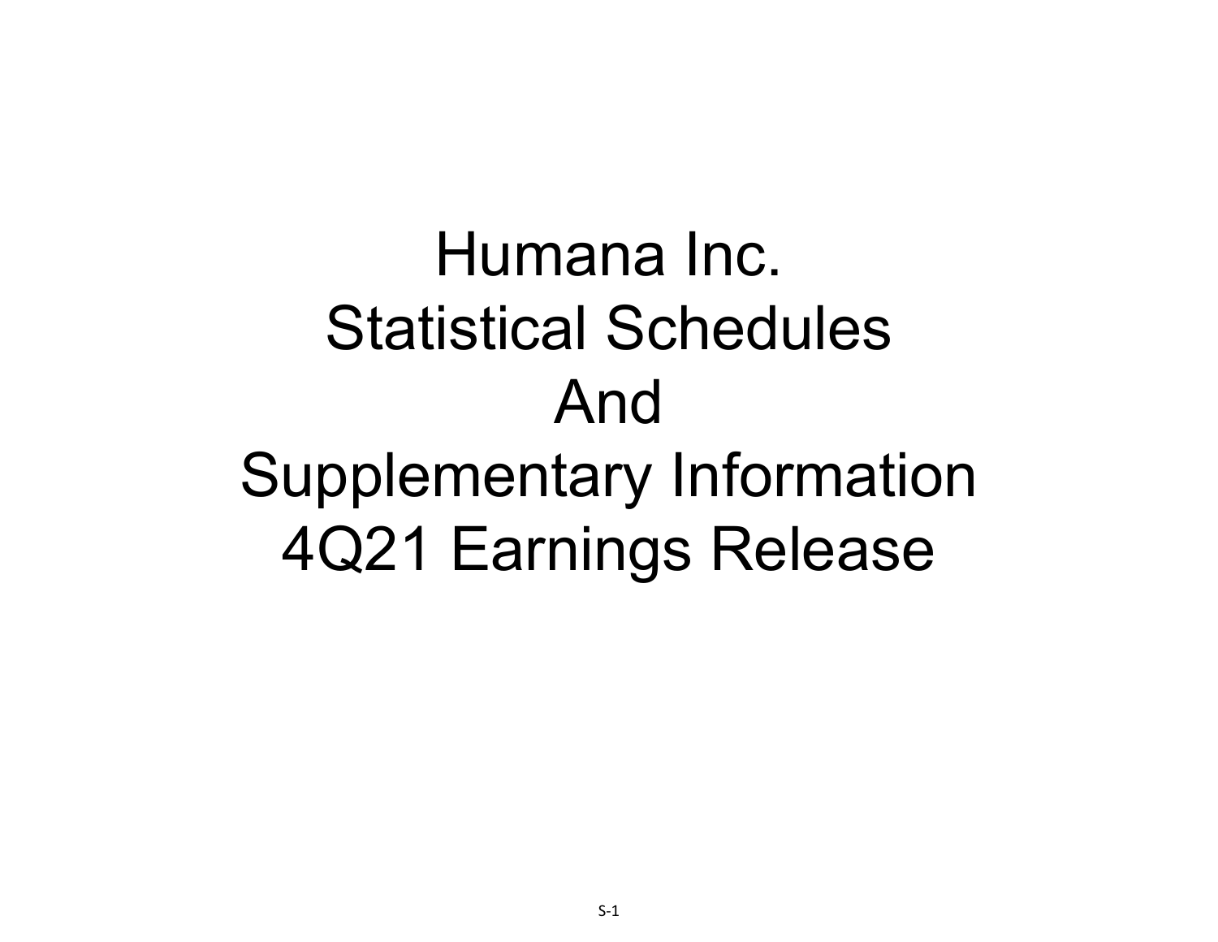# Humana Inc.
# Statistical Schedules
# And
# Supplementary Information
# 4Q21 Earnings Release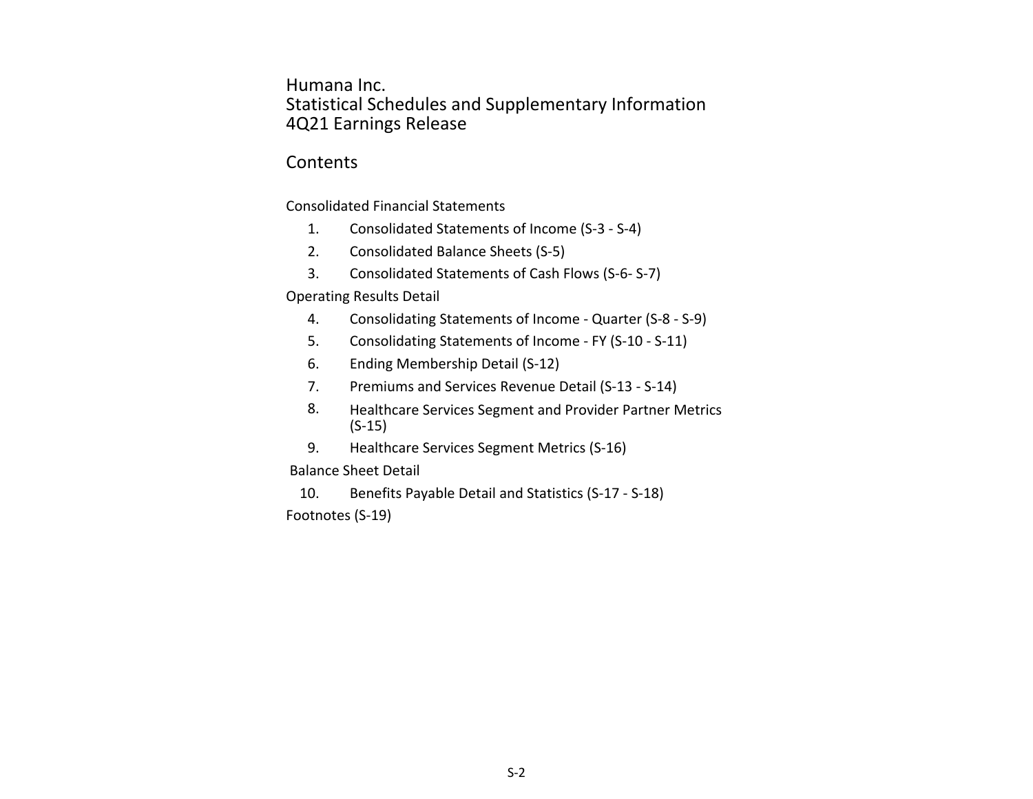# Humana Inc.
## Statistical Schedules and Supplementary Information
## 4Q21 Earnings Release

### Contents

Consolidated Financial Statements

1. Consolidated Statements of Income (S-3 - S-4)
2. Consolidated Balance Sheets (S-5)
3. Consolidated Statements of Cash Flows (S-6- S-7)

Operating Results Detail

4. Consolidating Statements of Income - Quarter (S-8 - S-9)
5. Consolidating Statements of Income - FY (S-10 - S-11)
6. Ending Membership Detail (S-12)
7. Premiums and Services Revenue Detail (S-13 - S-14)
8. Healthcare Services Segment and Provider Partner Metrics (S-15)
9. Healthcare Services Segment Metrics (S-16)

Balance Sheet Detail

10. Benefits Payable Detail and Statistics (S-17 - S-18)

Footnotes (S-19)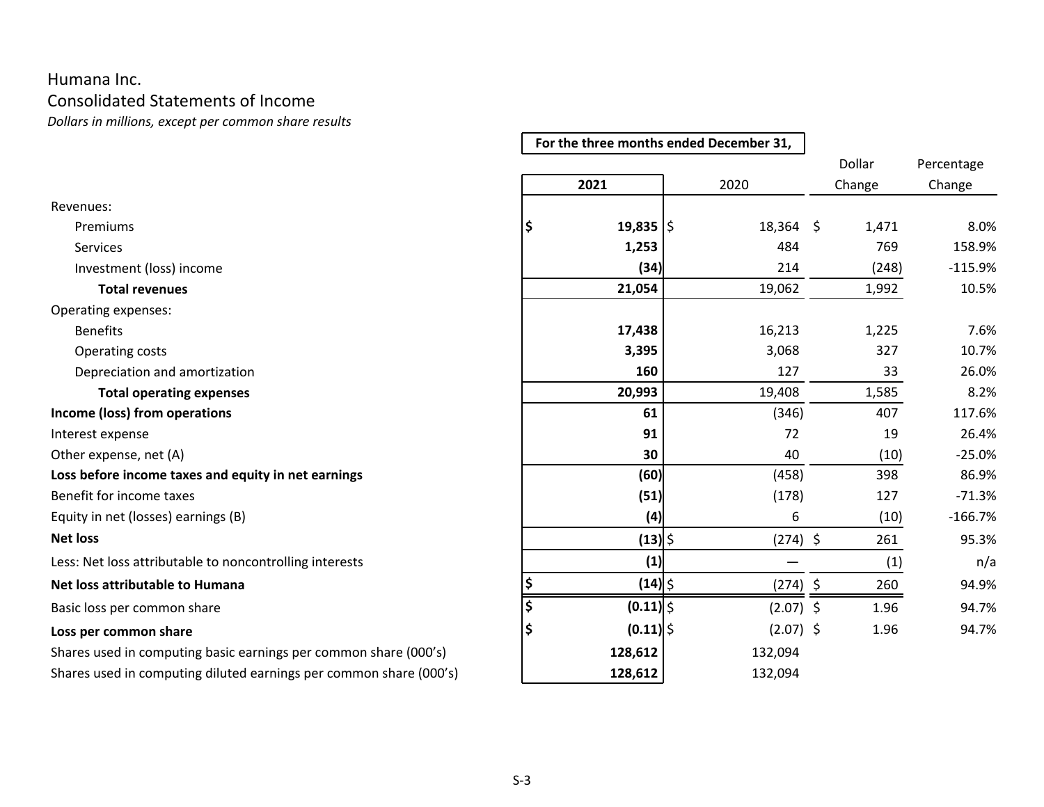Humana Inc.

Consolidated Statements of Income

*Dollars in millions, except per common share results*

| | For the three months ended December 31, | | | |
|---|---|---|---|---|
| | **2021** | 2020 | Dollar Change | Percentage Change |
| Revenues: | | | | |
| Premiums | **$ 19,835** | $ 18,364 | $ 1,471 | 8.0% |
| Services | **1,253** | 484 | 769 | 158.9% |
| Investment (loss) income | **(34)** | 214 | (248) | -115.9% |
| **Total revenues** | **21,054** | 19,062 | 1,992 | 10.5% |
| Operating expenses: | | | | |
| Benefits | **17,438** | 16,213 | 1,225 | 7.6% |
| Operating costs | **3,395** | 3,068 | 327 | 10.7% |
| Depreciation and amortization | **160** | 127 | 33 | 26.0% |
| **Total operating expenses** | **20,993** | 19,408 | 1,585 | 8.2% |
| **Income (loss) from operations** | **61** | (346) | 407 | 117.6% |
| Interest expense | **91** | 72 | 19 | 26.4% |
| Other expense, net (A) | **30** | 40 | (10) | -25.0% |
| **Loss before income taxes and equity in net earnings** | **(60)** | (458) | 398 | 86.9% |
| Benefit for income taxes | **(51)** | (178) | 127 | -71.3% |
| Equity in net (losses) earnings (B) | **(4)** | 6 | (10) | -166.7% |
| **Net loss** | **(13)** | $ (274) | $ 261 | 95.3% |
| Less: Net loss attributable to noncontrolling interests | **(1)** | — | (1) | n/a |
| **Net loss attributable to Humana** | **$ (14)** | $ (274) | $ 260 | 94.9% |
| Basic loss per common share | **$ (0.11)** | $ (2.07) | $ 1.96 | 94.7% |
| **Loss per common share** | **$ (0.11)** | $ (2.07) | $ 1.96 | 94.7% |
| Shares used in computing basic earnings per common share (000's) | **128,612** | 132,094 | | |
| Shares used in computing diluted earnings per common share (000's) | **128,612** | 132,094 | | |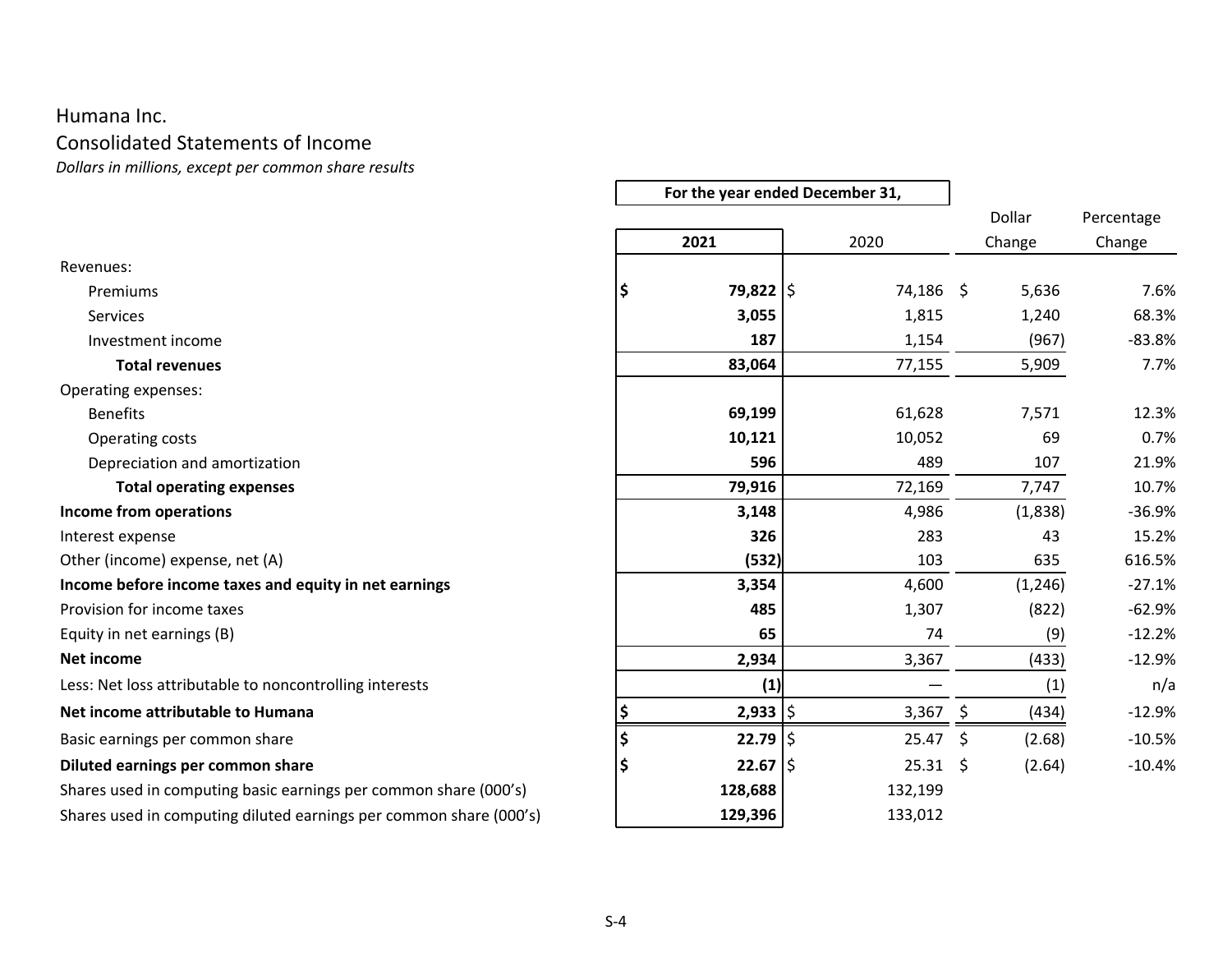# Humana Inc.

## Consolidated Statements of Income

*Dollars in millions, except per common share results*

| | For the year ended December 31, | | Dollar | Percentage |
|---|---|---|---|---|
| | **2021** | 2020 | Change | Change |
| Revenues: | | | | |
| Premiums | **$ 79,822** | $ 74,186 | $ 5,636 | 7.6% |
| Services | **3,055** | 1,815 | 1,240 | 68.3% |
| Investment income | **187** | 1,154 | (967) | -83.8% |
| **Total revenues** | **83,064** | 77,155 | 5,909 | 7.7% |
| Operating expenses: | | | | |
| Benefits | **69,199** | 61,628 | 7,571 | 12.3% |
| Operating costs | **10,121** | 10,052 | 69 | 0.7% |
| Depreciation and amortization | **596** | 489 | 107 | 21.9% |
| **Total operating expenses** | **79,916** | 72,169 | 7,747 | 10.7% |
| **Income from operations** | **3,148** | 4,986 | (1,838) | -36.9% |
| Interest expense | **326** | 283 | 43 | 15.2% |
| Other (income) expense, net (A) | **(532)** | 103 | 635 | 616.5% |
| **Income before income taxes and equity in net earnings** | **3,354** | 4,600 | (1,246) | -27.1% |
| Provision for income taxes | **485** | 1,307 | (822) | -62.9% |
| Equity in net earnings (B) | **65** | 74 | (9) | -12.2% |
| **Net income** | **2,934** | 3,367 | (433) | -12.9% |
| Less: Net loss attributable to noncontrolling interests | **(1)** | — | (1) | n/a |
| **Net income attributable to Humana** | **$ 2,933** | $ 3,367 | $ (434) | -12.9% |
| Basic earnings per common share | **$ 22.79** | $ 25.47 | $ (2.68) | -10.5% |
| **Diluted earnings per common share** | **$ 22.67** | $ 25.31 | $ (2.64) | -10.4% |
| Shares used in computing basic earnings per common share (000's) | **128,688** | 132,199 | | |
| Shares used in computing diluted earnings per common share (000's) | **129,396** | 133,012 | | |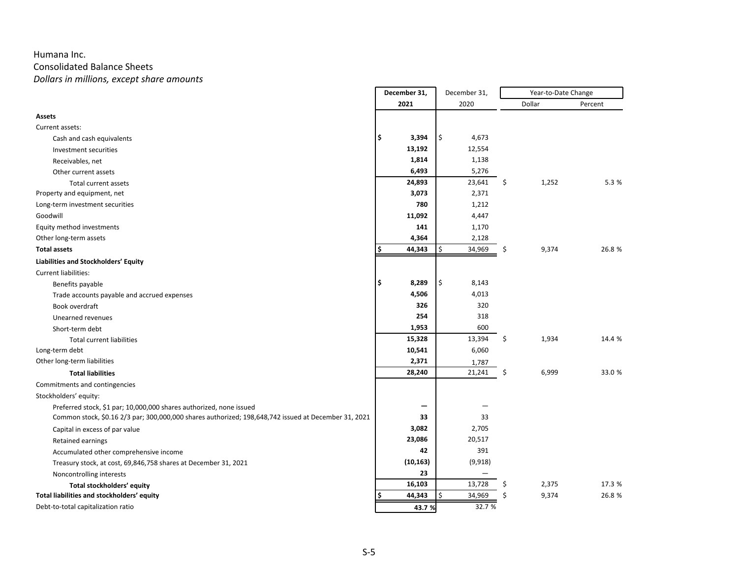Humana Inc.

Consolidated Balance Sheets

*Dollars in millions, except share amounts*

| | December 31, 2021 | December 31, 2020 | Year-to-Date Change Dollar | Year-to-Date Change Percent |
|---|---|---|---|---|
| **Assets** | | | | |
| Current assets: | | | | |
| Cash and cash equivalents | $ 3,394 | $ 4,673 | | |
| Investment securities | 13,192 | 12,554 | | |
| Receivables, net | 1,814 | 1,138 | | |
| Other current assets | 6,493 | 5,276 | | |
| Total current assets | 24,893 | 23,641 | $ 1,252 | 5.3 % |
| Property and equipment, net | 3,073 | 2,371 | | |
| Long-term investment securities | 780 | 1,212 | | |
| Goodwill | 11,092 | 4,447 | | |
| Equity method investments | 141 | 1,170 | | |
| Other long-term assets | 4,364 | 2,128 | | |
| **Total assets** | $ 44,343 | $ 34,969 | $ 9,374 | 26.8 % |
| **Liabilities and Stockholders' Equity** | | | | |
| Current liabilities: | | | | |
| Benefits payable | $ 8,289 | $ 8,143 | | |
| Trade accounts payable and accrued expenses | 4,506 | 4,013 | | |
| Book overdraft | 326 | 320 | | |
| Unearned revenues | 254 | 318 | | |
| Short-term debt | 1,953 | 600 | | |
| Total current liabilities | 15,328 | 13,394 | $ 1,934 | 14.4 % |
| Long-term debt | 10,541 | 6,060 | | |
| Other long-term liabilities | 2,371 | 1,787 | | |
| **Total liabilities** | 28,240 | 21,241 | $ 6,999 | 33.0 % |
| Commitments and contingencies | | | | |
| Stockholders' equity: | | | | |
| Preferred stock, $1 par; 10,000,000 shares authorized, none issued | — | — | | |
| Common stock, $0.16 2/3 par; 300,000,000 shares authorized; 198,648,742 issued at December 31, 2021 | 33 | 33 | | |
| Capital in excess of par value | 3,082 | 2,705 | | |
| Retained earnings | 23,086 | 20,517 | | |
| Accumulated other comprehensive income | 42 | 391 | | |
| Treasury stock, at cost, 69,846,758 shares at December 31, 2021 | (10,163) | (9,918) | | |
| Noncontrolling interests | 23 | — | | |
| **Total stockholders' equity** | 16,103 | 13,728 | $ 2,375 | 17.3 % |
| **Total liabilities and stockholders' equity** | $ 44,343 | $ 34,969 | $ 9,374 | 26.8 % |
| Debt-to-total capitalization ratio | 43.7 % | 32.7 % | | |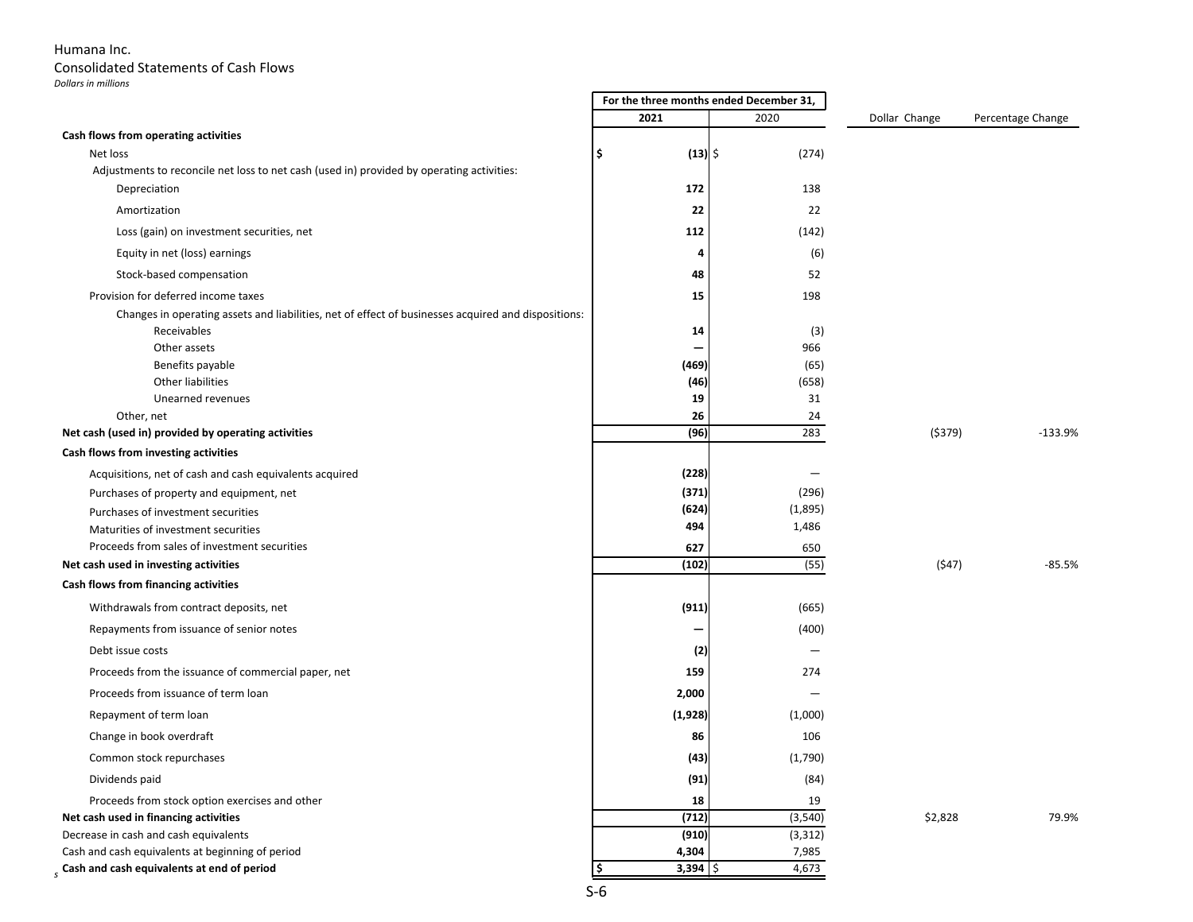Humana Inc.

Consolidated Statements of Cash Flows

*Dollars in millions*

| | For the three months ended December 31, | | | |
|---|---|---|---|---|
| | **2021** | 2020 | Dollar Change | Percentage Change |
| **Cash flows from operating activities** | | | | |
| Net loss | **$ (13)** | $ (274) | | |
| Adjustments to reconcile net loss to net cash (used in) provided by operating activities: | | | | |
| Depreciation | **172** | 138 | | |
| Amortization | **22** | 22 | | |
| Loss (gain) on investment securities, net | **112** | (142) | | |
| Equity in net (loss) earnings | **4** | (6) | | |
| Stock-based compensation | **48** | 52 | | |
| Provision for deferred income taxes | **15** | 198 | | |
| Changes in operating assets and liabilities, net of effect of businesses acquired and dispositions: | | | | |
| Receivables | **14** | (3) | | |
| Other assets | **—** | 966 | | |
| Benefits payable | **(469)** | (65) | | |
| Other liabilities | **(46)** | (658) | | |
| Unearned revenues | **19** | 31 | | |
| Other, net | **26** | 24 | | |
| **Net cash (used in) provided by operating activities** | **(96)** | 283 | ($379) | -133.9% |
| **Cash flows from investing activities** | | | | |
| Acquisitions, net of cash and cash equivalents acquired | **(228)** | — | | |
| Purchases of property and equipment, net | **(371)** | (296) | | |
| Purchases of investment securities | **(624)** | (1,895) | | |
| Maturities of investment securities | **494** | 1,486 | | |
| Proceeds from sales of investment securities | **627** | 650 | | |
| **Net cash used in investing activities** | **(102)** | (55) | ($47) | -85.5% |
| **Cash flows from financing activities** | | | | |
| Withdrawals from contract deposits, net | **(911)** | (665) | | |
| Repayments from issuance of senior notes | **—** | (400) | | |
| Debt issue costs | **(2)** | — | | |
| Proceeds from the issuance of commercial paper, net | **159** | 274 | | |
| Proceeds from issuance of term loan | **2,000** | — | | |
| Repayment of term loan | **(1,928)** | (1,000) | | |
| Change in book overdraft | **86** | 106 | | |
| Common stock repurchases | **(43)** | (1,790) | | |
| Dividends paid | **(91)** | (84) | | |
| Proceeds from stock option exercises and other | **18** | 19 | | |
| **Net cash used in financing activities** | **(712)** | (3,540) | $2,828 | 79.9% |
| Decrease in cash and cash equivalents | **(910)** | (3,312) | | |
| Cash and cash equivalents at beginning of period | **4,304** | 7,985 | | |
| **Cash and cash equivalents at end of period** | **$ 3,394** | $ 4,673 | | |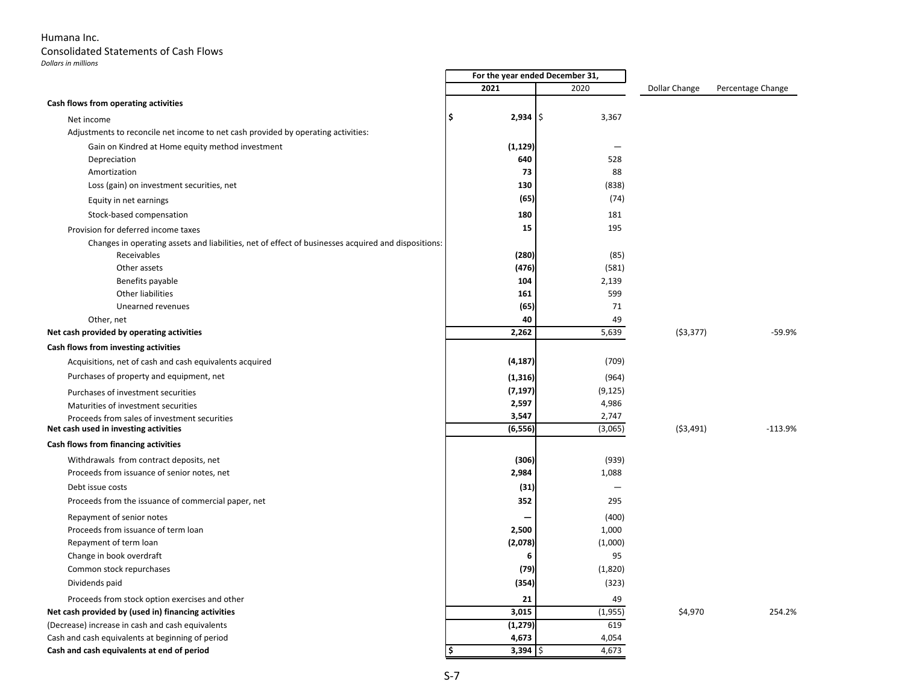Humana Inc.

Consolidated Statements of Cash Flows

*Dollars in millions*

| | For the year ended December 31, | | Dollar Change | Percentage Change |
|---|---|---|---|---|
| | **2021** | 2020 | | |
| **Cash flows from operating activities** | | | | |
| Net income | **$ 2,934** | $ 3,367 | | |
| Adjustments to reconcile net income to net cash provided by operating activities: | | | | |
| Gain on Kindred at Home equity method investment | **(1,129)** | — | | |
| Depreciation | **640** | 528 | | |
| Amortization | **73** | 88 | | |
| Loss (gain) on investment securities, net | **130** | (838) | | |
| Equity in net earnings | **(65)** | (74) | | |
| Stock-based compensation | **180** | 181 | | |
| Provision for deferred income taxes | **15** | 195 | | |
| Changes in operating assets and liabilities, net of effect of businesses acquired and dispositions: | | | | |
| Receivables | **(280)** | (85) | | |
| Other assets | **(476)** | (581) | | |
| Benefits payable | **104** | 2,139 | | |
| Other liabilities | **161** | 599 | | |
| Unearned revenues | **(65)** | 71 | | |
| Other, net | **40** | 49 | | |
| **Net cash provided by operating activities** | **2,262** | 5,639 | ($3,377) | -59.9% |
| **Cash flows from investing activities** | | | | |
| Acquisitions, net of cash and cash equivalents acquired | **(4,187)** | (709) | | |
| Purchases of property and equipment, net | **(1,316)** | (964) | | |
| Purchases of investment securities | **(7,197)** | (9,125) | | |
| Maturities of investment securities | **2,597** | 4,986 | | |
| Proceeds from sales of investment securities | **3,547** | 2,747 | | |
| **Net cash used in investing activities** | **(6,556)** | (3,065) | ($3,491) | -113.9% |
| **Cash flows from financing activities** | | | | |
| Withdrawals from contract deposits, net | **(306)** | (939) | | |
| Proceeds from issuance of senior notes, net | **2,984** | 1,088 | | |
| Debt issue costs | **(31)** | — | | |
| Proceeds from the issuance of commercial paper, net | **352** | 295 | | |
| Repayment of senior notes | **—** | (400) | | |
| Proceeds from issuance of term loan | **2,500** | 1,000 | | |
| Repayment of term loan | **(2,078)** | (1,000) | | |
| Change in book overdraft | **6** | 95 | | |
| Common stock repurchases | **(79)** | (1,820) | | |
| Dividends paid | **(354)** | (323) | | |
| Proceeds from stock option exercises and other | **21** | 49 | | |
| **Net cash provided by (used in) financing activities** | **3,015** | (1,955) | $4,970 | 254.2% |
| (Decrease) increase in cash and cash equivalents | **(1,279)** | 619 | | |
| Cash and cash equivalents at beginning of period | **4,673** | 4,054 | | |
| **Cash and cash equivalents at end of period** | **$ 3,394** | $ 4,673 | | |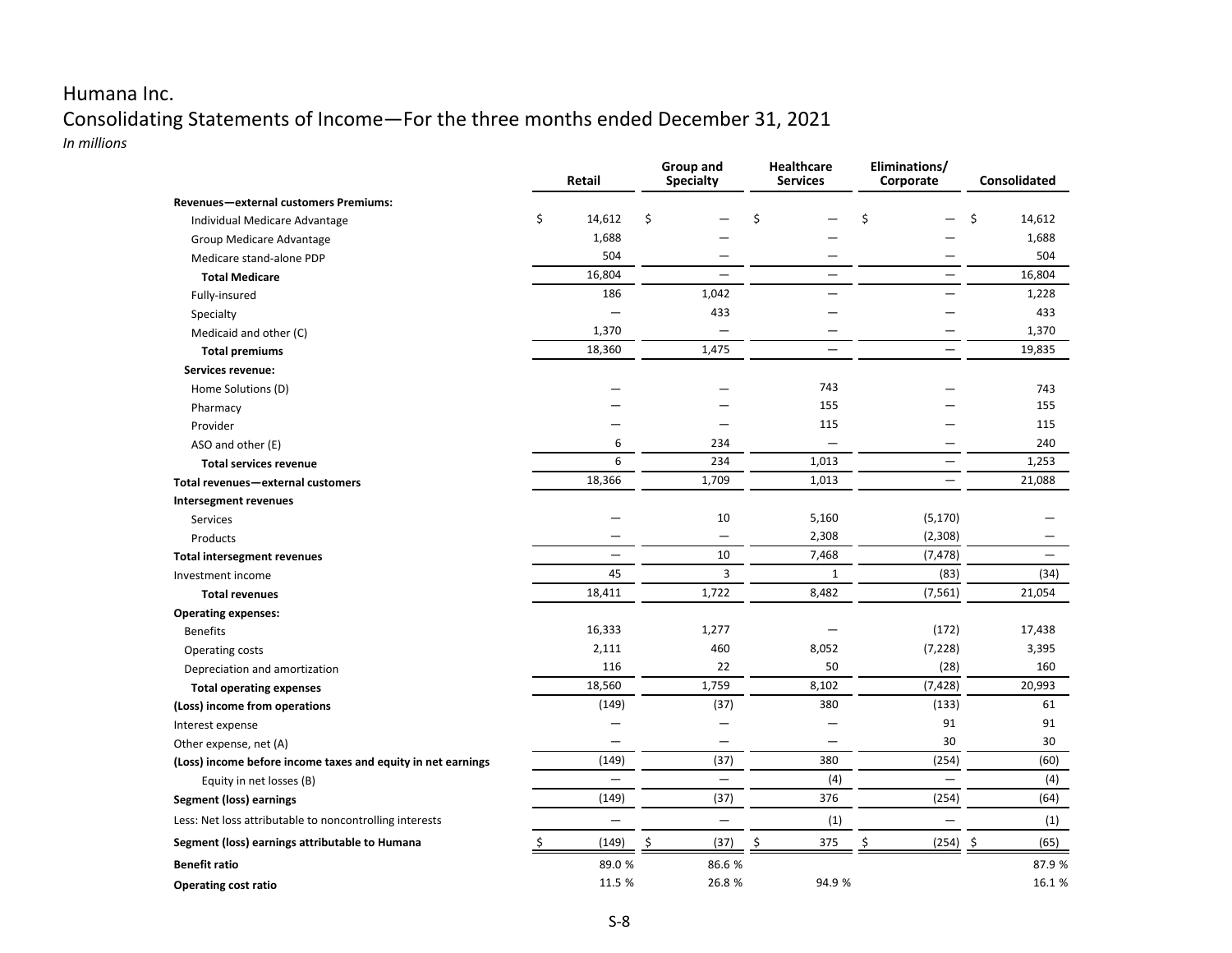# Humana Inc.

## Consolidating Statements of Income—For the three months ended December 31, 2021

*In millions*

| | Retail | Group and Specialty | Healthcare Services | Eliminations/ Corporate | Consolidated |
|---|---|---|---|---|---|
| **Revenues—external customers Premiums:** | | | | | |
| Individual Medicare Advantage | $ 14,612 | $ — | $ — | $ — | $ 14,612 |
| Group Medicare Advantage | 1,688 | — | — | — | 1,688 |
| Medicare stand-alone PDP | 504 | — | — | — | 504 |
| **Total Medicare** | 16,804 | — | — | — | 16,804 |
| Fully-insured | 186 | 1,042 | — | — | 1,228 |
| Specialty | — | 433 | — | — | 433 |
| Medicaid and other (C) | 1,370 | — | — | — | 1,370 |
| **Total premiums** | 18,360 | 1,475 | — | — | 19,835 |
| **Services revenue:** | | | | | |
| Home Solutions (D) | — | — | 743 | — | 743 |
| Pharmacy | — | — | 155 | — | 155 |
| Provider | — | — | 115 | — | 115 |
| ASO and other (E) | 6 | 234 | — | — | 240 |
| **Total services revenue** | 6 | 234 | 1,013 | — | 1,253 |
| **Total revenues—external customers** | 18,366 | 1,709 | 1,013 | — | 21,088 |
| **Intersegment revenues** | | | | | |
| Services | — | 10 | 5,160 | (5,170) | — |
| Products | — | — | 2,308 | (2,308) | — |
| **Total intersegment revenues** | — | 10 | 7,468 | (7,478) | — |
| Investment income | 45 | 3 | 1 | (83) | (34) |
| **Total revenues** | 18,411 | 1,722 | 8,482 | (7,561) | 21,054 |
| **Operating expenses:** | | | | | |
| Benefits | 16,333 | 1,277 | — | (172) | 17,438 |
| Operating costs | 2,111 | 460 | 8,052 | (7,228) | 3,395 |
| Depreciation and amortization | 116 | 22 | 50 | (28) | 160 |
| **Total operating expenses** | 18,560 | 1,759 | 8,102 | (7,428) | 20,993 |
| **(Loss) income from operations** | (149) | (37) | 380 | (133) | 61 |
| Interest expense | — | — | — | 91 | 91 |
| Other expense, net (A) | — | — | — | 30 | 30 |
| **(Loss) income before income taxes and equity in net earnings** | (149) | (37) | 380 | (254) | (60) |
| Equity in net losses (B) | — | — | (4) | — | (4) |
| **Segment (loss) earnings** | (149) | (37) | 376 | (254) | (64) |
| Less: Net loss attributable to noncontrolling interests | — | — | (1) | — | (1) |
| **Segment (loss) earnings attributable to Humana** | $ (149) | $ (37) | $ 375 | $ (254) | $ (65) |
| **Benefit ratio** | 89.0 % | 86.6 % | | | 87.9 % |
| **Operating cost ratio** | 11.5 % | 26.8 % | 94.9 % | | 16.1 % |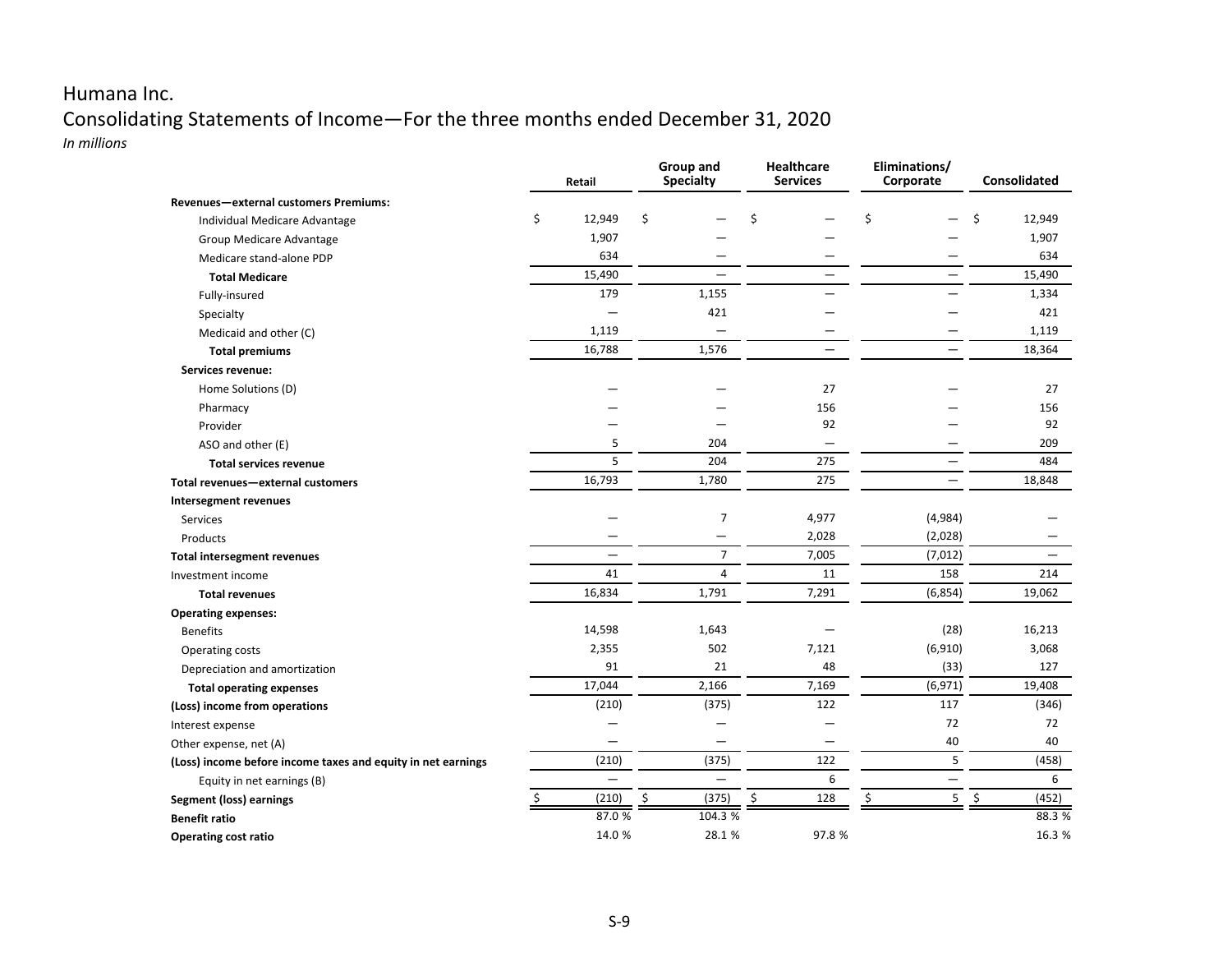# Humana Inc.

## Consolidating Statements of Income—For the three months ended December 31, 2020

*In millions*

| | Retail | Group and Specialty | Healthcare Services | Eliminations/ Corporate | Consolidated |
|---|---|---|---|---|---|
| **Revenues—external customers Premiums:** | | | | | |
| Individual Medicare Advantage | $ 12,949 | $ — | $ — | $ — | $ 12,949 |
| Group Medicare Advantage | 1,907 | — | — | — | 1,907 |
| Medicare stand-alone PDP | 634 | — | — | — | 634 |
| **Total Medicare** | 15,490 | — | — | — | 15,490 |
| Fully-insured | 179 | 1,155 | — | — | 1,334 |
| Specialty | — | 421 | — | — | 421 |
| Medicaid and other (C) | 1,119 | — | — | — | 1,119 |
| **Total premiums** | 16,788 | 1,576 | — | — | 18,364 |
| **Services revenue:** | | | | | |
| Home Solutions (D) | — | — | 27 | — | 27 |
| Pharmacy | — | — | 156 | — | 156 |
| Provider | — | — | 92 | — | 92 |
| ASO and other (E) | 5 | 204 | — | — | 209 |
| **Total services revenue** | 5 | 204 | 275 | — | 484 |
| **Total revenues—external customers** | 16,793 | 1,780 | 275 | — | 18,848 |
| **Intersegment revenues** | | | | | |
| Services | — | 7 | 4,977 | (4,984) | — |
| Products | — | — | 2,028 | (2,028) | — |
| **Total intersegment revenues** | — | 7 | 7,005 | (7,012) | — |
| Investment income | 41 | 4 | 11 | 158 | 214 |
| **Total revenues** | 16,834 | 1,791 | 7,291 | (6,854) | 19,062 |
| **Operating expenses:** | | | | | |
| Benefits | 14,598 | 1,643 | — | (28) | 16,213 |
| Operating costs | 2,355 | 502 | 7,121 | (6,910) | 3,068 |
| Depreciation and amortization | 91 | 21 | 48 | (33) | 127 |
| **Total operating expenses** | 17,044 | 2,166 | 7,169 | (6,971) | 19,408 |
| **(Loss) income from operations** | (210) | (375) | 122 | 117 | (346) |
| Interest expense | — | — | — | 72 | 72 |
| Other expense, net (A) | — | — | — | 40 | 40 |
| **(Loss) income before income taxes and equity in net earnings** | (210) | (375) | 122 | 5 | (458) |
| Equity in net earnings (B) | — | — | 6 | — | 6 |
| **Segment (loss) earnings** | $ (210) | $ (375) | $ 128 | $ 5 | $ (452) |
| **Benefit ratio** | 87.0 % | 104.3 % | | | 88.3 % |
| **Operating cost ratio** | 14.0 % | 28.1 % | 97.8 % | | 16.3 % |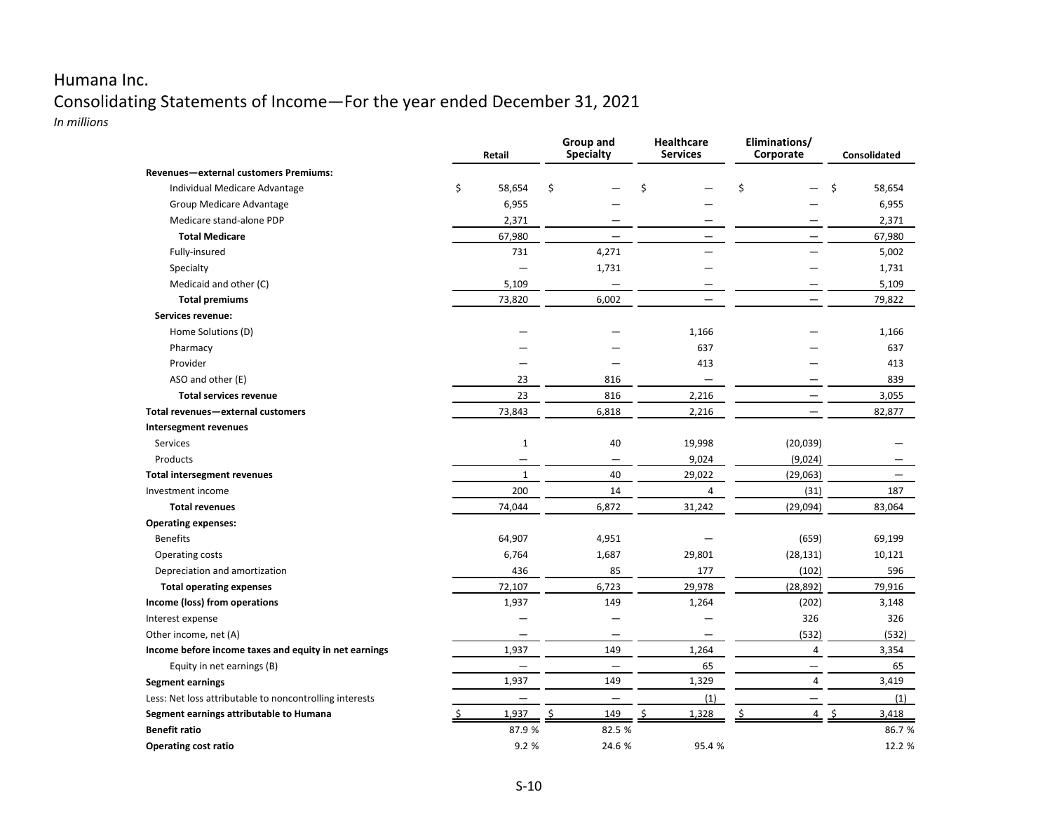# Humana Inc.

## Consolidating Statements of Income—For the year ended December 31, 2021

*In millions*

| | Retail | Group and Specialty | Healthcare Services | Eliminations/ Corporate | Consolidated |
|---|---|---|---|---|---|
| **Revenues—external customers Premiums:** | | | | | |
| Individual Medicare Advantage | $ 58,654 | $ — | $ — | $ — | $ 58,654 |
| Group Medicare Advantage | 6,955 | — | — | — | 6,955 |
| Medicare stand-alone PDP | 2,371 | — | — | — | 2,371 |
| **Total Medicare** | 67,980 | — | — | — | 67,980 |
| Fully-insured | 731 | 4,271 | — | — | 5,002 |
| Specialty | — | 1,731 | — | — | 1,731 |
| Medicaid and other (C) | 5,109 | — | — | — | 5,109 |
| **Total premiums** | 73,820 | 6,002 | — | — | 79,822 |
| **Services revenue:** | | | | | |
| Home Solutions (D) | — | — | 1,166 | — | 1,166 |
| Pharmacy | — | — | 637 | — | 637 |
| Provider | — | — | 413 | — | 413 |
| ASO and other (E) | 23 | 816 | — | — | 839 |
| **Total services revenue** | 23 | 816 | 2,216 | — | 3,055 |
| **Total revenues—external customers** | 73,843 | 6,818 | 2,216 | — | 82,877 |
| **Intersegment revenues** | | | | | |
| Services | 1 | 40 | 19,998 | (20,039) | — |
| Products | — | — | 9,024 | (9,024) | — |
| **Total intersegment revenues** | 1 | 40 | 29,022 | (29,063) | — |
| Investment income | 200 | 14 | 4 | (31) | 187 |
| **Total revenues** | 74,044 | 6,872 | 31,242 | (29,094) | 83,064 |
| **Operating expenses:** | | | | | |
| Benefits | 64,907 | 4,951 | — | (659) | 69,199 |
| Operating costs | 6,764 | 1,687 | 29,801 | (28,131) | 10,121 |
| Depreciation and amortization | 436 | 85 | 177 | (102) | 596 |
| **Total operating expenses** | 72,107 | 6,723 | 29,978 | (28,892) | 79,916 |
| **Income (loss) from operations** | 1,937 | 149 | 1,264 | (202) | 3,148 |
| Interest expense | — | — | — | 326 | 326 |
| Other income, net (A) | — | — | — | (532) | (532) |
| **Income before income taxes and equity in net earnings** | 1,937 | 149 | 1,264 | 4 | 3,354 |
| Equity in net earnings (B) | — | — | 65 | — | 65 |
| **Segment earnings** | 1,937 | 149 | 1,329 | 4 | 3,419 |
| Less: Net loss attributable to noncontrolling interests | — | — | (1) | — | (1) |
| **Segment earnings attributable to Humana** | $ 1,937 | $ 149 | $ 1,328 | $ 4 | $ 3,418 |
| **Benefit ratio** | 87.9 % | 82.5 % | | | 86.7 % |
| **Operating cost ratio** | 9.2 % | 24.6 % | 95.4 % | | 12.2 % |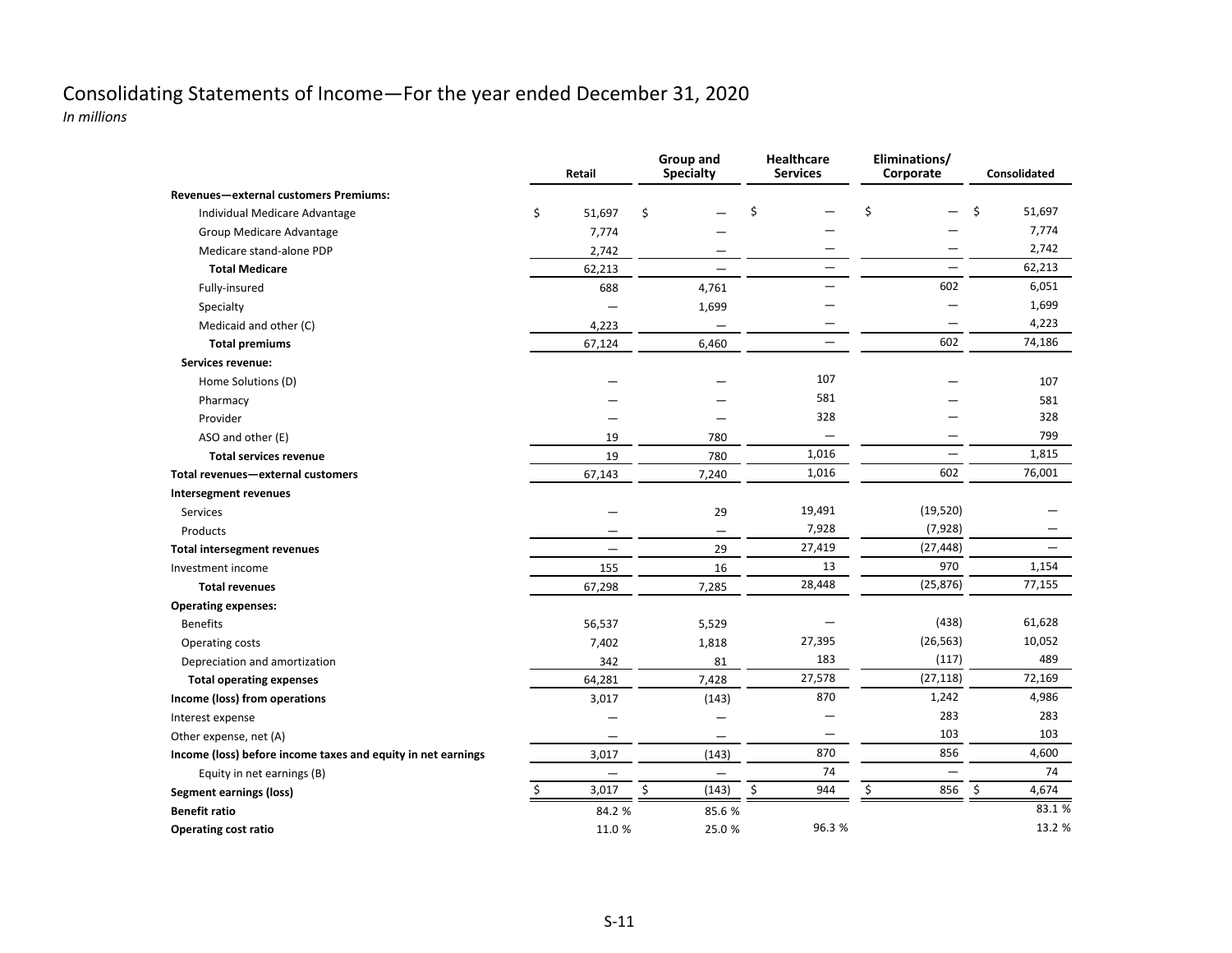# Consolidating Statements of Income—For the year ended December 31, 2020

*In millions*

| | Retail | Group and Specialty | Healthcare Services | Eliminations/ Corporate | Consolidated |
|---|---|---|---|---|---|
| **Revenues—external customers Premiums:** | | | | | |
| Individual Medicare Advantage | $ 51,697 | $ — | $ — | $ — | $ 51,697 |
| Group Medicare Advantage | 7,774 | — | — | — | 7,774 |
| Medicare stand-alone PDP | 2,742 | — | — | — | 2,742 |
| **Total Medicare** | 62,213 | — | — | — | 62,213 |
| Fully-insured | 688 | 4,761 | — | 602 | 6,051 |
| Specialty | — | 1,699 | — | — | 1,699 |
| Medicaid and other (C) | 4,223 | — | — | — | 4,223 |
| **Total premiums** | 67,124 | 6,460 | — | 602 | 74,186 |
| **Services revenue:** | | | | | |
| Home Solutions (D) | — | — | 107 | — | 107 |
| Pharmacy | — | — | 581 | — | 581 |
| Provider | — | — | 328 | — | 328 |
| ASO and other (E) | 19 | 780 | — | — | 799 |
| **Total services revenue** | 19 | 780 | 1,016 | — | 1,815 |
| **Total revenues—external customers** | 67,143 | 7,240 | 1,016 | 602 | 76,001 |
| **Intersegment revenues** | | | | | |
| Services | — | 29 | 19,491 | (19,520) | — |
| Products | — | — | 7,928 | (7,928) | — |
| **Total intersegment revenues** | — | 29 | 27,419 | (27,448) | — |
| Investment income | 155 | 16 | 13 | 970 | 1,154 |
| **Total revenues** | 67,298 | 7,285 | 28,448 | (25,876) | 77,155 |
| **Operating expenses:** | | | | | |
| Benefits | 56,537 | 5,529 | — | (438) | 61,628 |
| Operating costs | 7,402 | 1,818 | 27,395 | (26,563) | 10,052 |
| Depreciation and amortization | 342 | 81 | 183 | (117) | 489 |
| **Total operating expenses** | 64,281 | 7,428 | 27,578 | (27,118) | 72,169 |
| **Income (loss) from operations** | 3,017 | (143) | 870 | 1,242 | 4,986 |
| Interest expense | — | — | — | 283 | 283 |
| Other expense, net (A) | — | — | — | 103 | 103 |
| **Income (loss) before income taxes and equity in net earnings** | 3,017 | (143) | 870 | 856 | 4,600 |
| Equity in net earnings (B) | — | — | 74 | — | 74 |
| **Segment earnings (loss)** | $ 3,017 | $ (143) | $ 944 | $ 856 | $ 4,674 |
| **Benefit ratio** | 84.2 % | 85.6 % | | | 83.1 % |
| **Operating cost ratio** | 11.0 % | 25.0 % | 96.3 % | | 13.2 % |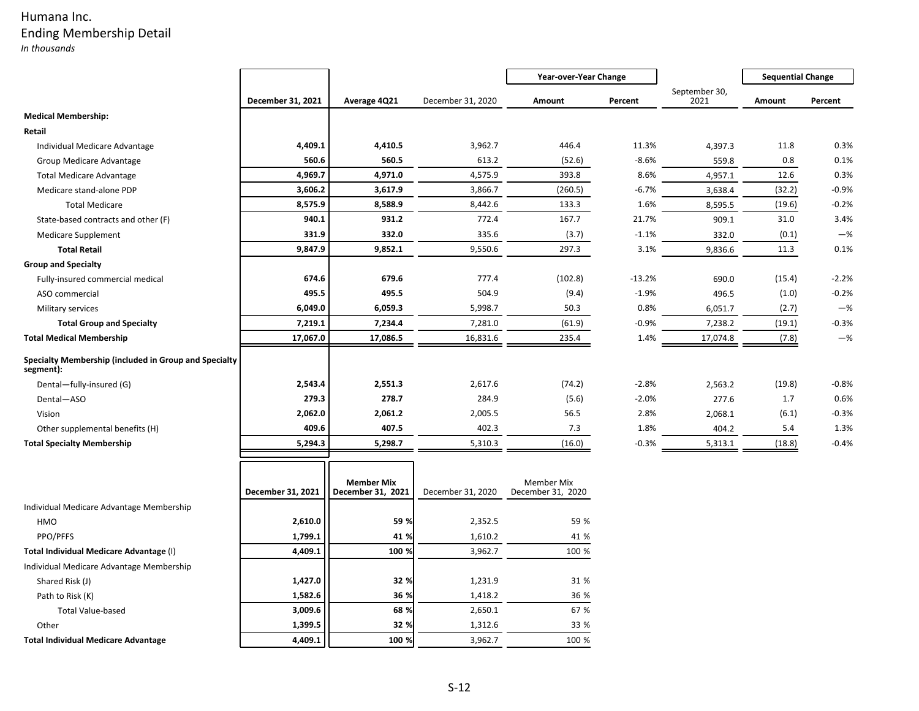# Humana Inc.

## Ending Membership Detail

*In thousands*

| | December 31, 2021 | Average 4Q21 | December 31, 2020 | Year-over-Year Change | | September 30, 2021 | Sequential Change | |
|---|---|---|---|---|---|---|---|---|
| | | | | Amount | Percent | | Amount | Percent |
| **Medical Membership:** | | | | | | | | |
| **Retail** | | | | | | | | |
| Individual Medicare Advantage | **4,409.1** | **4,410.5** | 3,962.7 | 446.4 | 11.3% | 4,397.3 | 11.8 | 0.3% |
| Group Medicare Advantage | **560.6** | **560.5** | 613.2 | (52.6) | -8.6% | 559.8 | 0.8 | 0.1% |
| Total Medicare Advantage | **4,969.7** | **4,971.0** | 4,575.9 | 393.8 | 8.6% | 4,957.1 | 12.6 | 0.3% |
| Medicare stand-alone PDP | **3,606.2** | **3,617.9** | 3,866.7 | (260.5) | -6.7% | 3,638.4 | (32.2) | -0.9% |
| Total Medicare | **8,575.9** | **8,588.9** | 8,442.6 | 133.3 | 1.6% | 8,595.5 | (19.6) | -0.2% |
| State-based contracts and other (F) | **940.1** | **931.2** | 772.4 | 167.7 | 21.7% | 909.1 | 31.0 | 3.4% |
| Medicare Supplement | **331.9** | **332.0** | 335.6 | (3.7) | -1.1% | 332.0 | (0.1) | —% |
| **Total Retail** | **9,847.9** | **9,852.1** | 9,550.6 | 297.3 | 3.1% | 9,836.6 | 11.3 | 0.1% |
| **Group and Specialty** | | | | | | | | |
| Fully-insured commercial medical | **674.6** | **679.6** | 777.4 | (102.8) | -13.2% | 690.0 | (15.4) | -2.2% |
| ASO commercial | **495.5** | **495.5** | 504.9 | (9.4) | -1.9% | 496.5 | (1.0) | -0.2% |
| Military services | **6,049.0** | **6,059.3** | 5,998.7 | 50.3 | 0.8% | 6,051.7 | (2.7) | —% |
| **Total Group and Specialty** | **7,219.1** | **7,234.4** | 7,281.0 | (61.9) | -0.9% | 7,238.2 | (19.1) | -0.3% |
| **Total Medical Membership** | **17,067.0** | **17,086.5** | 16,831.6 | 235.4 | 1.4% | 17,074.8 | (7.8) | —% |
| **Specialty Membership (included in Group and Specialty segment):** | | | | | | | | |
| Dental—fully-insured (G) | **2,543.4** | **2,551.3** | 2,617.6 | (74.2) | -2.8% | 2,563.2 | (19.8) | -0.8% |
| Dental—ASO | **279.3** | **278.7** | 284.9 | (5.6) | -2.0% | 277.6 | 1.7 | 0.6% |
| Vision | **2,062.0** | **2,061.2** | 2,005.5 | 56.5 | 2.8% | 2,068.1 | (6.1) | -0.3% |
| Other supplemental benefits (H) | **409.6** | **407.5** | 402.3 | 7.3 | 1.8% | 404.2 | 5.4 | 1.3% |
| **Total Specialty Membership** | **5,294.3** | **5,298.7** | 5,310.3 | (16.0) | -0.3% | 5,313.1 | (18.8) | -0.4% |

| | December 31, 2021 | Member Mix December 31, 2021 | December 31, 2020 | Member Mix December 31, 2020 |
|---|---|---|---|---|
| Individual Medicare Advantage Membership | | | | |
| HMO | **2,610.0** | **59 %** | 2,352.5 | 59 % |
| PPO/PFFS | **1,799.1** | **41 %** | 1,610.2 | 41 % |
| **Total Individual Medicare Advantage** (I) | **4,409.1** | **100 %** | 3,962.7 | 100 % |
| Individual Medicare Advantage Membership | | | | |
| Shared Risk (J) | **1,427.0** | **32 %** | 1,231.9 | 31 % |
| Path to Risk (K) | **1,582.6** | **36 %** | 1,418.2 | 36 % |
| Total Value-based | **3,009.6** | **68 %** | 2,650.1 | 67 % |
| Other | **1,399.5** | **32 %** | 1,312.6 | 33 % |
| **Total Individual Medicare Advantage** | **4,409.1** | **100 %** | 3,962.7 | 100 % |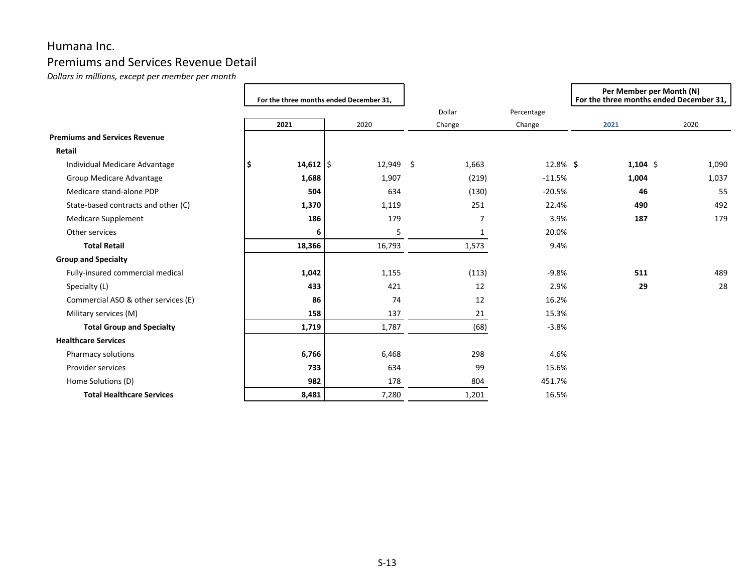# Humana Inc.

## Premiums and Services Revenue Detail

*Dollars in millions, except per member per month*

| | For the three months ended December 31, | | Dollar | Percentage | Per Member per Month (N) For the three months ended December 31, | |
|---|---|---|---|---|---|---|
| | **2021** | 2020 | Change | Change | **2021** | 2020 |
| **Premiums and Services Revenue** | | | | | | |
| **Retail** | | | | | | |
| Individual Medicare Advantage | **$ 14,612** | $ 12,949 | $ 1,663 | 12.8% | **$ 1,104** | $ 1,090 |
| Group Medicare Advantage | **1,688** | 1,907 | (219) | -11.5% | **1,004** | 1,037 |
| Medicare stand-alone PDP | **504** | 634 | (130) | -20.5% | **46** | 55 |
| State-based contracts and other (C) | **1,370** | 1,119 | 251 | 22.4% | **490** | 492 |
| Medicare Supplement | **186** | 179 | 7 | 3.9% | **187** | 179 |
| Other services | **6** | 5 | 1 | 20.0% | | |
| **Total Retail** | **18,366** | 16,793 | 1,573 | 9.4% | | |
| **Group and Specialty** | | | | | | |
| Fully-insured commercial medical | **1,042** | 1,155 | (113) | -9.8% | **511** | 489 |
| Specialty (L) | **433** | 421 | 12 | 2.9% | **29** | 28 |
| Commercial ASO & other services (E) | **86** | 74 | 12 | 16.2% | | |
| Military services (M) | **158** | 137 | 21 | 15.3% | | |
| **Total Group and Specialty** | **1,719** | 1,787 | (68) | -3.8% | | |
| **Healthcare Services** | | | | | | |
| Pharmacy solutions | **6,766** | 6,468 | 298 | 4.6% | | |
| Provider services | **733** | 634 | 99 | 15.6% | | |
| Home Solutions (D) | **982** | 178 | 804 | 451.7% | | |
| **Total Healthcare Services** | **8,481** | 7,280 | 1,201 | 16.5% | | |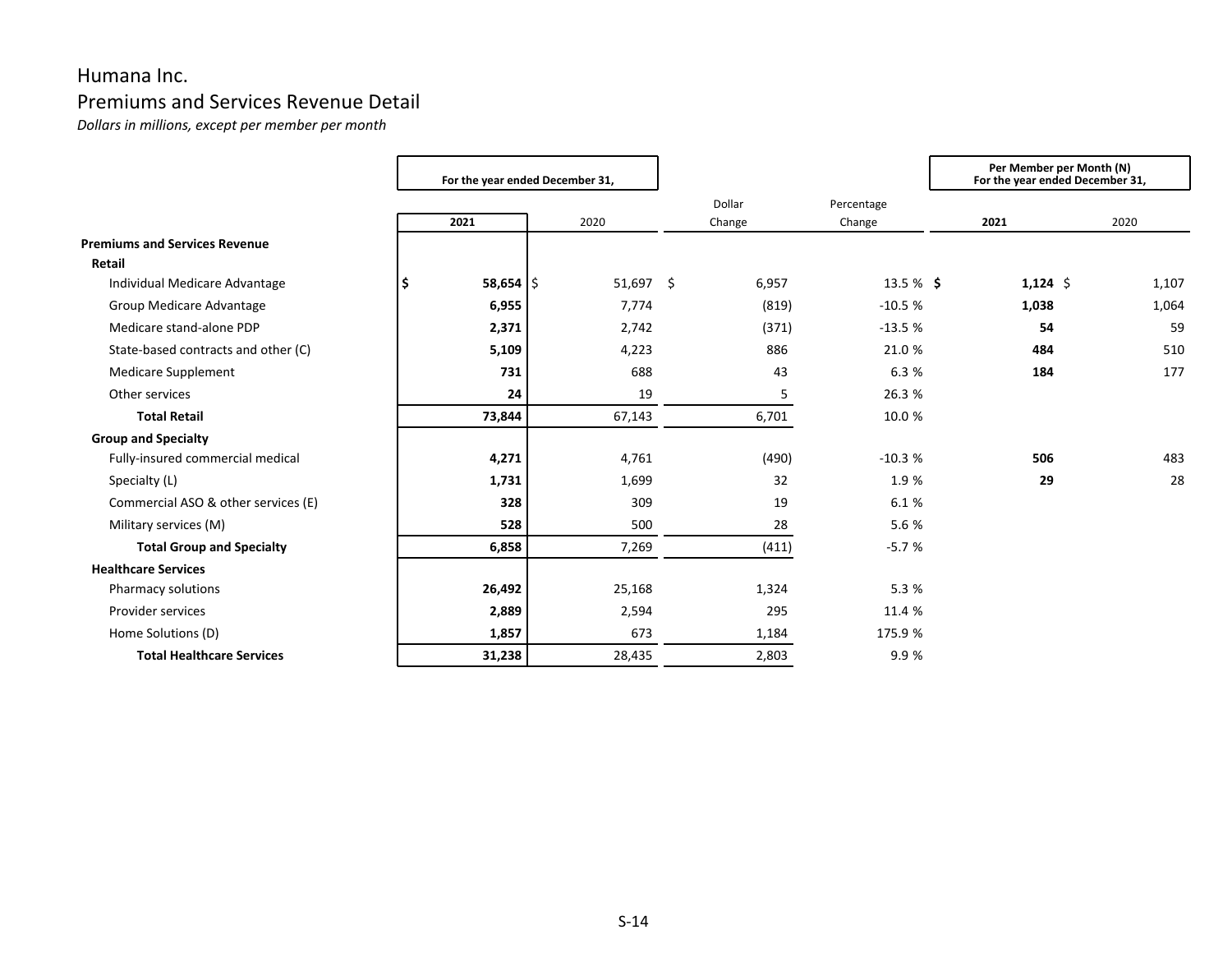# Humana Inc.

## Premiums and Services Revenue Detail

*Dollars in millions, except per member per month*

| | For the year ended December 31, | | Dollar | Percentage | Per Member per Month (N) For the year ended December 31, | |
|---|---|---|---|---|---|---|
| | **2021** | 2020 | Change | Change | **2021** | 2020 |
| **Premiums and Services Revenue** | | | | | | |
| **Retail** | | | | | | |
| Individual Medicare Advantage | **$ 58,654** | $ 51,697 | $ 6,957 | 13.5 % | **$ 1,124** | $ 1,107 |
| Group Medicare Advantage | **6,955** | 7,774 | (819) | -10.5 % | **1,038** | 1,064 |
| Medicare stand-alone PDP | **2,371** | 2,742 | (371) | -13.5 % | **54** | 59 |
| State-based contracts and other (C) | **5,109** | 4,223 | 886 | 21.0 % | **484** | 510 |
| Medicare Supplement | **731** | 688 | 43 | 6.3 % | **184** | 177 |
| Other services | **24** | 19 | 5 | 26.3 % | | |
| **Total Retail** | **73,844** | 67,143 | 6,701 | 10.0 % | | |
| **Group and Specialty** | | | | | | |
| Fully-insured commercial medical | **4,271** | 4,761 | (490) | -10.3 % | **506** | 483 |
| Specialty (L) | **1,731** | 1,699 | 32 | 1.9 % | **29** | 28 |
| Commercial ASO & other services (E) | **328** | 309 | 19 | 6.1 % | | |
| Military services (M) | **528** | 500 | 28 | 5.6 % | | |
| **Total Group and Specialty** | **6,858** | 7,269 | (411) | -5.7 % | | |
| **Healthcare Services** | | | | | | |
| Pharmacy solutions | **26,492** | 25,168 | 1,324 | 5.3 % | | |
| Provider services | **2,889** | 2,594 | 295 | 11.4 % | | |
| Home Solutions (D) | **1,857** | 673 | 1,184 | 175.9 % | | |
| **Total Healthcare Services** | **31,238** | 28,435 | 2,803 | 9.9 % | | |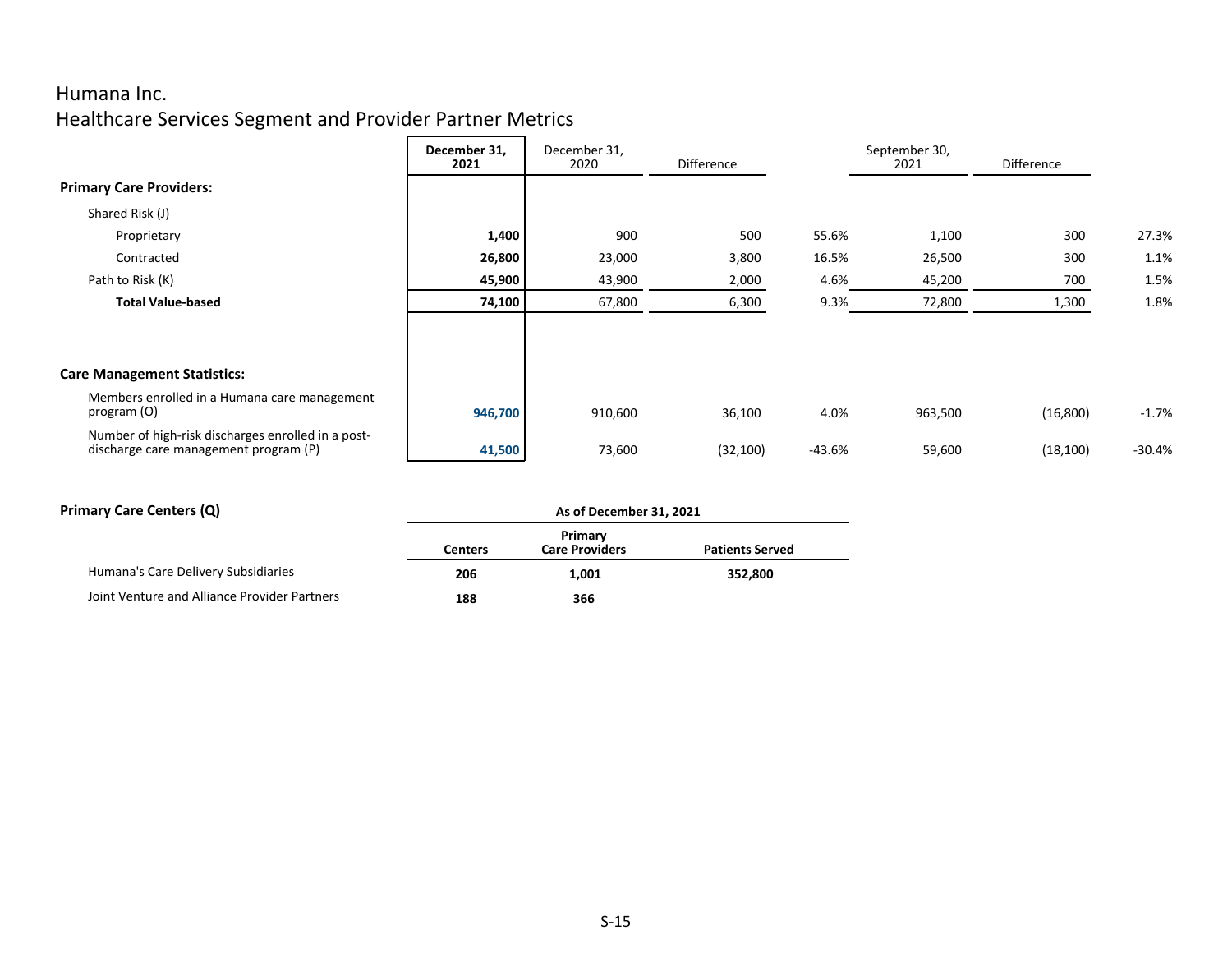# Humana Inc.

## Healthcare Services Segment and Provider Partner Metrics

| | December 31, 2021 | December 31, 2020 | Difference | | September 30, 2021 | Difference | |
|---|---|---|---|---|---|---|---|
| **Primary Care Providers:** | | | | | | | |
| Shared Risk (J) | | | | | | | |
| Proprietary | **1,400** | 900 | 500 | 55.6% | 1,100 | 300 | 27.3% |
| Contracted | **26,800** | 23,000 | 3,800 | 16.5% | 26,500 | 300 | 1.1% |
| Path to Risk (K) | **45,900** | 43,900 | 2,000 | 4.6% | 45,200 | 700 | 1.5% |
| **Total Value-based** | **74,100** | 67,800 | 6,300 | 9.3% | 72,800 | 1,300 | 1.8% |
| **Care Management Statistics:** | | | | | | | |
| Members enrolled in a Humana care management program (O) | **946,700** | 910,600 | 36,100 | 4.0% | 963,500 | (16,800) | -1.7% |
| Number of high-risk discharges enrolled in a post-discharge care management program (P) | **41,500** | 73,600 | (32,100) | -43.6% | 59,600 | (18,100) | -30.4% |

**Primary Care Centers (Q)**

| | As of December 31, 2021 | | |
|---|---|---|---|
| | Centers | Primary Care Providers | Patients Served |
| Humana's Care Delivery Subsidiaries | **206** | **1,001** | **352,800** |
| Joint Venture and Alliance Provider Partners | **188** | **366** | |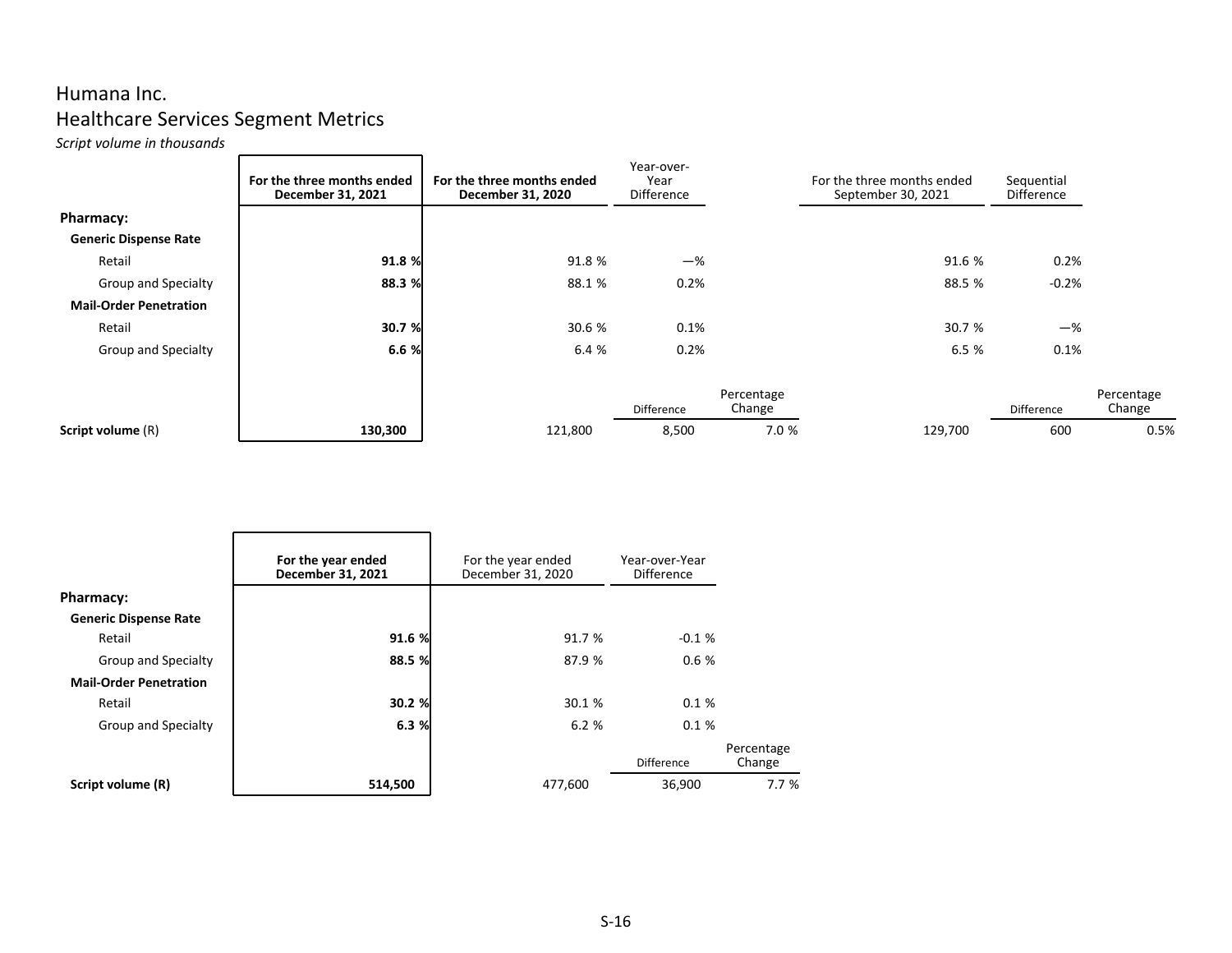# Humana Inc.

## Healthcare Services Segment Metrics

*Script volume in thousands*

| | For the three months ended December 31, 2021 | For the three months ended December 31, 2020 | Year-over-Year Difference | | For the three months ended September 30, 2021 | Sequential Difference | |
|---|---|---|---|---|---|---|---|
| **Pharmacy:** | | | | | | | |
| **Generic Dispense Rate** | | | | | | | |
| Retail | **91.8 %** | 91.8 % | —% | | 91.6 % | 0.2% | |
| Group and Specialty | **88.3 %** | 88.1 % | 0.2% | | 88.5 % | -0.2% | |
| **Mail-Order Penetration** | | | | | | | |
| Retail | **30.7 %** | 30.6 % | 0.1% | | 30.7 % | —% | |
| Group and Specialty | **6.6 %** | 6.4 % | 0.2% | | 6.5 % | 0.1% | |
| | | | Difference | Percentage Change | | Difference | Percentage Change |
| **Script volume** (R) | **130,300** | 121,800 | 8,500 | 7.0 % | 129,700 | 600 | 0.5% |

| | For the year ended December 31, 2021 | For the year ended December 31, 2020 | Year-over-Year Difference | |
|---|---|---|---|---|
| **Pharmacy:** | | | | |
| **Generic Dispense Rate** | | | | |
| Retail | **91.6 %** | 91.7 % | -0.1 % | |
| Group and Specialty | **88.5 %** | 87.9 % | 0.6 % | |
| **Mail-Order Penetration** | | | | |
| Retail | **30.2 %** | 30.1 % | 0.1 % | |
| Group and Specialty | **6.3 %** | 6.2 % | 0.1 % | |
| | | | Difference | Percentage Change |
| **Script volume (R)** | **514,500** | 477,600 | 36,900 | 7.7 % |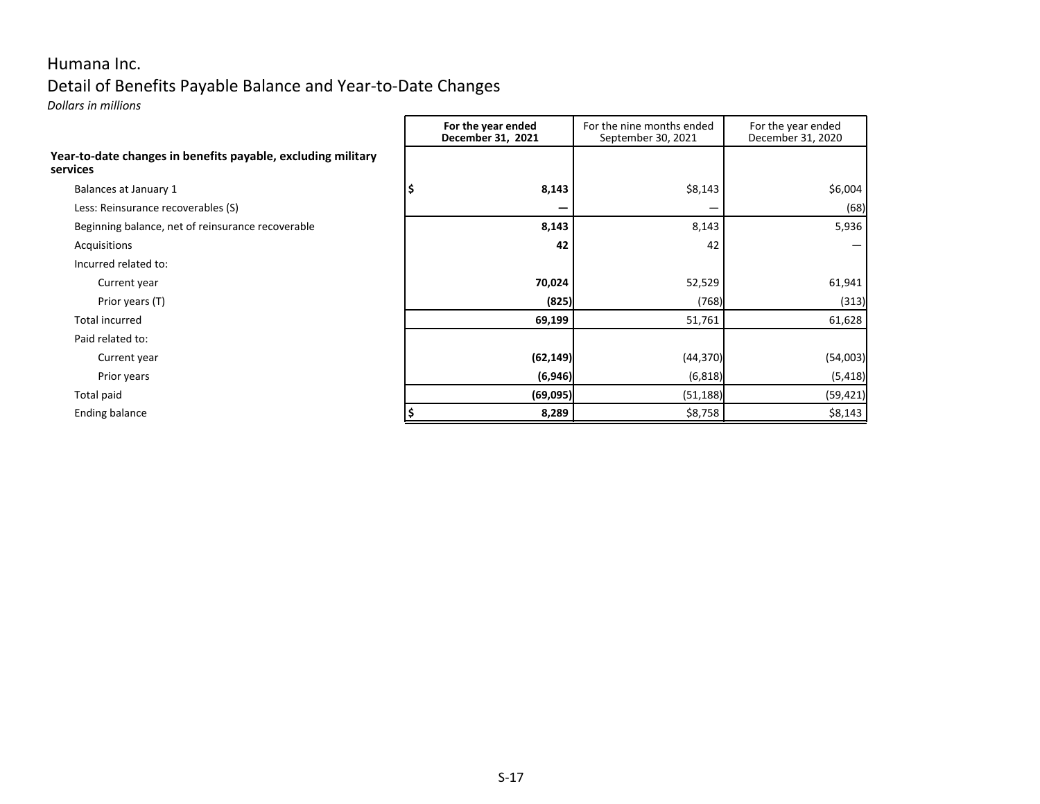Humana Inc.

Detail of Benefits Payable Balance and Year-to-Date Changes

*Dollars in millions*

| | **For the year ended December 31, 2021** | For the nine months ended September 30, 2021 | For the year ended December 31, 2020 |
|---|---|---|---|
| **Year-to-date changes in benefits payable, excluding military services** | | | |
| Balances at January 1 | **$ 8,143** | $8,143 | $6,004 |
| Less: Reinsurance recoverables (S) | **—** | — | (68) |
| Beginning balance, net of reinsurance recoverable | **8,143** | 8,143 | 5,936 |
| Acquisitions | **42** | 42 | — |
| Incurred related to: | | | |
| Current year | **70,024** | 52,529 | 61,941 |
| Prior years (T) | **(825)** | (768) | (313) |
| Total incurred | **69,199** | 51,761 | 61,628 |
| Paid related to: | | | |
| Current year | **(62,149)** | (44,370) | (54,003) |
| Prior years | **(6,946)** | (6,818) | (5,418) |
| Total paid | **(69,095)** | (51,188) | (59,421) |
| Ending balance | **$ 8,289** | $8,758 | $8,143 |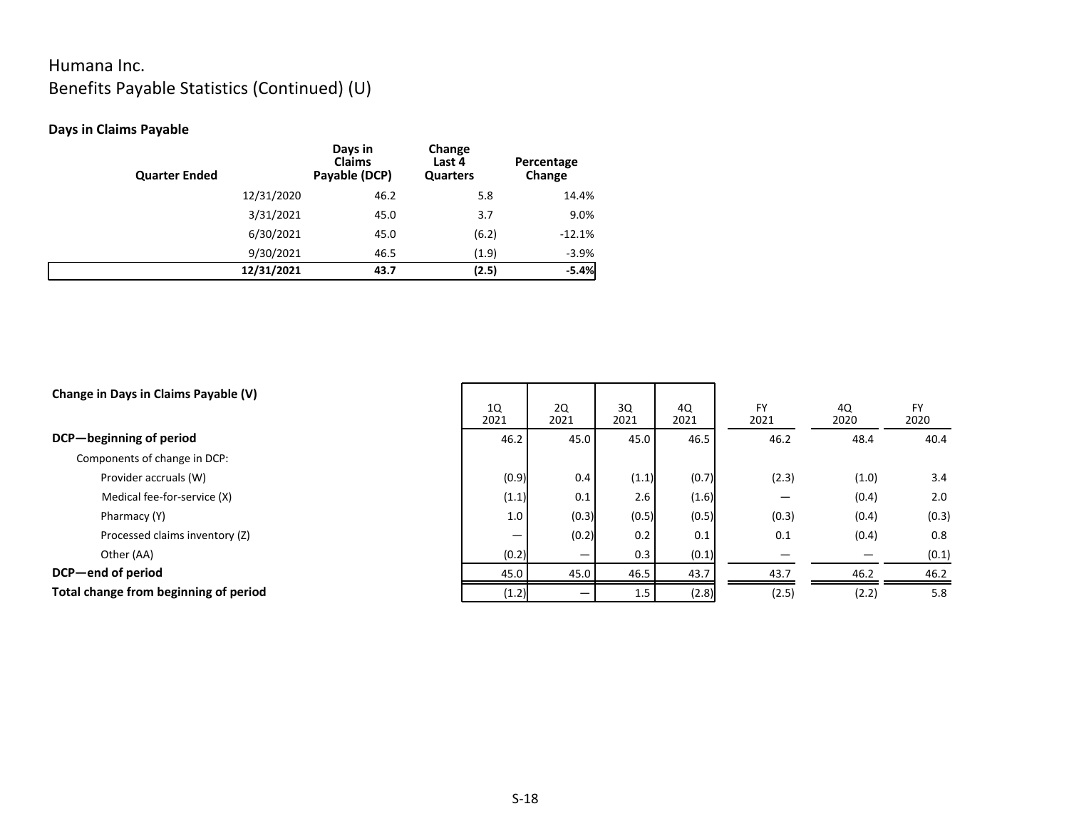Humana Inc.

Benefits Payable Statistics (Continued) (U)

**Days in Claims Payable**

| Quarter Ended | Days in Claims Payable (DCP) | Change Last 4 Quarters | Percentage Change |
|---|---|---|---|
| 12/31/2020 | 46.2 | 5.8 | 14.4% |
| 3/31/2021 | 45.0 | 3.7 | 9.0% |
| 6/30/2021 | 45.0 | (6.2) | -12.1% |
| 9/30/2021 | 46.5 | (1.9) | -3.9% |
| **12/31/2021** | **43.7** | **(2.5)** | **-5.4%** |

**Change in Days in Claims Payable (V)**

| | 1Q 2021 | 2Q 2021 | 3Q 2021 | 4Q 2021 | FY 2021 | 4Q 2020 | FY 2020 |
|---|---|---|---|---|---|---|---|
| **DCP—beginning of period** | 46.2 | 45.0 | 45.0 | 46.5 | 46.2 | 48.4 | 40.4 |
| Components of change in DCP: | | | | | | | |
| Provider accruals (W) | (0.9) | 0.4 | (1.1) | (0.7) | (2.3) | (1.0) | 3.4 |
| Medical fee-for-service (X) | (1.1) | 0.1 | 2.6 | (1.6) | — | (0.4) | 2.0 |
| Pharmacy (Y) | 1.0 | (0.3) | (0.5) | (0.5) | (0.3) | (0.4) | (0.3) |
| Processed claims inventory (Z) | — | (0.2) | 0.2 | 0.1 | 0.1 | (0.4) | 0.8 |
| Other (AA) | (0.2) | — | 0.3 | (0.1) | — | — | (0.1) |
| **DCP—end of period** | 45.0 | 45.0 | 46.5 | 43.7 | 43.7 | 46.2 | 46.2 |
| **Total change from beginning of period** | (1.2) | — | 1.5 | (2.8) | (2.5) | (2.2) | 5.8 |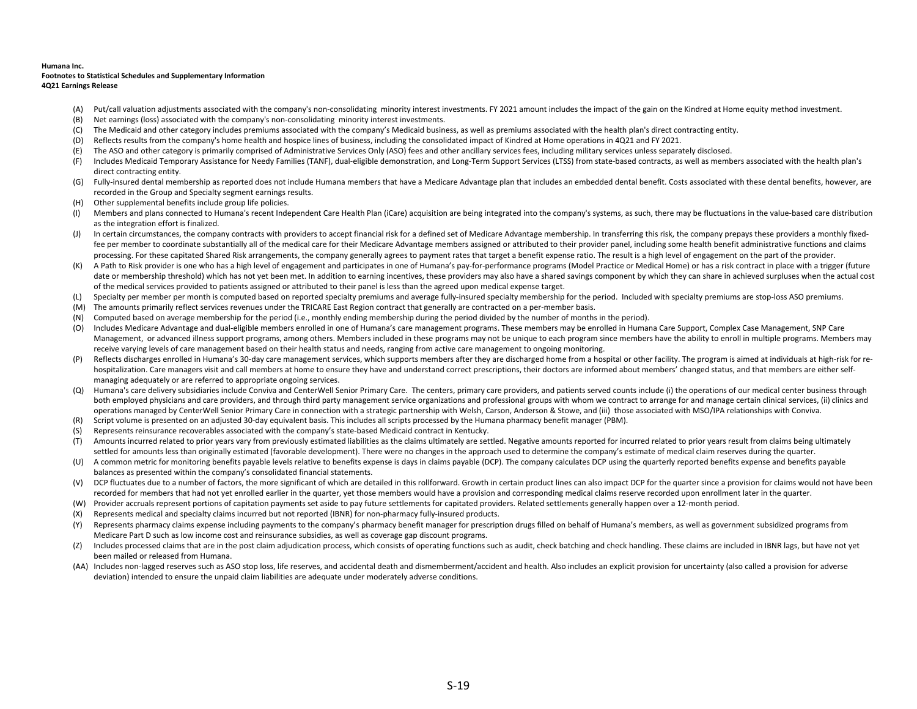**Humana Inc.**
**Footnotes to Statistical Schedules and Supplementary Information**
**4Q21 Earnings Release**

(A) Put/call valuation adjustments associated with the company's non-consolidating minority interest investments. FY 2021 amount includes the impact of the gain on the Kindred at Home equity method investment.

(B) Net earnings (loss) associated with the company's non-consolidating minority interest investments.

(C) The Medicaid and other category includes premiums associated with the company's Medicaid business, as well as premiums associated with the health plan's direct contracting entity.

(D) Reflects results from the company's home health and hospice lines of business, including the consolidated impact of Kindred at Home operations in 4Q21 and FY 2021.

(E) The ASO and other category is primarily comprised of Administrative Services Only (ASO) fees and other ancillary services fees, including military services unless separately disclosed.

(F) Includes Medicaid Temporary Assistance for Needy Families (TANF), dual-eligible demonstration, and Long-Term Support Services (LTSS) from state-based contracts, as well as members associated with the health plan's direct contracting entity.

(G) Fully-insured dental membership as reported does not include Humana members that have a Medicare Advantage plan that includes an embedded dental benefit. Costs associated with these dental benefits, however, are recorded in the Group and Specialty segment earnings results.

(H) Other supplemental benefits include group life policies.

(I) Members and plans connected to Humana's recent Independent Care Health Plan (iCare) acquisition are being integrated into the company's systems, as such, there may be fluctuations in the value-based care distribution as the integration effort is finalized.

(J) In certain circumstances, the company contracts with providers to accept financial risk for a defined set of Medicare Advantage membership. In transferring this risk, the company prepays these providers a monthly fixed-fee per member to coordinate substantially all of the medical care for their Medicare Advantage members assigned or attributed to their provider panel, including some health benefit administrative functions and claims processing. For these capitated Shared Risk arrangements, the company generally agrees to payment rates that target a benefit expense ratio. The result is a high level of engagement on the part of the provider.

(K) A Path to Risk provider is one who has a high level of engagement and participates in one of Humana's pay-for-performance programs (Model Practice or Medical Home) or has a risk contract in place with a trigger (future date or membership threshold) which has not yet been met. In addition to earning incentives, these providers may also have a shared savings component by which they can share in achieved surpluses when the actual cost of the medical services provided to patients assigned or attributed to their panel is less than the agreed upon medical expense target.

(L) Specialty per member per month is computed based on reported specialty premiums and average fully-insured specialty membership for the period. Included with specialty premiums are stop-loss ASO premiums.

(M) The amounts primarily reflect services revenues under the TRICARE East Region contract that generally are contracted on a per-member basis.

(N) Computed based on average membership for the period (i.e., monthly ending membership during the period divided by the number of months in the period).

(O) Includes Medicare Advantage and dual-eligible members enrolled in one of Humana's care management programs. These members may be enrolled in Humana Care Support, Complex Case Management, SNP Care Management, or advanced illness support programs, among others. Members included in these programs may not be unique to each program since members have the ability to enroll in multiple programs. Members may receive varying levels of care management based on their health status and needs, ranging from active care management to ongoing monitoring.

(P) Reflects discharges enrolled in Humana's 30-day care management services, which supports members after they are discharged home from a hospital or other facility. The program is aimed at individuals at high-risk for re-hospitalization. Care managers visit and call members at home to ensure they have and understand correct prescriptions, their doctors are informed about members' changed status, and that members are either self-managing adequately or are referred to appropriate ongoing services.

(Q) Humana's care delivery subsidiaries include Conviva and CenterWell Senior Primary Care. The centers, primary care providers, and patients served counts include (i) the operations of our medical center business through both employed physicians and care providers, and through third party management service organizations and professional groups with whom we contract to arrange for and manage certain clinical services, (ii) clinics and operations managed by CenterWell Senior Primary Care in connection with a strategic partnership with Welsh, Carson, Anderson & Stowe, and (iii) those associated with MSO/IPA relationships with Conviva.

(R) Script volume is presented on an adjusted 30-day equivalent basis. This includes all scripts processed by the Humana pharmacy benefit manager (PBM).

(S) Represents reinsurance recoverables associated with the company's state-based Medicaid contract in Kentucky.

(T) Amounts incurred related to prior years vary from previously estimated liabilities as the claims ultimately are settled. Negative amounts reported for incurred related to prior years result from claims being ultimately settled for amounts less than originally estimated (favorable development). There were no changes in the approach used to determine the company's estimate of medical claim reserves during the quarter.

(U) A common metric for monitoring benefits payable levels relative to benefits expense is days in claims payable (DCP). The company calculates DCP using the quarterly reported benefits expense and benefits payable balances as presented within the company's consolidated financial statements.

(V) DCP fluctuates due to a number of factors, the more significant of which are detailed in this rollforward. Growth in certain product lines can also impact DCP for the quarter since a provision for claims would not have been recorded for members that had not yet enrolled earlier in the quarter, yet those members would have a provision and corresponding medical claims reserve recorded upon enrollment later in the quarter.

(W) Provider accruals represent portions of capitation payments set aside to pay future settlements for capitated providers. Related settlements generally happen over a 12-month period.

(X) Represents medical and specialty claims incurred but not reported (IBNR) for non-pharmacy fully-insured products.

(Y) Represents pharmacy claims expense including payments to the company's pharmacy benefit manager for prescription drugs filled on behalf of Humana's members, as well as government subsidized programs from Medicare Part D such as low income cost and reinsurance subsidies, as well as coverage gap discount programs.

(Z) Includes processed claims that are in the post claim adjudication process, which consists of operating functions such as audit, check batching and check handling. These claims are included in IBNR lags, but have not yet been mailed or released from Humana.

(AA) Includes non-lagged reserves such as ASO stop loss, life reserves, and accidental death and dismemberment/accident and health. Also includes an explicit provision for uncertainty (also called a provision for adverse deviation) intended to ensure the unpaid claim liabilities are adequate under moderately adverse conditions.